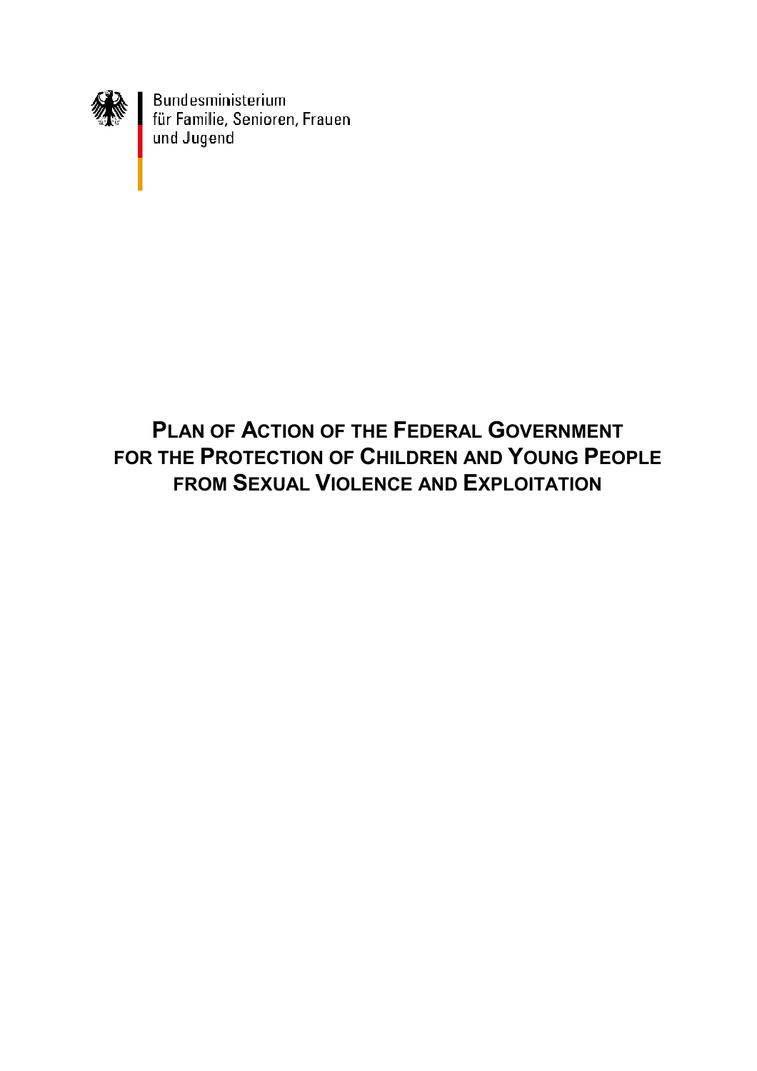Bundesministerium
für Familie, Senioren, Frauen
und Jugend

# PLAN OF ACTION OF THE FEDERAL GOVERNMENT FOR THE PROTECTION OF CHILDREN AND YOUNG PEOPLE FROM SEXUAL VIOLENCE AND EXPLOITATION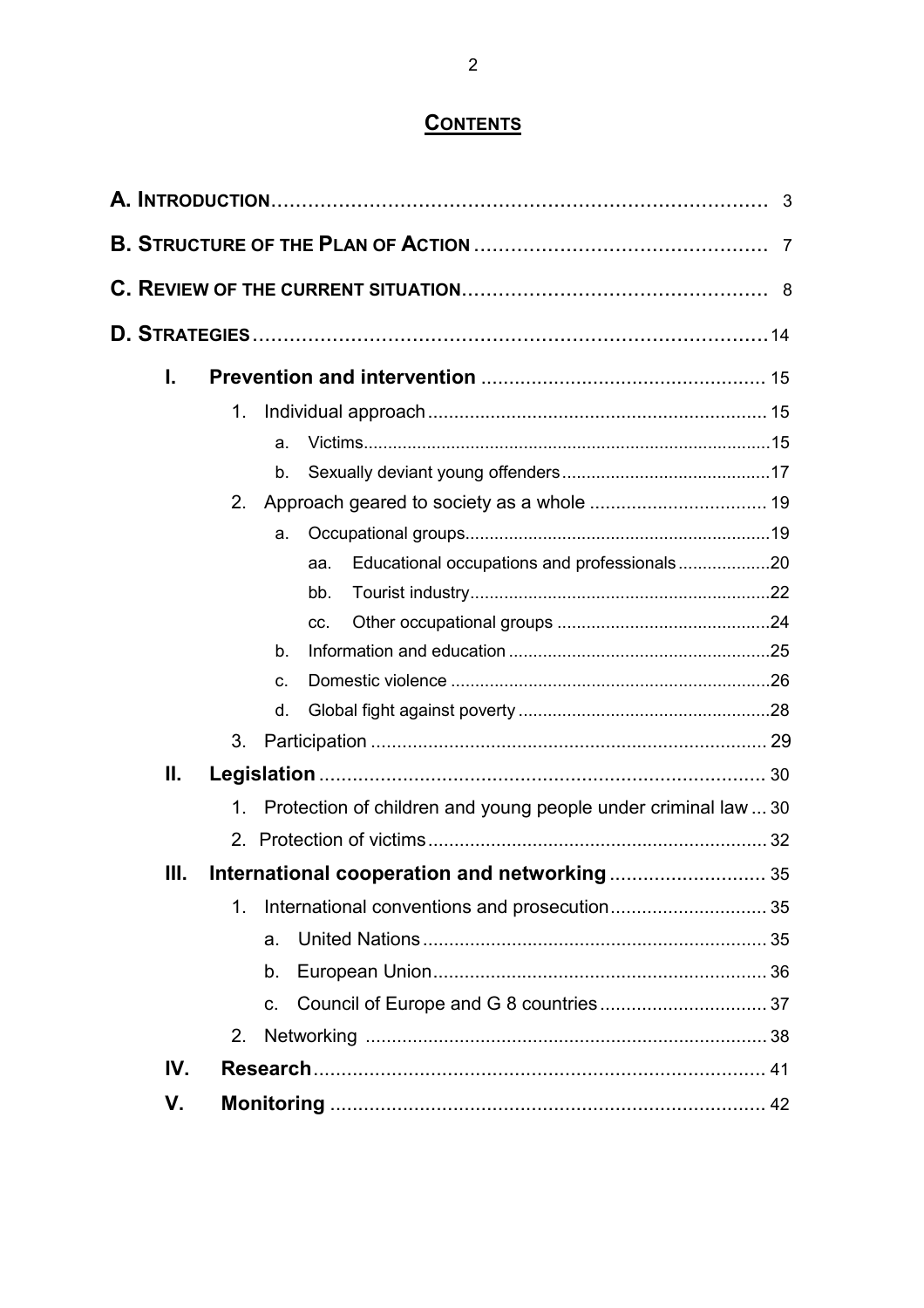# CONTENTS

**A. INTRODUCTION** ........ 3

**B. STRUCTURE OF THE PLAN OF ACTION** ........ 7

**C. REVIEW OF THE CURRENT SITUATION** ........ 8

**D. STRATEGIES** ........ 14

- **I. Prevention and intervention** ........ 15
  - 1. Individual approach ........ 15
    - a. Victims ........ 15
    - b. Sexually deviant young offenders ........ 17
  - 2. Approach geared to society as a whole ........ 19
    - a. Occupational groups ........ 19
      - aa. Educational occupations and professionals ........ 20
      - bb. Tourist industry ........ 22
      - cc. Other occupational groups ........ 24
    - b. Information and education ........ 25
    - c. Domestic violence ........ 26
    - d. Global fight against poverty ........ 28
  - 3. Participation ........ 29
- **II. Legislation** ........ 30
  - 1. Protection of children and young people under criminal law ........ 30
  - 2. Protection of victims ........ 32
- **III. International cooperation and networking** ........ 35
  - 1. International conventions and prosecution ........ 35
    - a. United Nations ........ 35
    - b. European Union ........ 36
    - c. Council of Europe and G 8 countries ........ 37
  - 2. Networking ........ 38
- **IV. Research** ........ 41
- **V. Monitoring** ........ 42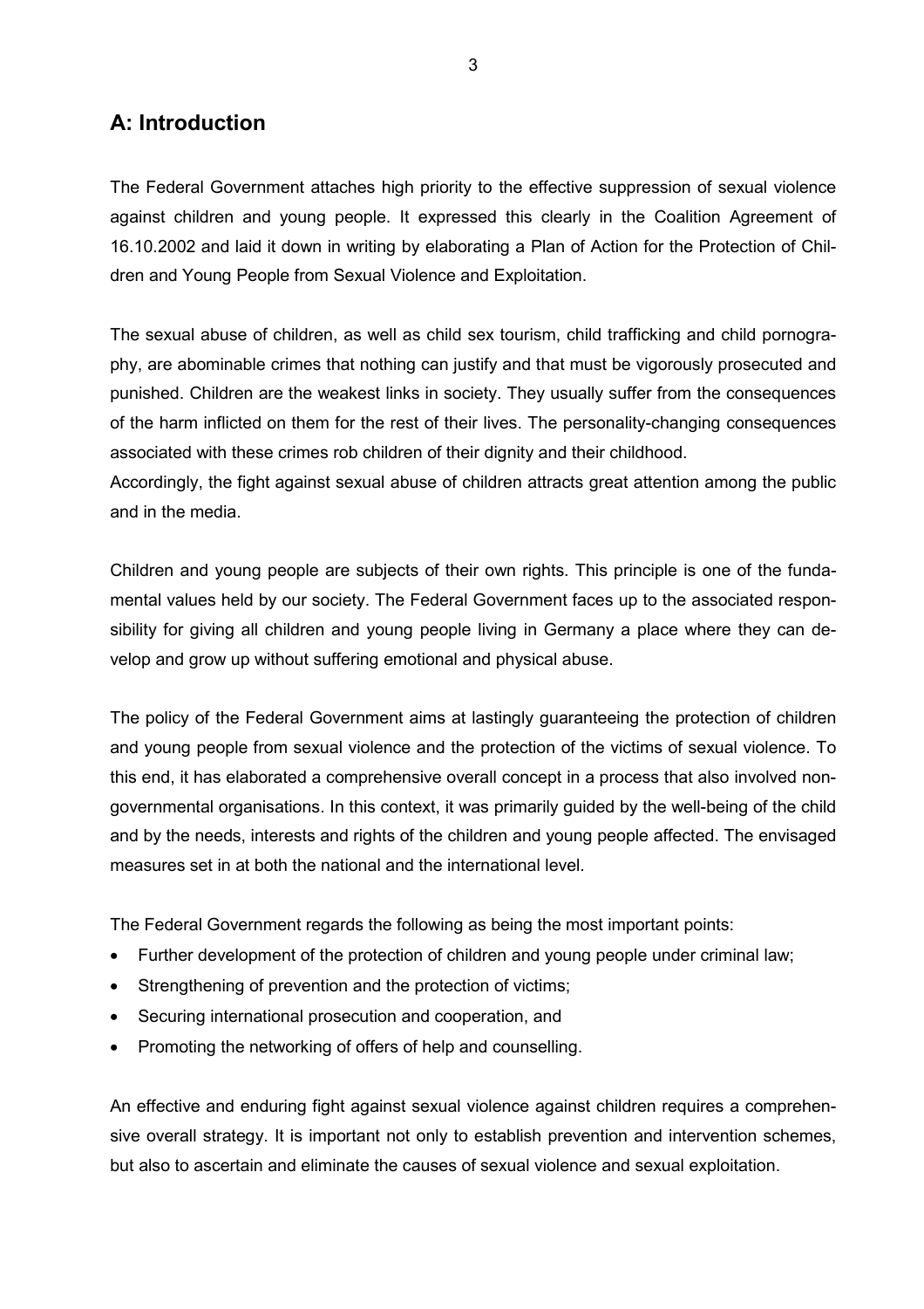## A: Introduction

The Federal Government attaches high priority to the effective suppression of sexual violence against children and young people. It expressed this clearly in the Coalition Agreement of 16.10.2002 and laid it down in writing by elaborating a Plan of Action for the Protection of Children and Young People from Sexual Violence and Exploitation.

The sexual abuse of children, as well as child sex tourism, child trafficking and child pornography, are abominable crimes that nothing can justify and that must be vigorously prosecuted and punished. Children are the weakest links in society. They usually suffer from the consequences of the harm inflicted on them for the rest of their lives. The personality-changing consequences associated with these crimes rob children of their dignity and their childhood.
Accordingly, the fight against sexual abuse of children attracts great attention among the public and in the media.

Children and young people are subjects of their own rights. This principle is one of the fundamental values held by our society. The Federal Government faces up to the associated responsibility for giving all children and young people living in Germany a place where they can develop and grow up without suffering emotional and physical abuse.

The policy of the Federal Government aims at lastingly guaranteeing the protection of children and young people from sexual violence and the protection of the victims of sexual violence. To this end, it has elaborated a comprehensive overall concept in a process that also involved non-governmental organisations. In this context, it was primarily guided by the well-being of the child and by the needs, interests and rights of the children and young people affected. The envisaged measures set in at both the national and the international level.

The Federal Government regards the following as being the most important points:

- Further development of the protection of children and young people under criminal law;
- Strengthening of prevention and the protection of victims;
- Securing international prosecution and cooperation, and
- Promoting the networking of offers of help and counselling.

An effective and enduring fight against sexual violence against children requires a comprehensive overall strategy. It is important not only to establish prevention and intervention schemes, but also to ascertain and eliminate the causes of sexual violence and sexual exploitation.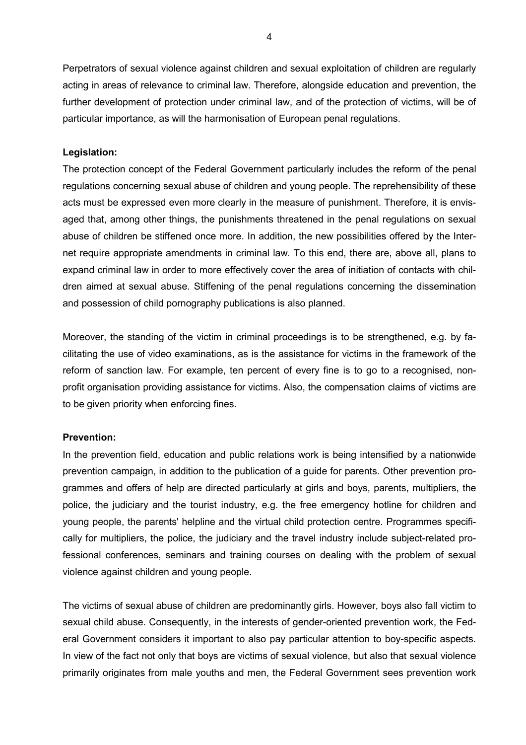Perpetrators of sexual violence against children and sexual exploitation of children are regularly acting in areas of relevance to criminal law. Therefore, alongside education and prevention, the further development of protection under criminal law, and of the protection of victims, will be of particular importance, as will the harmonisation of European penal regulations.

**Legislation:**

The protection concept of the Federal Government particularly includes the reform of the penal regulations concerning sexual abuse of children and young people. The reprehensibility of these acts must be expressed even more clearly in the measure of punishment. Therefore, it is envisaged that, among other things, the punishments threatened in the penal regulations on sexual abuse of children be stiffened once more. In addition, the new possibilities offered by the Internet require appropriate amendments in criminal law. To this end, there are, above all, plans to expand criminal law in order to more effectively cover the area of initiation of contacts with children aimed at sexual abuse. Stiffening of the penal regulations concerning the dissemination and possession of child pornography publications is also planned.

Moreover, the standing of the victim in criminal proceedings is to be strengthened, e.g. by facilitating the use of video examinations, as is the assistance for victims in the framework of the reform of sanction law. For example, ten percent of every fine is to go to a recognised, non-profit organisation providing assistance for victims. Also, the compensation claims of victims are to be given priority when enforcing fines.

**Prevention:**

In the prevention field, education and public relations work is being intensified by a nationwide prevention campaign, in addition to the publication of a guide for parents. Other prevention programmes and offers of help are directed particularly at girls and boys, parents, multipliers, the police, the judiciary and the tourist industry, e.g. the free emergency hotline for children and young people, the parents' helpline and the virtual child protection centre. Programmes specifically for multipliers, the police, the judiciary and the travel industry include subject-related professional conferences, seminars and training courses on dealing with the problem of sexual violence against children and young people.

The victims of sexual abuse of children are predominantly girls. However, boys also fall victim to sexual child abuse. Consequently, in the interests of gender-oriented prevention work, the Federal Government considers it important to also pay particular attention to boy-specific aspects. In view of the fact not only that boys are victims of sexual violence, but also that sexual violence primarily originates from male youths and men, the Federal Government sees prevention work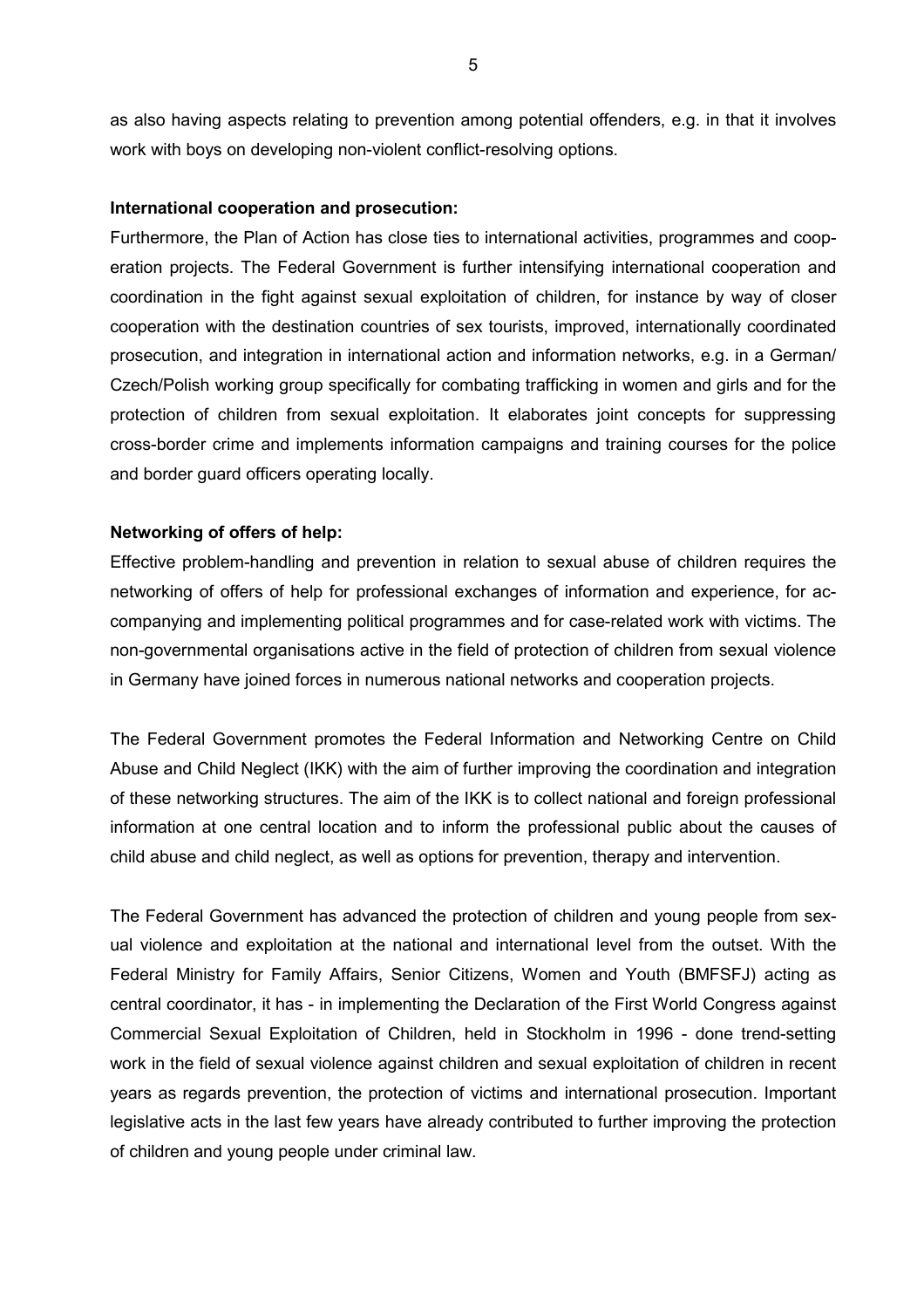as also having aspects relating to prevention among potential offenders, e.g. in that it involves work with boys on developing non-violent conflict-resolving options.

**International cooperation and prosecution:**

Furthermore, the Plan of Action has close ties to international activities, programmes and cooperation projects. The Federal Government is further intensifying international cooperation and coordination in the fight against sexual exploitation of children, for instance by way of closer cooperation with the destination countries of sex tourists, improved, internationally coordinated prosecution, and integration in international action and information networks, e.g. in a German/ Czech/Polish working group specifically for combating trafficking in women and girls and for the protection of children from sexual exploitation. It elaborates joint concepts for suppressing cross-border crime and implements information campaigns and training courses for the police and border guard officers operating locally.

**Networking of offers of help:**

Effective problem-handling and prevention in relation to sexual abuse of children requires the networking of offers of help for professional exchanges of information and experience, for accompanying and implementing political programmes and for case-related work with victims. The non-governmental organisations active in the field of protection of children from sexual violence in Germany have joined forces in numerous national networks and cooperation projects.

The Federal Government promotes the Federal Information and Networking Centre on Child Abuse and Child Neglect (IKK) with the aim of further improving the coordination and integration of these networking structures. The aim of the IKK is to collect national and foreign professional information at one central location and to inform the professional public about the causes of child abuse and child neglect, as well as options for prevention, therapy and intervention.

The Federal Government has advanced the protection of children and young people from sexual violence and exploitation at the national and international level from the outset. With the Federal Ministry for Family Affairs, Senior Citizens, Women and Youth (BMFSFJ) acting as central coordinator, it has - in implementing the Declaration of the First World Congress against Commercial Sexual Exploitation of Children, held in Stockholm in 1996 - done trend-setting work in the field of sexual violence against children and sexual exploitation of children in recent years as regards prevention, the protection of victims and international prosecution. Important legislative acts in the last few years have already contributed to further improving the protection of children and young people under criminal law.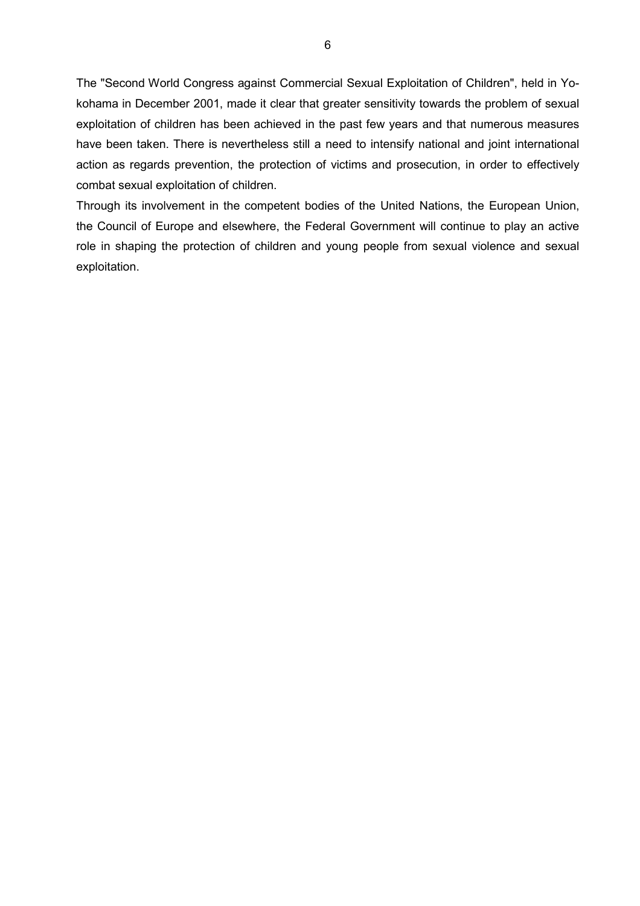The "Second World Congress against Commercial Sexual Exploitation of Children", held in Yokohama in December 2001, made it clear that greater sensitivity towards the problem of sexual exploitation of children has been achieved in the past few years and that numerous measures have been taken. There is nevertheless still a need to intensify national and joint international action as regards prevention, the protection of victims and prosecution, in order to effectively combat sexual exploitation of children.

Through its involvement in the competent bodies of the United Nations, the European Union, the Council of Europe and elsewhere, the Federal Government will continue to play an active role in shaping the protection of children and young people from sexual violence and sexual exploitation.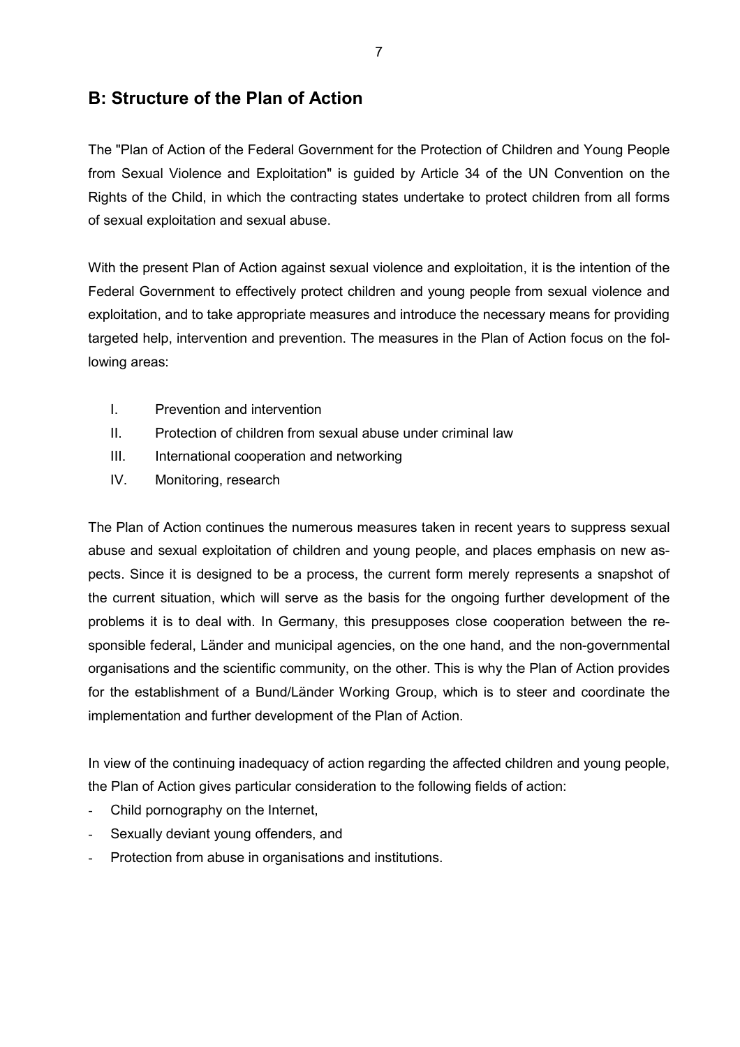## B: Structure of the Plan of Action

The "Plan of Action of the Federal Government for the Protection of Children and Young People from Sexual Violence and Exploitation" is guided by Article 34 of the UN Convention on the Rights of the Child, in which the contracting states undertake to protect children from all forms of sexual exploitation and sexual abuse.

With the present Plan of Action against sexual violence and exploitation, it is the intention of the Federal Government to effectively protect children and young people from sexual violence and exploitation, and to take appropriate measures and introduce the necessary means for providing targeted help, intervention and prevention. The measures in the Plan of Action focus on the following areas:

I. Prevention and intervention
II. Protection of children from sexual abuse under criminal law
III. International cooperation and networking
IV. Monitoring, research

The Plan of Action continues the numerous measures taken in recent years to suppress sexual abuse and sexual exploitation of children and young people, and places emphasis on new aspects. Since it is designed to be a process, the current form merely represents a snapshot of the current situation, which will serve as the basis for the ongoing further development of the problems it is to deal with. In Germany, this presupposes close cooperation between the responsible federal, Länder and municipal agencies, on the one hand, and the non-governmental organisations and the scientific community, on the other. This is why the Plan of Action provides for the establishment of a Bund/Länder Working Group, which is to steer and coordinate the implementation and further development of the Plan of Action.

In view of the continuing inadequacy of action regarding the affected children and young people, the Plan of Action gives particular consideration to the following fields of action:

- Child pornography on the Internet,
- Sexually deviant young offenders, and
- Protection from abuse in organisations and institutions.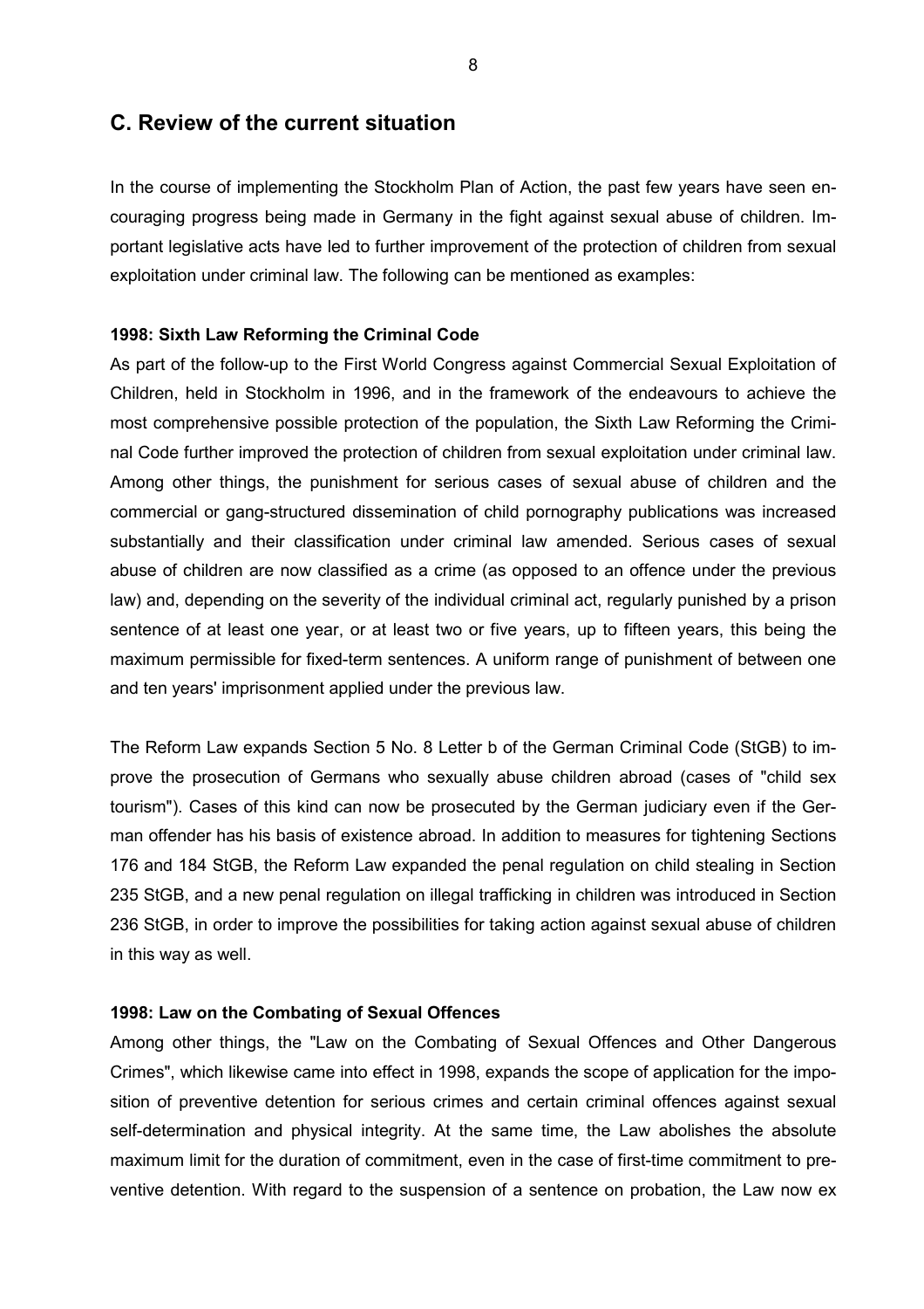## C. Review of the current situation

In the course of implementing the Stockholm Plan of Action, the past few years have seen encouraging progress being made in Germany in the fight against sexual abuse of children. Important legislative acts have led to further improvement of the protection of children from sexual exploitation under criminal law. The following can be mentioned as examples:

**1998: Sixth Law Reforming the Criminal Code**

As part of the follow-up to the First World Congress against Commercial Sexual Exploitation of Children, held in Stockholm in 1996, and in the framework of the endeavours to achieve the most comprehensive possible protection of the population, the Sixth Law Reforming the Criminal Code further improved the protection of children from sexual exploitation under criminal law. Among other things, the punishment for serious cases of sexual abuse of children and the commercial or gang-structured dissemination of child pornography publications was increased substantially and their classification under criminal law amended. Serious cases of sexual abuse of children are now classified as a crime (as opposed to an offence under the previous law) and, depending on the severity of the individual criminal act, regularly punished by a prison sentence of at least one year, or at least two or five years, up to fifteen years, this being the maximum permissible for fixed-term sentences. A uniform range of punishment of between one and ten years' imprisonment applied under the previous law.

The Reform Law expands Section 5 No. 8 Letter b of the German Criminal Code (StGB) to improve the prosecution of Germans who sexually abuse children abroad (cases of "child sex tourism"). Cases of this kind can now be prosecuted by the German judiciary even if the German offender has his basis of existence abroad. In addition to measures for tightening Sections 176 and 184 StGB, the Reform Law expanded the penal regulation on child stealing in Section 235 StGB, and a new penal regulation on illegal trafficking in children was introduced in Section 236 StGB, in order to improve the possibilities for taking action against sexual abuse of children in this way as well.

**1998: Law on the Combating of Sexual Offences**

Among other things, the "Law on the Combating of Sexual Offences and Other Dangerous Crimes", which likewise came into effect in 1998, expands the scope of application for the imposition of preventive detention for serious crimes and certain criminal offences against sexual self-determination and physical integrity. At the same time, the Law abolishes the absolute maximum limit for the duration of commitment, even in the case of first-time commitment to preventive detention. With regard to the suspension of a sentence on probation, the Law now ex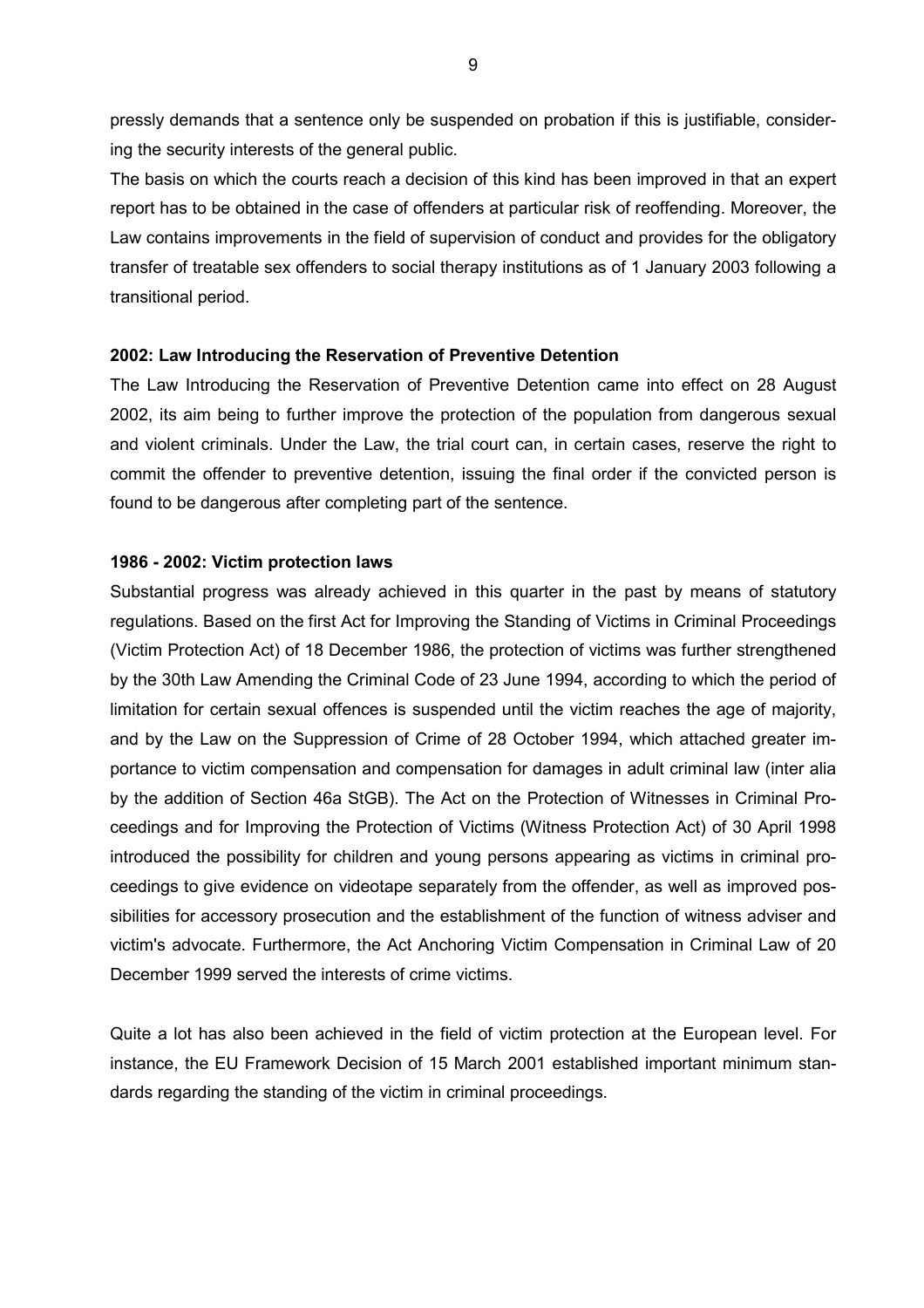pressly demands that a sentence only be suspended on probation if this is justifiable, considering the security interests of the general public.

The basis on which the courts reach a decision of this kind has been improved in that an expert report has to be obtained in the case of offenders at particular risk of reoffending. Moreover, the Law contains improvements in the field of supervision of conduct and provides for the obligatory transfer of treatable sex offenders to social therapy institutions as of 1 January 2003 following a transitional period.

**2002: Law Introducing the Reservation of Preventive Detention**

The Law Introducing the Reservation of Preventive Detention came into effect on 28 August 2002, its aim being to further improve the protection of the population from dangerous sexual and violent criminals. Under the Law, the trial court can, in certain cases, reserve the right to commit the offender to preventive detention, issuing the final order if the convicted person is found to be dangerous after completing part of the sentence.

**1986 - 2002: Victim protection laws**

Substantial progress was already achieved in this quarter in the past by means of statutory regulations. Based on the first Act for Improving the Standing of Victims in Criminal Proceedings (Victim Protection Act) of 18 December 1986, the protection of victims was further strengthened by the 30th Law Amending the Criminal Code of 23 June 1994, according to which the period of limitation for certain sexual offences is suspended until the victim reaches the age of majority, and by the Law on the Suppression of Crime of 28 October 1994, which attached greater importance to victim compensation and compensation for damages in adult criminal law (inter alia by the addition of Section 46a StGB). The Act on the Protection of Witnesses in Criminal Proceedings and for Improving the Protection of Victims (Witness Protection Act) of 30 April 1998 introduced the possibility for children and young persons appearing as victims in criminal proceedings to give evidence on videotape separately from the offender, as well as improved possibilities for accessory prosecution and the establishment of the function of witness adviser and victim's advocate. Furthermore, the Act Anchoring Victim Compensation in Criminal Law of 20 December 1999 served the interests of crime victims.

Quite a lot has also been achieved in the field of victim protection at the European level. For instance, the EU Framework Decision of 15 March 2001 established important minimum standards regarding the standing of the victim in criminal proceedings.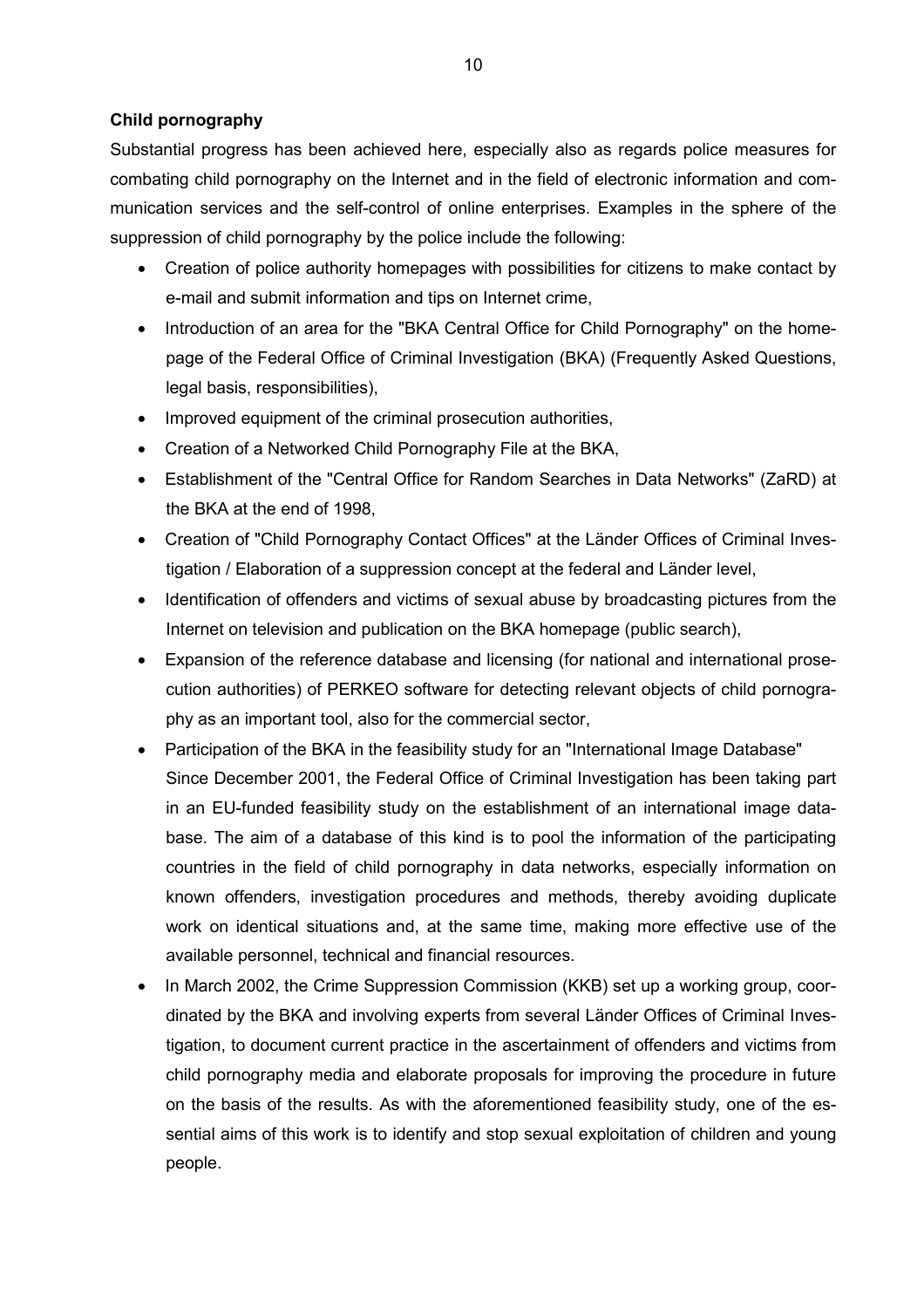**Child pornography**

Substantial progress has been achieved here, especially also as regards police measures for combating child pornography on the Internet and in the field of electronic information and communication services and the self-control of online enterprises. Examples in the sphere of the suppression of child pornography by the police include the following:

- Creation of police authority homepages with possibilities for citizens to make contact by e-mail and submit information and tips on Internet crime,
- Introduction of an area for the "BKA Central Office for Child Pornography" on the homepage of the Federal Office of Criminal Investigation (BKA) (Frequently Asked Questions, legal basis, responsibilities),
- Improved equipment of the criminal prosecution authorities,
- Creation of a Networked Child Pornography File at the BKA,
- Establishment of the "Central Office for Random Searches in Data Networks" (ZaRD) at the BKA at the end of 1998,
- Creation of "Child Pornography Contact Offices" at the Länder Offices of Criminal Investigation / Elaboration of a suppression concept at the federal and Länder level,
- Identification of offenders and victims of sexual abuse by broadcasting pictures from the Internet on television and publication on the BKA homepage (public search),
- Expansion of the reference database and licensing (for national and international prosecution authorities) of PERKEO software for detecting relevant objects of child pornography as an important tool, also for the commercial sector,
- Participation of the BKA in the feasibility study for an "International Image Database"
  Since December 2001, the Federal Office of Criminal Investigation has been taking part in an EU-funded feasibility study on the establishment of an international image database. The aim of a database of this kind is to pool the information of the participating countries in the field of child pornography in data networks, especially information on known offenders, investigation procedures and methods, thereby avoiding duplicate work on identical situations and, at the same time, making more effective use of the available personnel, technical and financial resources.
- In March 2002, the Crime Suppression Commission (KKB) set up a working group, coordinated by the BKA and involving experts from several Länder Offices of Criminal Investigation, to document current practice in the ascertainment of offenders and victims from child pornography media and elaborate proposals for improving the procedure in future on the basis of the results. As with the aforementioned feasibility study, one of the essential aims of this work is to identify and stop sexual exploitation of children and young people.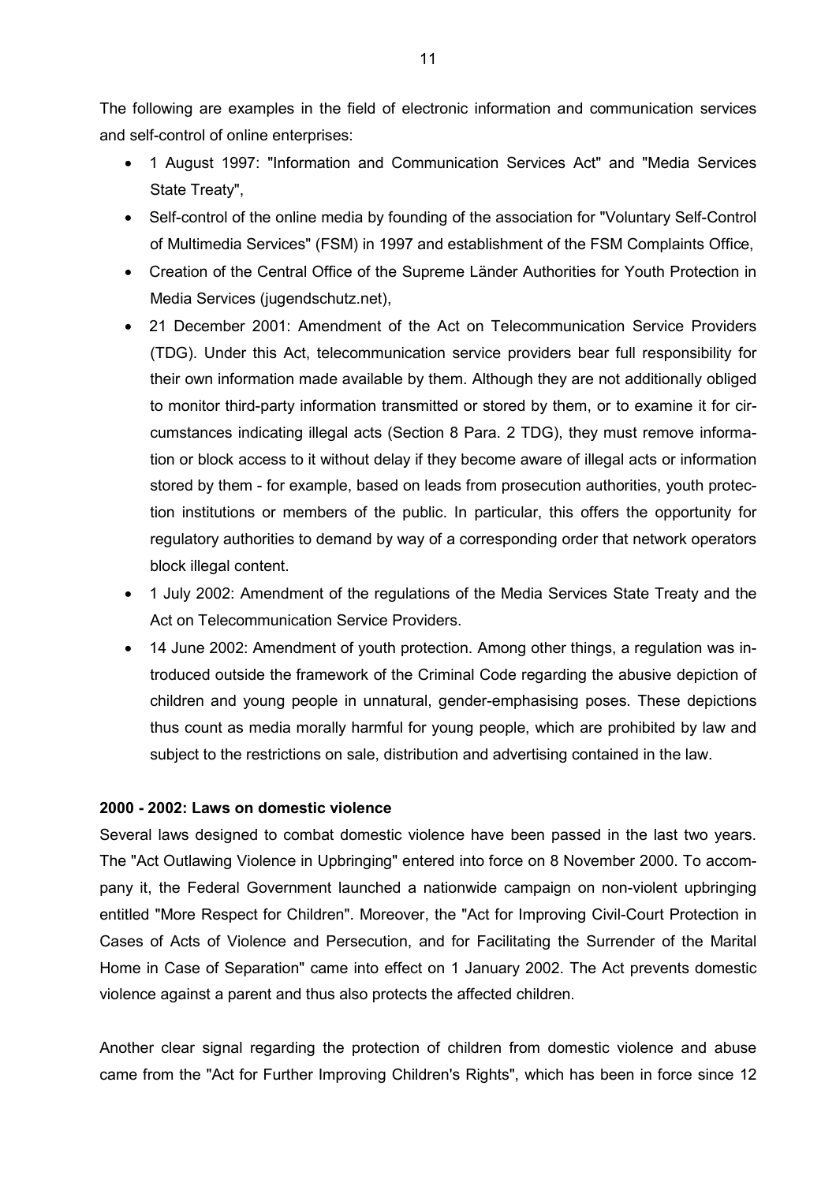The following are examples in the field of electronic information and communication services and self-control of online enterprises:

- 1 August 1997: "Information and Communication Services Act" and "Media Services State Treaty",
- Self-control of the online media by founding of the association for "Voluntary Self-Control of Multimedia Services" (FSM) in 1997 and establishment of the FSM Complaints Office,
- Creation of the Central Office of the Supreme Länder Authorities for Youth Protection in Media Services (jugendschutz.net),
- 21 December 2001: Amendment of the Act on Telecommunication Service Providers (TDG). Under this Act, telecommunication service providers bear full responsibility for their own information made available by them. Although they are not additionally obliged to monitor third-party information transmitted or stored by them, or to examine it for circumstances indicating illegal acts (Section 8 Para. 2 TDG), they must remove information or block access to it without delay if they become aware of illegal acts or information stored by them - for example, based on leads from prosecution authorities, youth protection institutions or members of the public. In particular, this offers the opportunity for regulatory authorities to demand by way of a corresponding order that network operators block illegal content.
- 1 July 2002: Amendment of the regulations of the Media Services State Treaty and the Act on Telecommunication Service Providers.
- 14 June 2002: Amendment of youth protection. Among other things, a regulation was introduced outside the framework of the Criminal Code regarding the abusive depiction of children and young people in unnatural, gender-emphasising poses. These depictions thus count as media morally harmful for young people, which are prohibited by law and subject to the restrictions on sale, distribution and advertising contained in the law.

**2000 - 2002: Laws on domestic violence**

Several laws designed to combat domestic violence have been passed in the last two years. The "Act Outlawing Violence in Upbringing" entered into force on 8 November 2000. To accompany it, the Federal Government launched a nationwide campaign on non-violent upbringing entitled "More Respect for Children". Moreover, the "Act for Improving Civil-Court Protection in Cases of Acts of Violence and Persecution, and for Facilitating the Surrender of the Marital Home in Case of Separation" came into effect on 1 January 2002. The Act prevents domestic violence against a parent and thus also protects the affected children.

Another clear signal regarding the protection of children from domestic violence and abuse came from the "Act for Further Improving Children's Rights", which has been in force since 12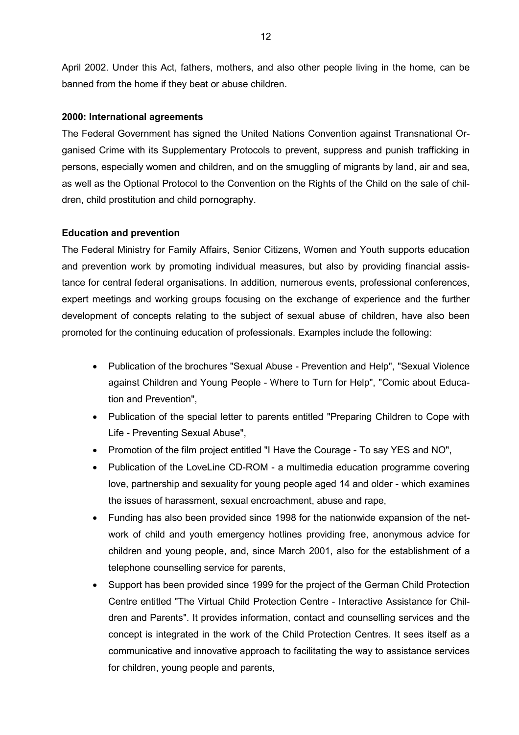April 2002. Under this Act, fathers, mothers, and also other people living in the home, can be banned from the home if they beat or abuse children.

**2000: International agreements**

The Federal Government has signed the United Nations Convention against Transnational Organised Crime with its Supplementary Protocols to prevent, suppress and punish trafficking in persons, especially women and children, and on the smuggling of migrants by land, air and sea, as well as the Optional Protocol to the Convention on the Rights of the Child on the sale of children, child prostitution and child pornography.

**Education and prevention**

The Federal Ministry for Family Affairs, Senior Citizens, Women and Youth supports education and prevention work by promoting individual measures, but also by providing financial assistance for central federal organisations. In addition, numerous events, professional conferences, expert meetings and working groups focusing on the exchange of experience and the further development of concepts relating to the subject of sexual abuse of children, have also been promoted for the continuing education of professionals. Examples include the following:

- Publication of the brochures "Sexual Abuse - Prevention and Help", "Sexual Violence against Children and Young People - Where to Turn for Help", "Comic about Education and Prevention",
- Publication of the special letter to parents entitled "Preparing Children to Cope with Life - Preventing Sexual Abuse",
- Promotion of the film project entitled "I Have the Courage - To say YES and NO",
- Publication of the LoveLine CD-ROM - a multimedia education programme covering love, partnership and sexuality for young people aged 14 and older - which examines the issues of harassment, sexual encroachment, abuse and rape,
- Funding has also been provided since 1998 for the nationwide expansion of the network of child and youth emergency hotlines providing free, anonymous advice for children and young people, and, since March 2001, also for the establishment of a telephone counselling service for parents,
- Support has been provided since 1999 for the project of the German Child Protection Centre entitled "The Virtual Child Protection Centre - Interactive Assistance for Children and Parents". It provides information, contact and counselling services and the concept is integrated in the work of the Child Protection Centres. It sees itself as a communicative and innovative approach to facilitating the way to assistance services for children, young people and parents,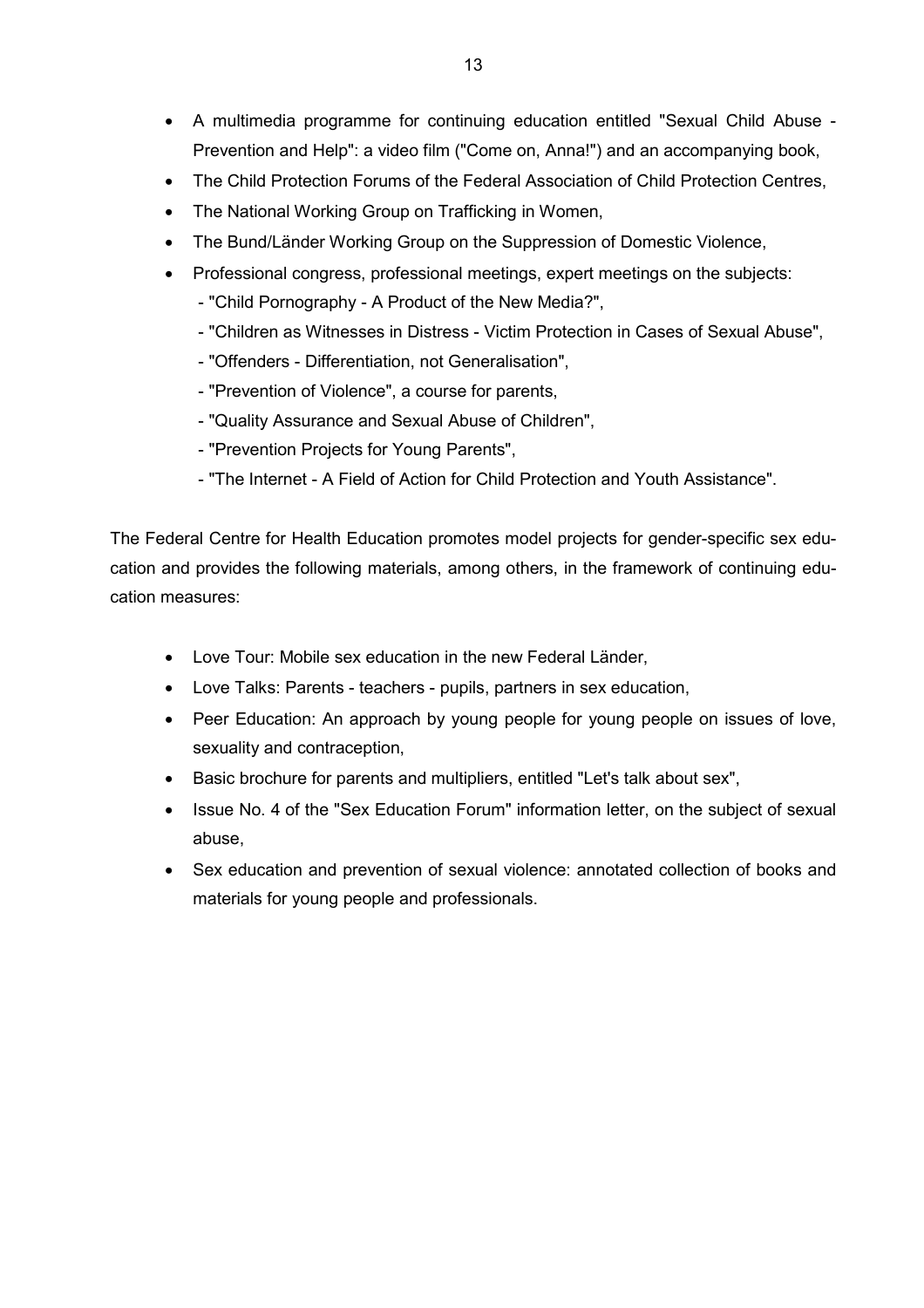- A multimedia programme for continuing education entitled "Sexual Child Abuse - Prevention and Help": a video film ("Come on, Anna!") and an accompanying book,
- The Child Protection Forums of the Federal Association of Child Protection Centres,
- The National Working Group on Trafficking in Women,
- The Bund/Länder Working Group on the Suppression of Domestic Violence,
- Professional congress, professional meetings, expert meetings on the subjects:
  - "Child Pornography - A Product of the New Media?",
  - "Children as Witnesses in Distress - Victim Protection in Cases of Sexual Abuse",
  - "Offenders - Differentiation, not Generalisation",
  - "Prevention of Violence", a course for parents,
  - "Quality Assurance and Sexual Abuse of Children",
  - "Prevention Projects for Young Parents",
  - "The Internet - A Field of Action for Child Protection and Youth Assistance".

The Federal Centre for Health Education promotes model projects for gender-specific sex education and provides the following materials, among others, in the framework of continuing education measures:

- Love Tour: Mobile sex education in the new Federal Länder,
- Love Talks: Parents - teachers - pupils, partners in sex education,
- Peer Education: An approach by young people for young people on issues of love, sexuality and contraception,
- Basic brochure for parents and multipliers, entitled "Let's talk about sex",
- Issue No. 4 of the "Sex Education Forum" information letter, on the subject of sexual abuse,
- Sex education and prevention of sexual violence: annotated collection of books and materials for young people and professionals.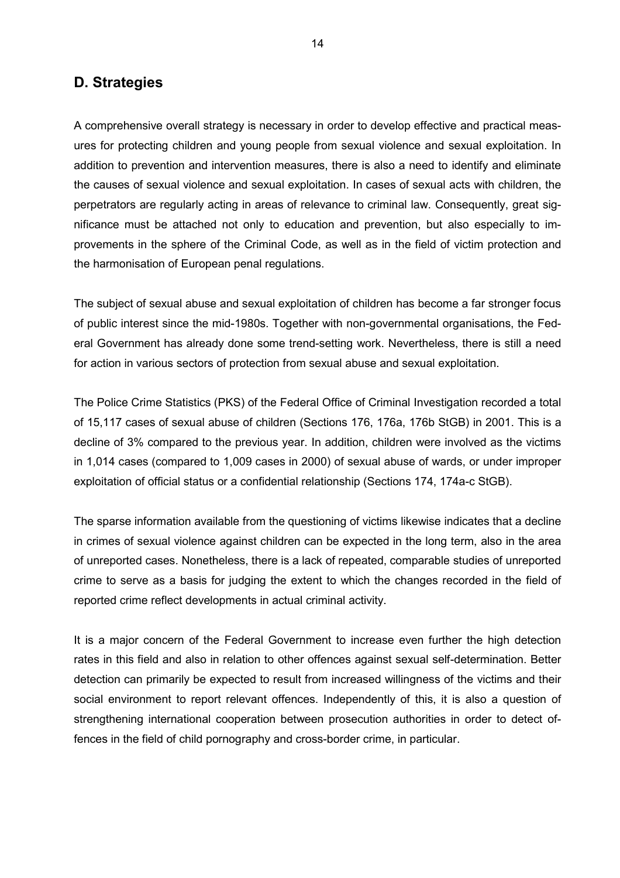## D. Strategies

A comprehensive overall strategy is necessary in order to develop effective and practical measures for protecting children and young people from sexual violence and sexual exploitation. In addition to prevention and intervention measures, there is also a need to identify and eliminate the causes of sexual violence and sexual exploitation. In cases of sexual acts with children, the perpetrators are regularly acting in areas of relevance to criminal law. Consequently, great significance must be attached not only to education and prevention, but also especially to improvements in the sphere of the Criminal Code, as well as in the field of victim protection and the harmonisation of European penal regulations.

The subject of sexual abuse and sexual exploitation of children has become a far stronger focus of public interest since the mid-1980s. Together with non-governmental organisations, the Federal Government has already done some trend-setting work. Nevertheless, there is still a need for action in various sectors of protection from sexual abuse and sexual exploitation.

The Police Crime Statistics (PKS) of the Federal Office of Criminal Investigation recorded a total of 15,117 cases of sexual abuse of children (Sections 176, 176a, 176b StGB) in 2001. This is a decline of 3% compared to the previous year. In addition, children were involved as the victims in 1,014 cases (compared to 1,009 cases in 2000) of sexual abuse of wards, or under improper exploitation of official status or a confidential relationship (Sections 174, 174a-c StGB).

The sparse information available from the questioning of victims likewise indicates that a decline in crimes of sexual violence against children can be expected in the long term, also in the area of unreported cases. Nonetheless, there is a lack of repeated, comparable studies of unreported crime to serve as a basis for judging the extent to which the changes recorded in the field of reported crime reflect developments in actual criminal activity.

It is a major concern of the Federal Government to increase even further the high detection rates in this field and also in relation to other offences against sexual self-determination. Better detection can primarily be expected to result from increased willingness of the victims and their social environment to report relevant offences. Independently of this, it is also a question of strengthening international cooperation between prosecution authorities in order to detect offences in the field of child pornography and cross-border crime, in particular.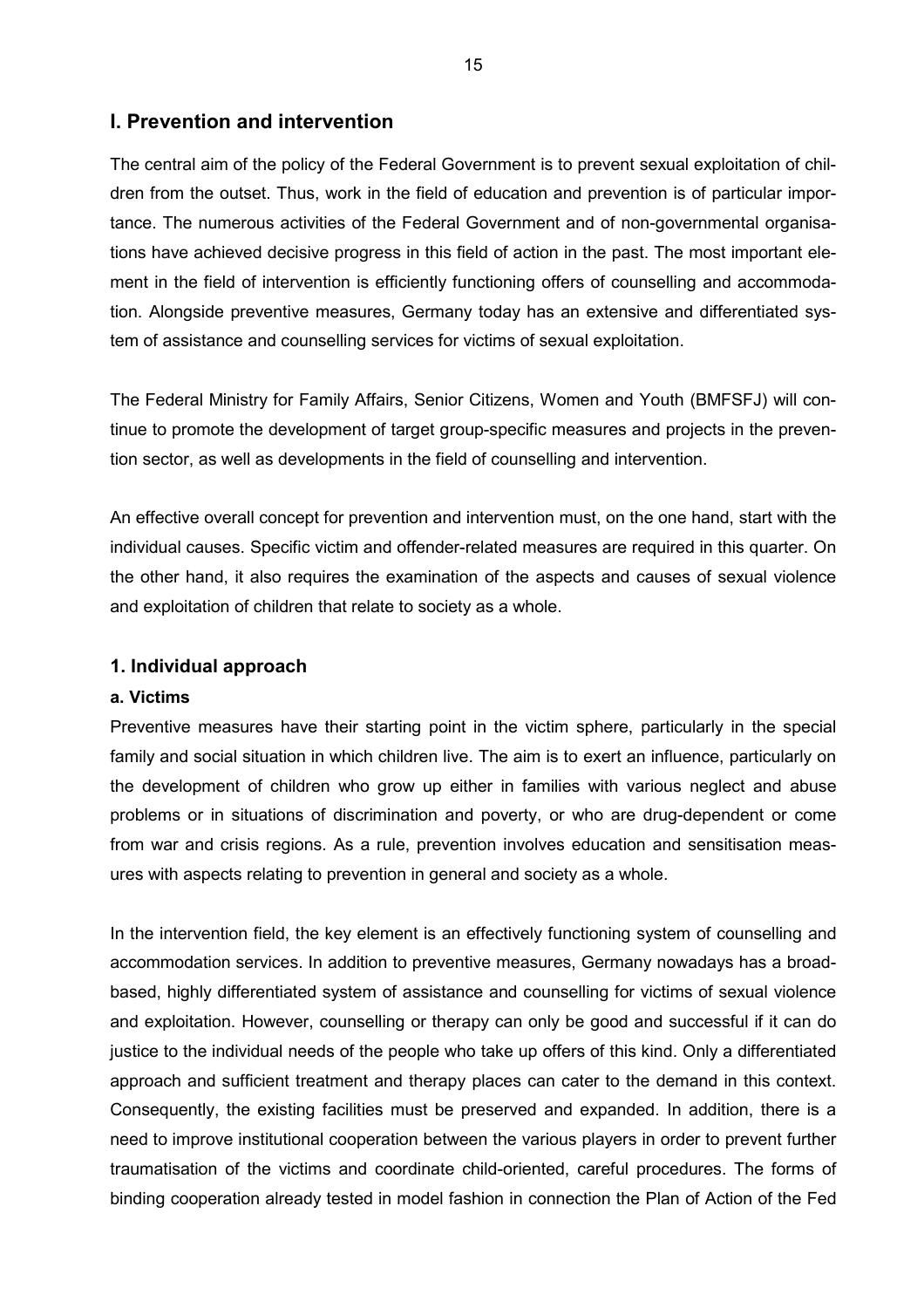## I. Prevention and intervention

The central aim of the policy of the Federal Government is to prevent sexual exploitation of children from the outset. Thus, work in the field of education and prevention is of particular importance. The numerous activities of the Federal Government and of non-governmental organisations have achieved decisive progress in this field of action in the past. The most important element in the field of intervention is efficiently functioning offers of counselling and accommodation. Alongside preventive measures, Germany today has an extensive and differentiated system of assistance and counselling services for victims of sexual exploitation.

The Federal Ministry for Family Affairs, Senior Citizens, Women and Youth (BMFSFJ) will continue to promote the development of target group-specific measures and projects in the prevention sector, as well as developments in the field of counselling and intervention.

An effective overall concept for prevention and intervention must, on the one hand, start with the individual causes. Specific victim and offender-related measures are required in this quarter. On the other hand, it also requires the examination of the aspects and causes of sexual violence and exploitation of children that relate to society as a whole.

### 1. Individual approach

#### a. Victims

Preventive measures have their starting point in the victim sphere, particularly in the special family and social situation in which children live. The aim is to exert an influence, particularly on the development of children who grow up either in families with various neglect and abuse problems or in situations of discrimination and poverty, or who are drug-dependent or come from war and crisis regions. As a rule, prevention involves education and sensitisation measures with aspects relating to prevention in general and society as a whole.

In the intervention field, the key element is an effectively functioning system of counselling and accommodation services. In addition to preventive measures, Germany nowadays has a broad-based, highly differentiated system of assistance and counselling for victims of sexual violence and exploitation. However, counselling or therapy can only be good and successful if it can do justice to the individual needs of the people who take up offers of this kind. Only a differentiated approach and sufficient treatment and therapy places can cater to the demand in this context. Consequently, the existing facilities must be preserved and expanded. In addition, there is a need to improve institutional cooperation between the various players in order to prevent further traumatisation of the victims and coordinate child-oriented, careful procedures. The forms of binding cooperation already tested in model fashion in connection the Plan of Action of the Fed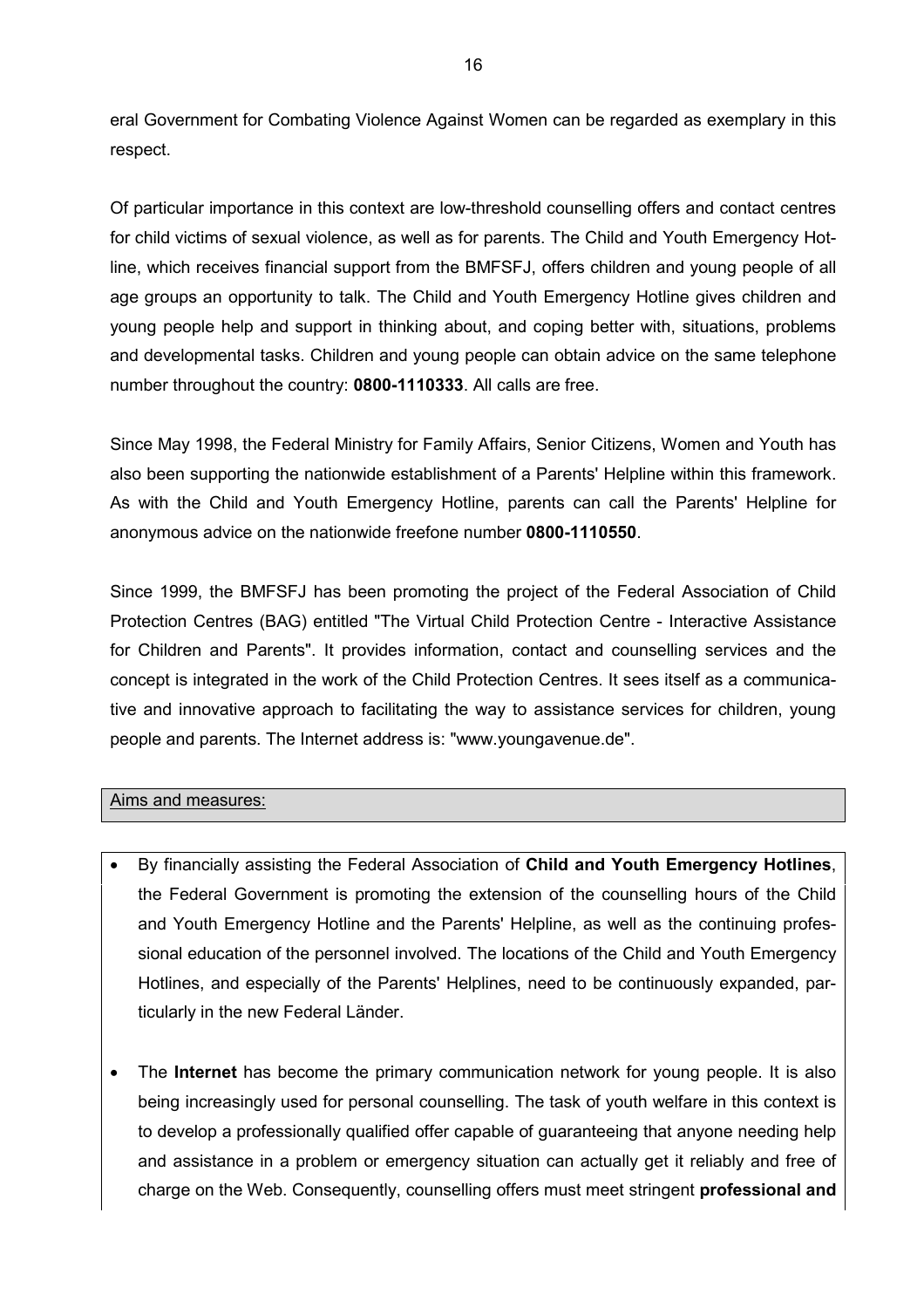eral Government for Combating Violence Against Women can be regarded as exemplary in this respect.

Of particular importance in this context are low-threshold counselling offers and contact centres for child victims of sexual violence, as well as for parents. The Child and Youth Emergency Hotline, which receives financial support from the BMFSFJ, offers children and young people of all age groups an opportunity to talk. The Child and Youth Emergency Hotline gives children and young people help and support in thinking about, and coping better with, situations, problems and developmental tasks. Children and young people can obtain advice on the same telephone number throughout the country: **0800-1110333**. All calls are free.

Since May 1998, the Federal Ministry for Family Affairs, Senior Citizens, Women and Youth has also been supporting the nationwide establishment of a Parents' Helpline within this framework. As with the Child and Youth Emergency Hotline, parents can call the Parents' Helpline for anonymous advice on the nationwide freefone number **0800-1110550**.

Since 1999, the BMFSFJ has been promoting the project of the Federal Association of Child Protection Centres (BAG) entitled "The Virtual Child Protection Centre - Interactive Assistance for Children and Parents". It provides information, contact and counselling services and the concept is integrated in the work of the Child Protection Centres. It sees itself as a communicative and innovative approach to facilitating the way to assistance services for children, young people and parents. The Internet address is: "www.youngavenue.de".

Aims and measures:

- By financially assisting the Federal Association of **Child and Youth Emergency Hotlines**, the Federal Government is promoting the extension of the counselling hours of the Child and Youth Emergency Hotline and the Parents' Helpline, as well as the continuing professional education of the personnel involved. The locations of the Child and Youth Emergency Hotlines, and especially of the Parents' Helplines, need to be continuously expanded, particularly in the new Federal Länder.

- The **Internet** has become the primary communication network for young people. It is also being increasingly used for personal counselling. The task of youth welfare in this context is to develop a professionally qualified offer capable of guaranteeing that anyone needing help and assistance in a problem or emergency situation can actually get it reliably and free of charge on the Web. Consequently, counselling offers must meet stringent **professional and**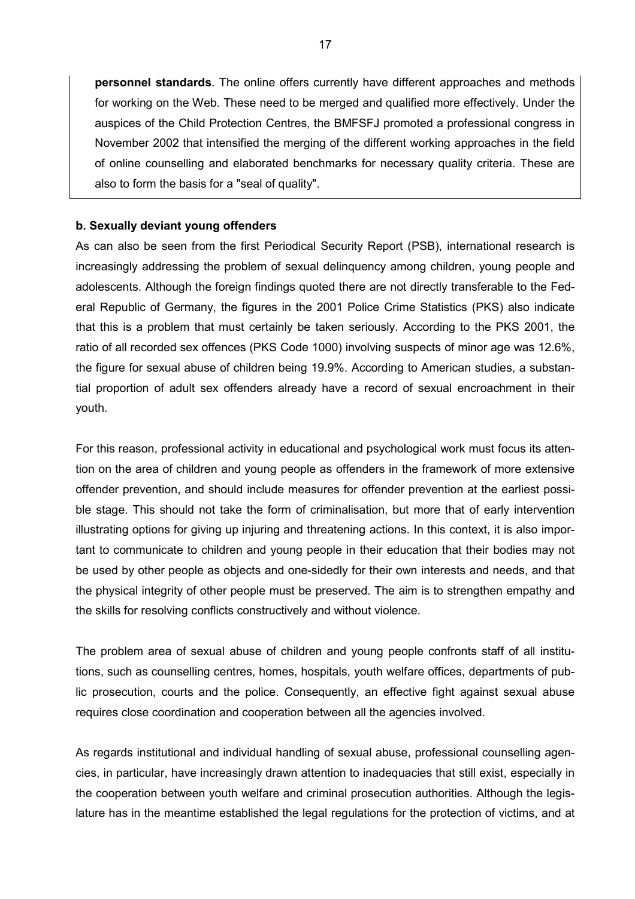**personnel standards**. The online offers currently have different approaches and methods for working on the Web. These need to be merged and qualified more effectively. Under the auspices of the Child Protection Centres, the BMFSFJ promoted a professional congress in November 2002 that intensified the merging of the different working approaches in the field of online counselling and elaborated benchmarks for necessary quality criteria. These are also to form the basis for a "seal of quality".

**b. Sexually deviant young offenders**

As can also be seen from the first Periodical Security Report (PSB), international research is increasingly addressing the problem of sexual delinquency among children, young people and adolescents. Although the foreign findings quoted there are not directly transferable to the Federal Republic of Germany, the figures in the 2001 Police Crime Statistics (PKS) also indicate that this is a problem that must certainly be taken seriously. According to the PKS 2001, the ratio of all recorded sex offences (PKS Code 1000) involving suspects of minor age was 12.6%, the figure for sexual abuse of children being 19.9%. According to American studies, a substantial proportion of adult sex offenders already have a record of sexual encroachment in their youth.

For this reason, professional activity in educational and psychological work must focus its attention on the area of children and young people as offenders in the framework of more extensive offender prevention, and should include measures for offender prevention at the earliest possible stage. This should not take the form of criminalisation, but more that of early intervention illustrating options for giving up injuring and threatening actions. In this context, it is also important to communicate to children and young people in their education that their bodies may not be used by other people as objects and one-sidedly for their own interests and needs, and that the physical integrity of other people must be preserved. The aim is to strengthen empathy and the skills for resolving conflicts constructively and without violence.

The problem area of sexual abuse of children and young people confronts staff of all institutions, such as counselling centres, homes, hospitals, youth welfare offices, departments of public prosecution, courts and the police. Consequently, an effective fight against sexual abuse requires close coordination and cooperation between all the agencies involved.

As regards institutional and individual handling of sexual abuse, professional counselling agencies, in particular, have increasingly drawn attention to inadequacies that still exist, especially in the cooperation between youth welfare and criminal prosecution authorities. Although the legislature has in the meantime established the legal regulations for the protection of victims, and at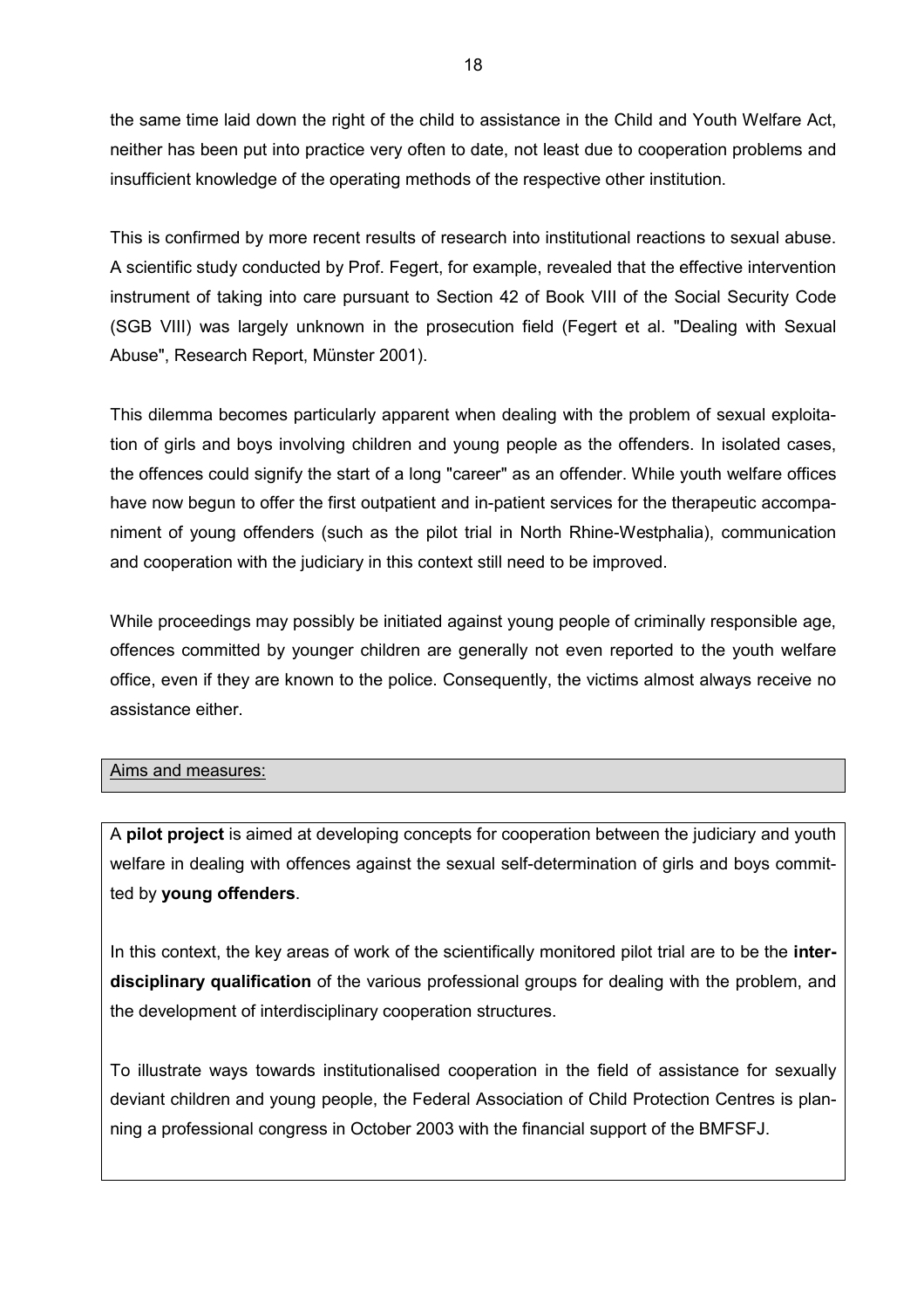the same time laid down the right of the child to assistance in the Child and Youth Welfare Act, neither has been put into practice very often to date, not least due to cooperation problems and insufficient knowledge of the operating methods of the respective other institution.

This is confirmed by more recent results of research into institutional reactions to sexual abuse. A scientific study conducted by Prof. Fegert, for example, revealed that the effective intervention instrument of taking into care pursuant to Section 42 of Book VIII of the Social Security Code (SGB VIII) was largely unknown in the prosecution field (Fegert et al. "Dealing with Sexual Abuse", Research Report, Münster 2001).

This dilemma becomes particularly apparent when dealing with the problem of sexual exploitation of girls and boys involving children and young people as the offenders. In isolated cases, the offences could signify the start of a long "career" as an offender. While youth welfare offices have now begun to offer the first outpatient and in-patient services for the therapeutic accompaniment of young offenders (such as the pilot trial in North Rhine-Westphalia), communication and cooperation with the judiciary in this context still need to be improved.

While proceedings may possibly be initiated against young people of criminally responsible age, offences committed by younger children are generally not even reported to the youth welfare office, even if they are known to the police. Consequently, the victims almost always receive no assistance either.

Aims and measures:

A **pilot project** is aimed at developing concepts for cooperation between the judiciary and youth welfare in dealing with offences against the sexual self-determination of girls and boys committed by **young offenders**.

In this context, the key areas of work of the scientifically monitored pilot trial are to be the **interdisciplinary qualification** of the various professional groups for dealing with the problem, and the development of interdisciplinary cooperation structures.

To illustrate ways towards institutionalised cooperation in the field of assistance for sexually deviant children and young people, the Federal Association of Child Protection Centres is planning a professional congress in October 2003 with the financial support of the BMFSFJ.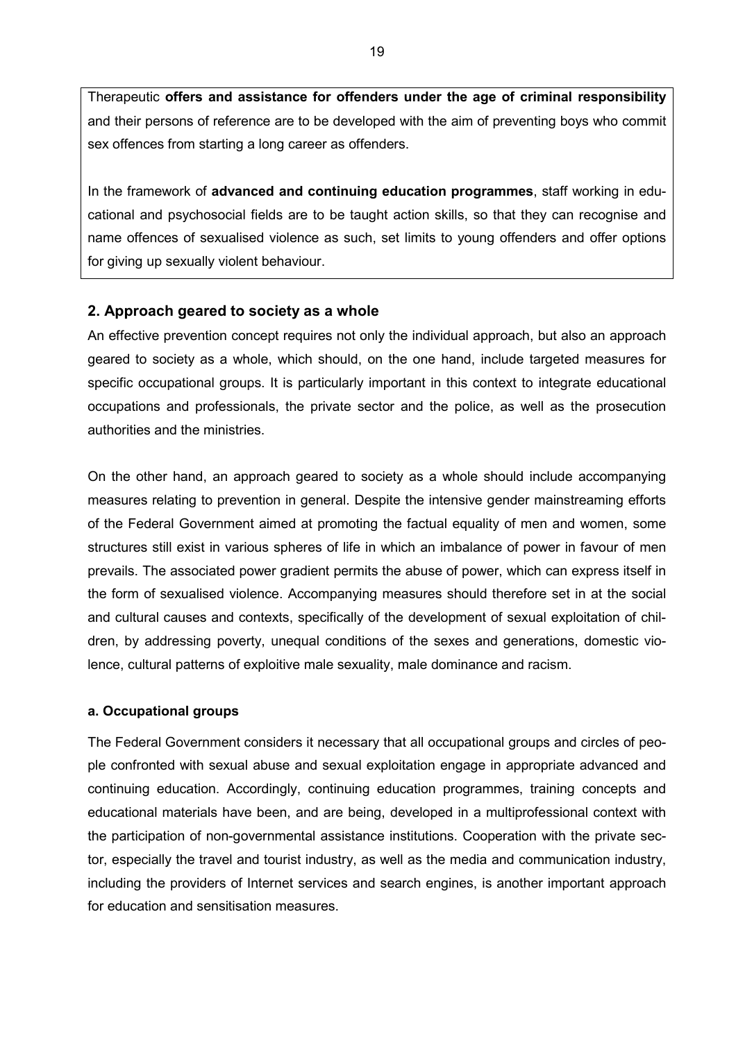Therapeutic **offers and assistance for offenders under the age of criminal responsibility** and their persons of reference are to be developed with the aim of preventing boys who commit sex offences from starting a long career as offenders.

In the framework of **advanced and continuing education programmes**, staff working in educational and psychosocial fields are to be taught action skills, so that they can recognise and name offences of sexualised violence as such, set limits to young offenders and offer options for giving up sexually violent behaviour.

## 2. Approach geared to society as a whole

An effective prevention concept requires not only the individual approach, but also an approach geared to society as a whole, which should, on the one hand, include targeted measures for specific occupational groups. It is particularly important in this context to integrate educational occupations and professionals, the private sector and the police, as well as the prosecution authorities and the ministries.

On the other hand, an approach geared to society as a whole should include accompanying measures relating to prevention in general. Despite the intensive gender mainstreaming efforts of the Federal Government aimed at promoting the factual equality of men and women, some structures still exist in various spheres of life in which an imbalance of power in favour of men prevails. The associated power gradient permits the abuse of power, which can express itself in the form of sexualised violence. Accompanying measures should therefore set in at the social and cultural causes and contexts, specifically of the development of sexual exploitation of children, by addressing poverty, unequal conditions of the sexes and generations, domestic violence, cultural patterns of exploitive male sexuality, male dominance and racism.

### a. Occupational groups

The Federal Government considers it necessary that all occupational groups and circles of people confronted with sexual abuse and sexual exploitation engage in appropriate advanced and continuing education. Accordingly, continuing education programmes, training concepts and educational materials have been, and are being, developed in a multiprofessional context with the participation of non-governmental assistance institutions. Cooperation with the private sector, especially the travel and tourist industry, as well as the media and communication industry, including the providers of Internet services and search engines, is another important approach for education and sensitisation measures.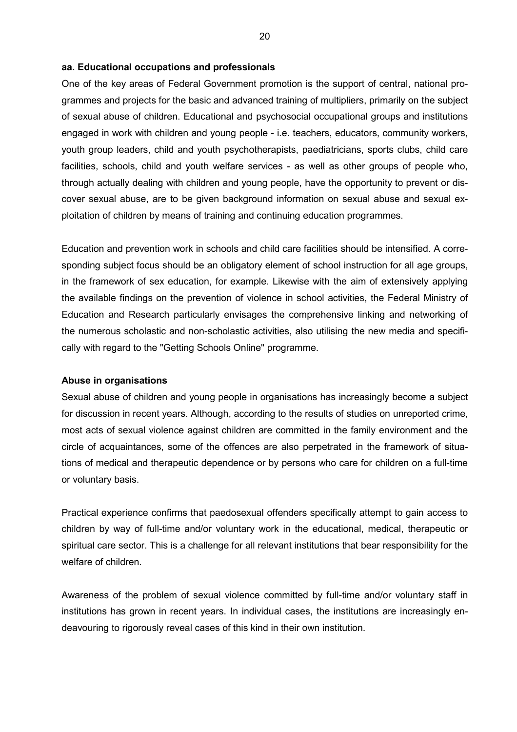### aa. Educational occupations and professionals

One of the key areas of Federal Government promotion is the support of central, national programmes and projects for the basic and advanced training of multipliers, primarily on the subject of sexual abuse of children. Educational and psychosocial occupational groups and institutions engaged in work with children and young people - i.e. teachers, educators, community workers, youth group leaders, child and youth psychotherapists, paediatricians, sports clubs, child care facilities, schools, child and youth welfare services - as well as other groups of people who, through actually dealing with children and young people, have the opportunity to prevent or discover sexual abuse, are to be given background information on sexual abuse and sexual exploitation of children by means of training and continuing education programmes.

Education and prevention work in schools and child care facilities should be intensified. A corresponding subject focus should be an obligatory element of school instruction for all age groups, in the framework of sex education, for example. Likewise with the aim of extensively applying the available findings on the prevention of violence in school activities, the Federal Ministry of Education and Research particularly envisages the comprehensive linking and networking of the numerous scholastic and non-scholastic activities, also utilising the new media and specifically with regard to the "Getting Schools Online" programme.

### Abuse in organisations

Sexual abuse of children and young people in organisations has increasingly become a subject for discussion in recent years. Although, according to the results of studies on unreported crime, most acts of sexual violence against children are committed in the family environment and the circle of acquaintances, some of the offences are also perpetrated in the framework of situations of medical and therapeutic dependence or by persons who care for children on a full-time or voluntary basis.

Practical experience confirms that paedosexual offenders specifically attempt to gain access to children by way of full-time and/or voluntary work in the educational, medical, therapeutic or spiritual care sector. This is a challenge for all relevant institutions that bear responsibility for the welfare of children.

Awareness of the problem of sexual violence committed by full-time and/or voluntary staff in institutions has grown in recent years. In individual cases, the institutions are increasingly endeavouring to rigorously reveal cases of this kind in their own institution.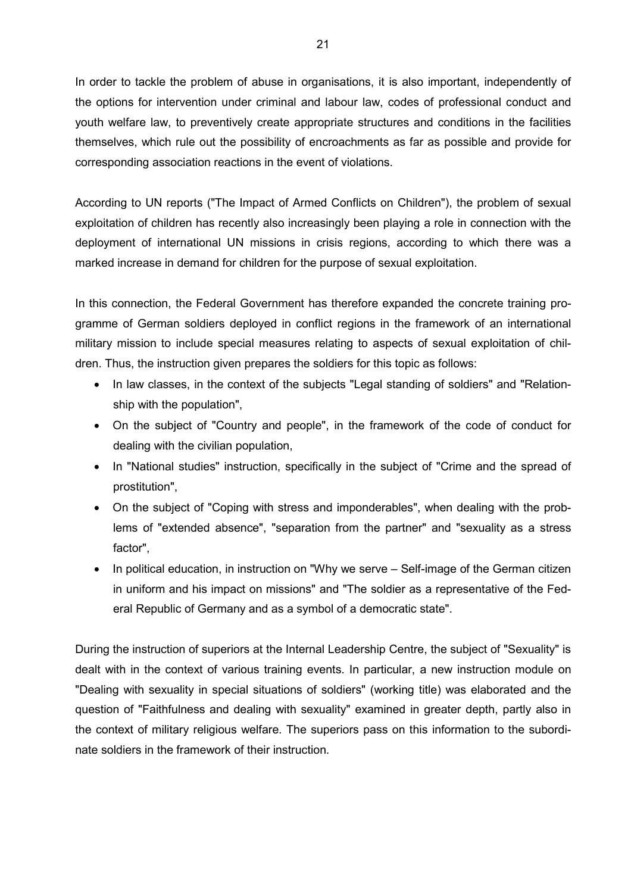In order to tackle the problem of abuse in organisations, it is also important, independently of the options for intervention under criminal and labour law, codes of professional conduct and youth welfare law, to preventively create appropriate structures and conditions in the facilities themselves, which rule out the possibility of encroachments as far as possible and provide for corresponding association reactions in the event of violations.

According to UN reports ("The Impact of Armed Conflicts on Children"), the problem of sexual exploitation of children has recently also increasingly been playing a role in connection with the deployment of international UN missions in crisis regions, according to which there was a marked increase in demand for children for the purpose of sexual exploitation.

In this connection, the Federal Government has therefore expanded the concrete training programme of German soldiers deployed in conflict regions in the framework of an international military mission to include special measures relating to aspects of sexual exploitation of children. Thus, the instruction given prepares the soldiers for this topic as follows:

- In law classes, in the context of the subjects "Legal standing of soldiers" and "Relationship with the population",
- On the subject of "Country and people", in the framework of the code of conduct for dealing with the civilian population,
- In "National studies" instruction, specifically in the subject of "Crime and the spread of prostitution",
- On the subject of "Coping with stress and imponderables", when dealing with the problems of "extended absence", "separation from the partner" and "sexuality as a stress factor",
- In political education, in instruction on "Why we serve – Self-image of the German citizen in uniform and his impact on missions" and "The soldier as a representative of the Federal Republic of Germany and as a symbol of a democratic state".

During the instruction of superiors at the Internal Leadership Centre, the subject of "Sexuality" is dealt with in the context of various training events. In particular, a new instruction module on "Dealing with sexuality in special situations of soldiers" (working title) was elaborated and the question of "Faithfulness and dealing with sexuality" examined in greater depth, partly also in the context of military religious welfare. The superiors pass on this information to the subordinate soldiers in the framework of their instruction.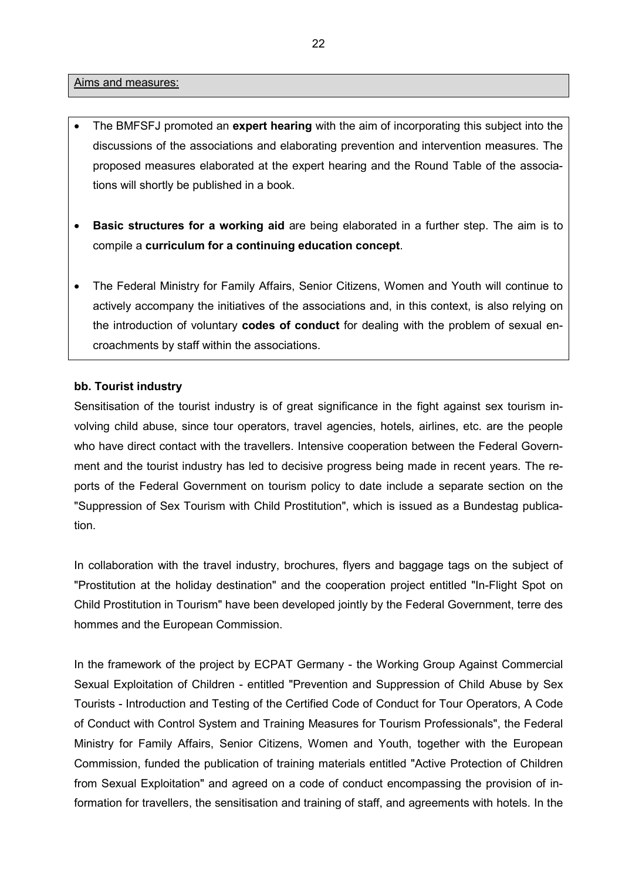Aims and measures:

- The BMFSFJ promoted an **expert hearing** with the aim of incorporating this subject into the discussions of the associations and elaborating prevention and intervention measures. The proposed measures elaborated at the expert hearing and the Round Table of the associations will shortly be published in a book.
- **Basic structures for a working aid** are being elaborated in a further step. The aim is to compile a **curriculum for a continuing education concept**.
- The Federal Ministry for Family Affairs, Senior Citizens, Women and Youth will continue to actively accompany the initiatives of the associations and, in this context, is also relying on the introduction of voluntary **codes of conduct** for dealing with the problem of sexual encroachments by staff within the associations.

**bb. Tourist industry**

Sensitisation of the tourist industry is of great significance in the fight against sex tourism involving child abuse, since tour operators, travel agencies, hotels, airlines, etc. are the people who have direct contact with the travellers. Intensive cooperation between the Federal Government and the tourist industry has led to decisive progress being made in recent years. The reports of the Federal Government on tourism policy to date include a separate section on the "Suppression of Sex Tourism with Child Prostitution", which is issued as a Bundestag publication.

In collaboration with the travel industry, brochures, flyers and baggage tags on the subject of "Prostitution at the holiday destination" and the cooperation project entitled "In-Flight Spot on Child Prostitution in Tourism" have been developed jointly by the Federal Government, terre des hommes and the European Commission.

In the framework of the project by ECPAT Germany - the Working Group Against Commercial Sexual Exploitation of Children - entitled "Prevention and Suppression of Child Abuse by Sex Tourists - Introduction and Testing of the Certified Code of Conduct for Tour Operators, A Code of Conduct with Control System and Training Measures for Tourism Professionals", the Federal Ministry for Family Affairs, Senior Citizens, Women and Youth, together with the European Commission, funded the publication of training materials entitled "Active Protection of Children from Sexual Exploitation" and agreed on a code of conduct encompassing the provision of information for travellers, the sensitisation and training of staff, and agreements with hotels. In the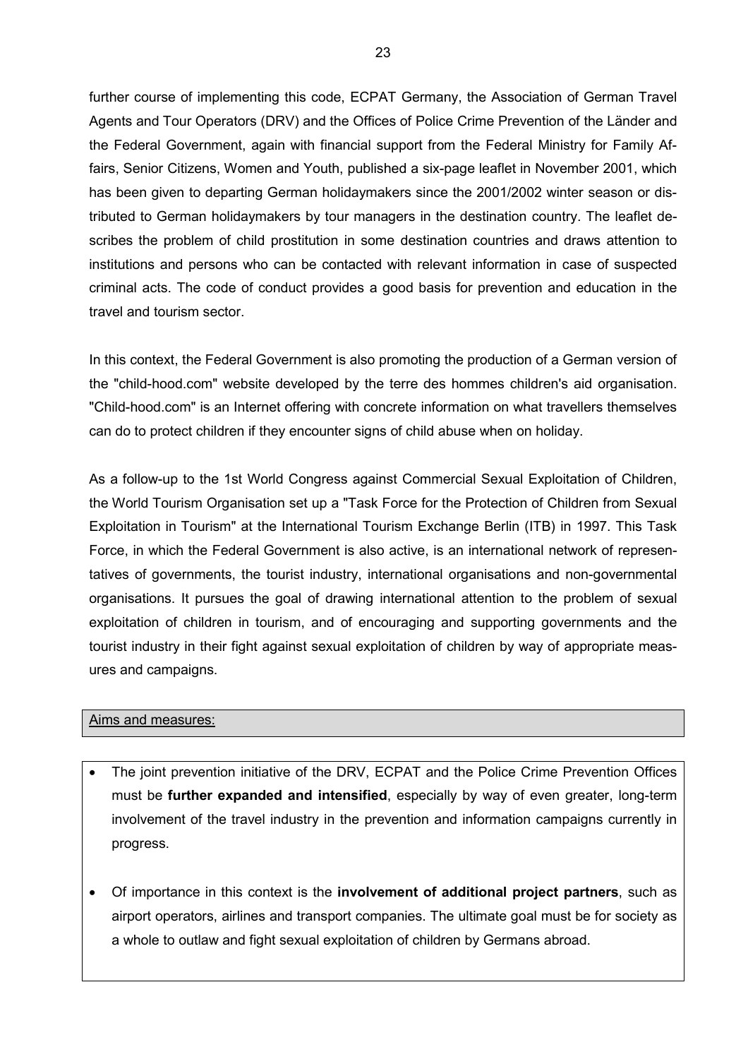further course of implementing this code, ECPAT Germany, the Association of German Travel Agents and Tour Operators (DRV) and the Offices of Police Crime Prevention of the Länder and the Federal Government, again with financial support from the Federal Ministry for Family Affairs, Senior Citizens, Women and Youth, published a six-page leaflet in November 2001, which has been given to departing German holidaymakers since the 2001/2002 winter season or distributed to German holidaymakers by tour managers in the destination country. The leaflet describes the problem of child prostitution in some destination countries and draws attention to institutions and persons who can be contacted with relevant information in case of suspected criminal acts. The code of conduct provides a good basis for prevention and education in the travel and tourism sector.

In this context, the Federal Government is also promoting the production of a German version of the "child-hood.com" website developed by the terre des hommes children's aid organisation. "Child-hood.com" is an Internet offering with concrete information on what travellers themselves can do to protect children if they encounter signs of child abuse when on holiday.

As a follow-up to the 1st World Congress against Commercial Sexual Exploitation of Children, the World Tourism Organisation set up a "Task Force for the Protection of Children from Sexual Exploitation in Tourism" at the International Tourism Exchange Berlin (ITB) in 1997. This Task Force, in which the Federal Government is also active, is an international network of representatives of governments, the tourist industry, international organisations and non-governmental organisations. It pursues the goal of drawing international attention to the problem of sexual exploitation of children in tourism, and of encouraging and supporting governments and the tourist industry in their fight against sexual exploitation of children by way of appropriate measures and campaigns.

Aims and measures:

- The joint prevention initiative of the DRV, ECPAT and the Police Crime Prevention Offices must be **further expanded and intensified**, especially by way of even greater, long-term involvement of the travel industry in the prevention and information campaigns currently in progress.

- Of importance in this context is the **involvement of additional project partners**, such as airport operators, airlines and transport companies. The ultimate goal must be for society as a whole to outlaw and fight sexual exploitation of children by Germans abroad.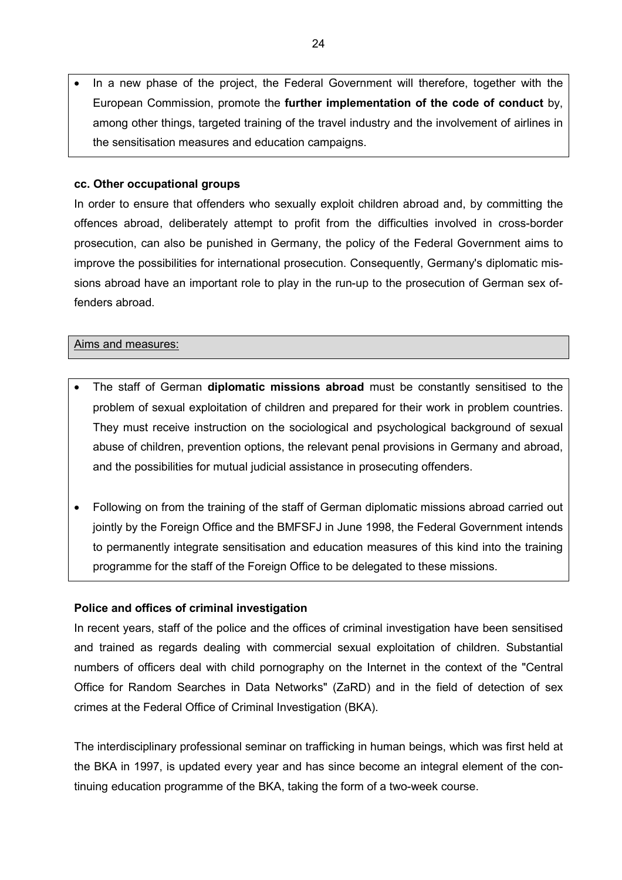- In a new phase of the project, the Federal Government will therefore, together with the European Commission, promote the **further implementation of the code of conduct** by, among other things, targeted training of the travel industry and the involvement of airlines in the sensitisation measures and education campaigns.

#### cc. Other occupational groups

In order to ensure that offenders who sexually exploit children abroad and, by committing the offences abroad, deliberately attempt to profit from the difficulties involved in cross-border prosecution, can also be punished in Germany, the policy of the Federal Government aims to improve the possibilities for international prosecution. Consequently, Germany's diplomatic missions abroad have an important role to play in the run-up to the prosecution of German sex offenders abroad.

Aims and measures:

- The staff of German **diplomatic missions abroad** must be constantly sensitised to the problem of sexual exploitation of children and prepared for their work in problem countries. They must receive instruction on the sociological and psychological background of sexual abuse of children, prevention options, the relevant penal provisions in Germany and abroad, and the possibilities for mutual judicial assistance in prosecuting offenders.

- Following on from the training of the staff of German diplomatic missions abroad carried out jointly by the Foreign Office and the BMFSFJ in June 1998, the Federal Government intends to permanently integrate sensitisation and education measures of this kind into the training programme for the staff of the Foreign Office to be delegated to these missions.

#### Police and offices of criminal investigation

In recent years, staff of the police and the offices of criminal investigation have been sensitised and trained as regards dealing with commercial sexual exploitation of children. Substantial numbers of officers deal with child pornography on the Internet in the context of the "Central Office for Random Searches in Data Networks" (ZaRD) and in the field of detection of sex crimes at the Federal Office of Criminal Investigation (BKA).

The interdisciplinary professional seminar on trafficking in human beings, which was first held at the BKA in 1997, is updated every year and has since become an integral element of the continuing education programme of the BKA, taking the form of a two-week course.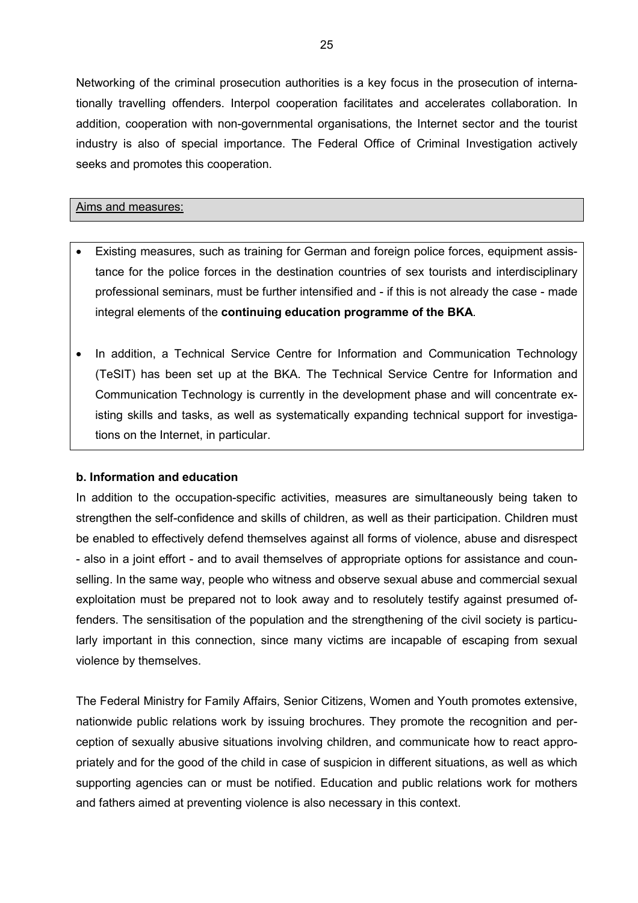Networking of the criminal prosecution authorities is a key focus in the prosecution of internationally travelling offenders. Interpol cooperation facilitates and accelerates collaboration. In addition, cooperation with non-governmental organisations, the Internet sector and the tourist industry is also of special importance. The Federal Office of Criminal Investigation actively seeks and promotes this cooperation.

Aims and measures:

- Existing measures, such as training for German and foreign police forces, equipment assistance for the police forces in the destination countries of sex tourists and interdisciplinary professional seminars, must be further intensified and - if this is not already the case - made integral elements of the **continuing education programme of the BKA**.
- In addition, a Technical Service Centre for Information and Communication Technology (TeSIT) has been set up at the BKA. The Technical Service Centre for Information and Communication Technology is currently in the development phase and will concentrate existing skills and tasks, as well as systematically expanding technical support for investigations on the Internet, in particular.

**b. Information and education**

In addition to the occupation-specific activities, measures are simultaneously being taken to strengthen the self-confidence and skills of children, as well as their participation. Children must be enabled to effectively defend themselves against all forms of violence, abuse and disrespect - also in a joint effort - and to avail themselves of appropriate options for assistance and counselling. In the same way, people who witness and observe sexual abuse and commercial sexual exploitation must be prepared not to look away and to resolutely testify against presumed offenders. The sensitisation of the population and the strengthening of the civil society is particularly important in this connection, since many victims are incapable of escaping from sexual violence by themselves.

The Federal Ministry for Family Affairs, Senior Citizens, Women and Youth promotes extensive, nationwide public relations work by issuing brochures. They promote the recognition and perception of sexually abusive situations involving children, and communicate how to react appropriately and for the good of the child in case of suspicion in different situations, as well as which supporting agencies can or must be notified. Education and public relations work for mothers and fathers aimed at preventing violence is also necessary in this context.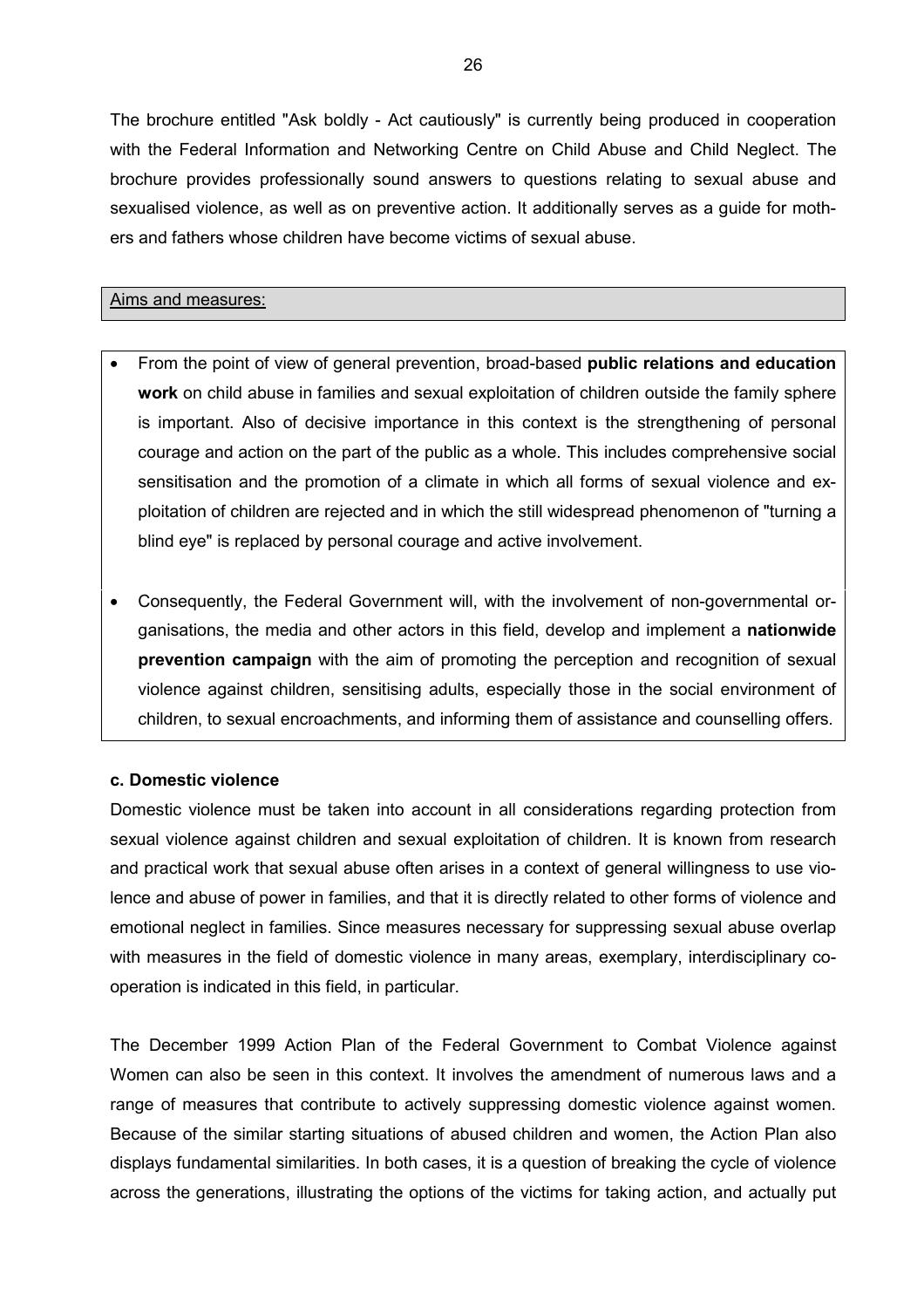The brochure entitled "Ask boldly - Act cautiously" is currently being produced in cooperation with the Federal Information and Networking Centre on Child Abuse and Child Neglect. The brochure provides professionally sound answers to questions relating to sexual abuse and sexualised violence, as well as on preventive action. It additionally serves as a guide for mothers and fathers whose children have become victims of sexual abuse.

Aims and measures:

- From the point of view of general prevention, broad-based **public relations and education work** on child abuse in families and sexual exploitation of children outside the family sphere is important. Also of decisive importance in this context is the strengthening of personal courage and action on the part of the public as a whole. This includes comprehensive social sensitisation and the promotion of a climate in which all forms of sexual violence and exploitation of children are rejected and in which the still widespread phenomenon of "turning a blind eye" is replaced by personal courage and active involvement.
- Consequently, the Federal Government will, with the involvement of non-governmental organisations, the media and other actors in this field, develop and implement a **nationwide prevention campaign** with the aim of promoting the perception and recognition of sexual violence against children, sensitising adults, especially those in the social environment of children, to sexual encroachments, and informing them of assistance and counselling offers.

**c. Domestic violence**

Domestic violence must be taken into account in all considerations regarding protection from sexual violence against children and sexual exploitation of children. It is known from research and practical work that sexual abuse often arises in a context of general willingness to use violence and abuse of power in families, and that it is directly related to other forms of violence and emotional neglect in families. Since measures necessary for suppressing sexual abuse overlap with measures in the field of domestic violence in many areas, exemplary, interdisciplinary cooperation is indicated in this field, in particular.

The December 1999 Action Plan of the Federal Government to Combat Violence against Women can also be seen in this context. It involves the amendment of numerous laws and a range of measures that contribute to actively suppressing domestic violence against women. Because of the similar starting situations of abused children and women, the Action Plan also displays fundamental similarities. In both cases, it is a question of breaking the cycle of violence across the generations, illustrating the options of the victims for taking action, and actually put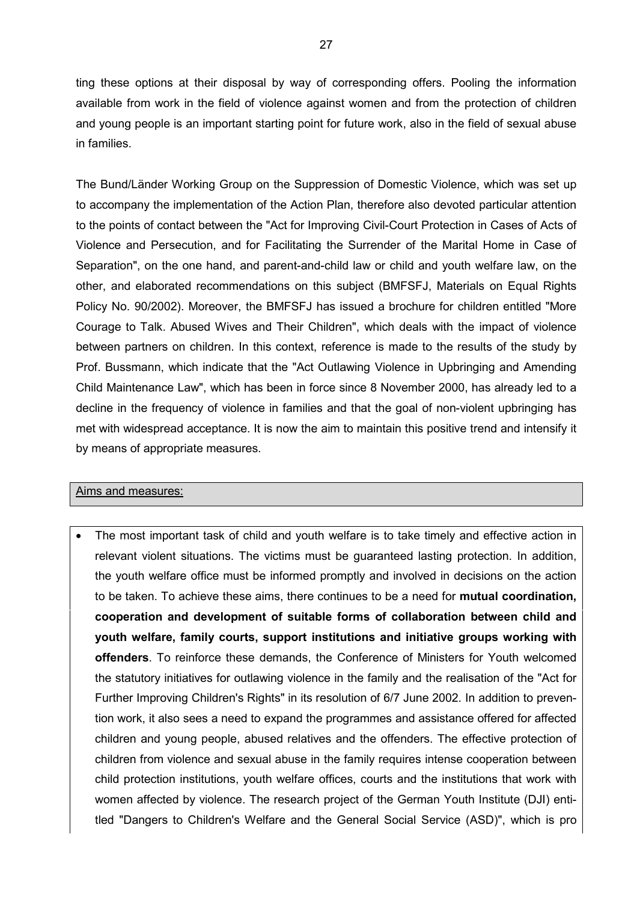ting these options at their disposal by way of corresponding offers. Pooling the information available from work in the field of violence against women and from the protection of children and young people is an important starting point for future work, also in the field of sexual abuse in families.

The Bund/Länder Working Group on the Suppression of Domestic Violence, which was set up to accompany the implementation of the Action Plan, therefore also devoted particular attention to the points of contact between the "Act for Improving Civil-Court Protection in Cases of Acts of Violence and Persecution, and for Facilitating the Surrender of the Marital Home in Case of Separation", on the one hand, and parent-and-child law or child and youth welfare law, on the other, and elaborated recommendations on this subject (BMFSFJ, Materials on Equal Rights Policy No. 90/2002). Moreover, the BMFSFJ has issued a brochure for children entitled "More Courage to Talk. Abused Wives and Their Children", which deals with the impact of violence between partners on children. In this context, reference is made to the results of the study by Prof. Bussmann, which indicate that the "Act Outlawing Violence in Upbringing and Amending Child Maintenance Law", which has been in force since 8 November 2000, has already led to a decline in the frequency of violence in families and that the goal of non-violent upbringing has met with widespread acceptance. It is now the aim to maintain this positive trend and intensify it by means of appropriate measures.

Aims and measures:

- The most important task of child and youth welfare is to take timely and effective action in relevant violent situations. The victims must be guaranteed lasting protection. In addition, the youth welfare office must be informed promptly and involved in decisions on the action to be taken. To achieve these aims, there continues to be a need for **mutual coordination, cooperation and development of suitable forms of collaboration between child and youth welfare, family courts, support institutions and initiative groups working with offenders**. To reinforce these demands, the Conference of Ministers for Youth welcomed the statutory initiatives for outlawing violence in the family and the realisation of the "Act for Further Improving Children's Rights" in its resolution of 6/7 June 2002. In addition to prevention work, it also sees a need to expand the programmes and assistance offered for affected children and young people, abused relatives and the offenders. The effective protection of children from violence and sexual abuse in the family requires intense cooperation between child protection institutions, youth welfare offices, courts and the institutions that work with women affected by violence. The research project of the German Youth Institute (DJI) entitled "Dangers to Children's Welfare and the General Social Service (ASD)", which is pro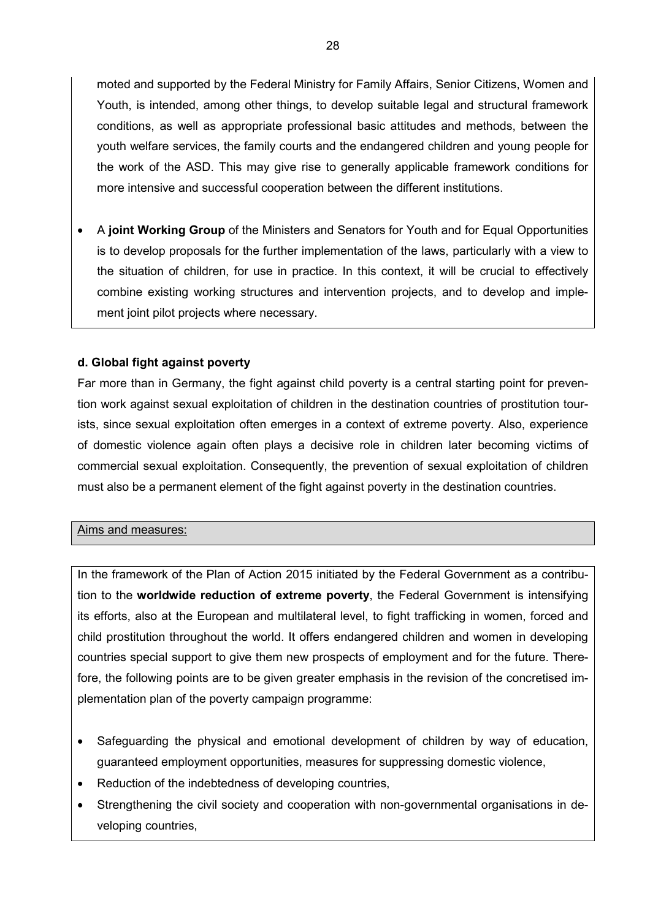moted and supported by the Federal Ministry for Family Affairs, Senior Citizens, Women and Youth, is intended, among other things, to develop suitable legal and structural framework conditions, as well as appropriate professional basic attitudes and methods, between the youth welfare services, the family courts and the endangered children and young people for the work of the ASD. This may give rise to generally applicable framework conditions for more intensive and successful cooperation between the different institutions.

- A **joint Working Group** of the Ministers and Senators for Youth and for Equal Opportunities is to develop proposals for the further implementation of the laws, particularly with a view to the situation of children, for use in practice. In this context, it will be crucial to effectively combine existing working structures and intervention projects, and to develop and implement joint pilot projects where necessary.

#### d. Global fight against poverty

Far more than in Germany, the fight against child poverty is a central starting point for prevention work against sexual exploitation of children in the destination countries of prostitution tourists, since sexual exploitation often emerges in a context of extreme poverty. Also, experience of domestic violence again often plays a decisive role in children later becoming victims of commercial sexual exploitation. Consequently, the prevention of sexual exploitation of children must also be a permanent element of the fight against poverty in the destination countries.

<u>Aims and measures:</u>

In the framework of the Plan of Action 2015 initiated by the Federal Government as a contribution to the **worldwide reduction of extreme poverty**, the Federal Government is intensifying its efforts, also at the European and multilateral level, to fight trafficking in women, forced and child prostitution throughout the world. It offers endangered children and women in developing countries special support to give them new prospects of employment and for the future. Therefore, the following points are to be given greater emphasis in the revision of the concretised implementation plan of the poverty campaign programme:

- Safeguarding the physical and emotional development of children by way of education, guaranteed employment opportunities, measures for suppressing domestic violence,
- Reduction of the indebtedness of developing countries,
- Strengthening the civil society and cooperation with non-governmental organisations in developing countries,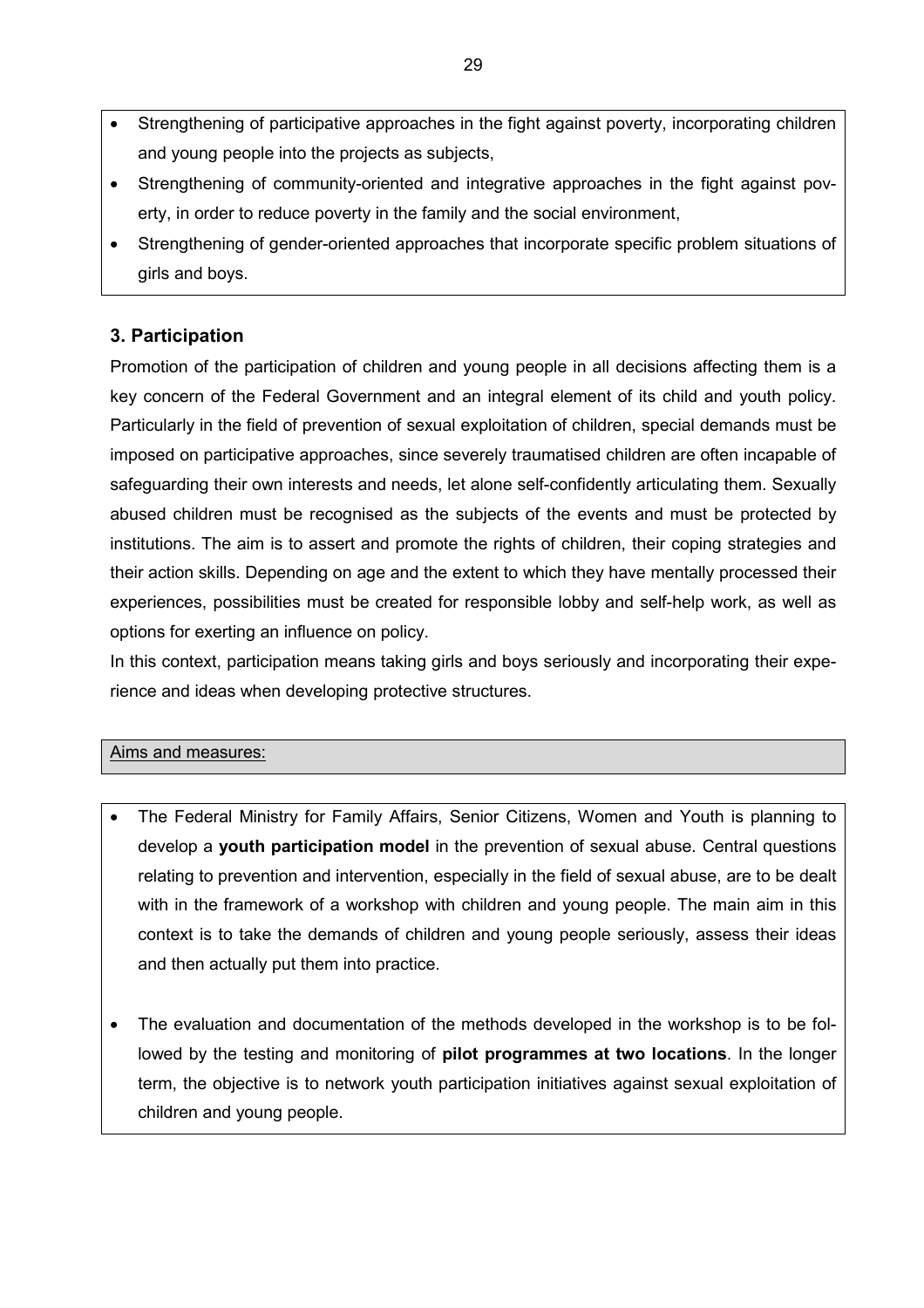- Strengthening of participative approaches in the fight against poverty, incorporating children and young people into the projects as subjects,
- Strengthening of community-oriented and integrative approaches in the fight against poverty, in order to reduce poverty in the family and the social environment,
- Strengthening of gender-oriented approaches that incorporate specific problem situations of girls and boys.

### 3. Participation

Promotion of the participation of children and young people in all decisions affecting them is a key concern of the Federal Government and an integral element of its child and youth policy. Particularly in the field of prevention of sexual exploitation of children, special demands must be imposed on participative approaches, since severely traumatised children are often incapable of safeguarding their own interests and needs, let alone self-confidently articulating them. Sexually abused children must be recognised as the subjects of the events and must be protected by institutions. The aim is to assert and promote the rights of children, their coping strategies and their action skills. Depending on age and the extent to which they have mentally processed their experiences, possibilities must be created for responsible lobby and self-help work, as well as options for exerting an influence on policy.

In this context, participation means taking girls and boys seriously and incorporating their experience and ideas when developing protective structures.

Aims and measures:

- The Federal Ministry for Family Affairs, Senior Citizens, Women and Youth is planning to develop a **youth participation model** in the prevention of sexual abuse. Central questions relating to prevention and intervention, especially in the field of sexual abuse, are to be dealt with in the framework of a workshop with children and young people. The main aim in this context is to take the demands of children and young people seriously, assess their ideas and then actually put them into practice.

- The evaluation and documentation of the methods developed in the workshop is to be followed by the testing and monitoring of **pilot programmes at two locations**. In the longer term, the objective is to network youth participation initiatives against sexual exploitation of children and young people.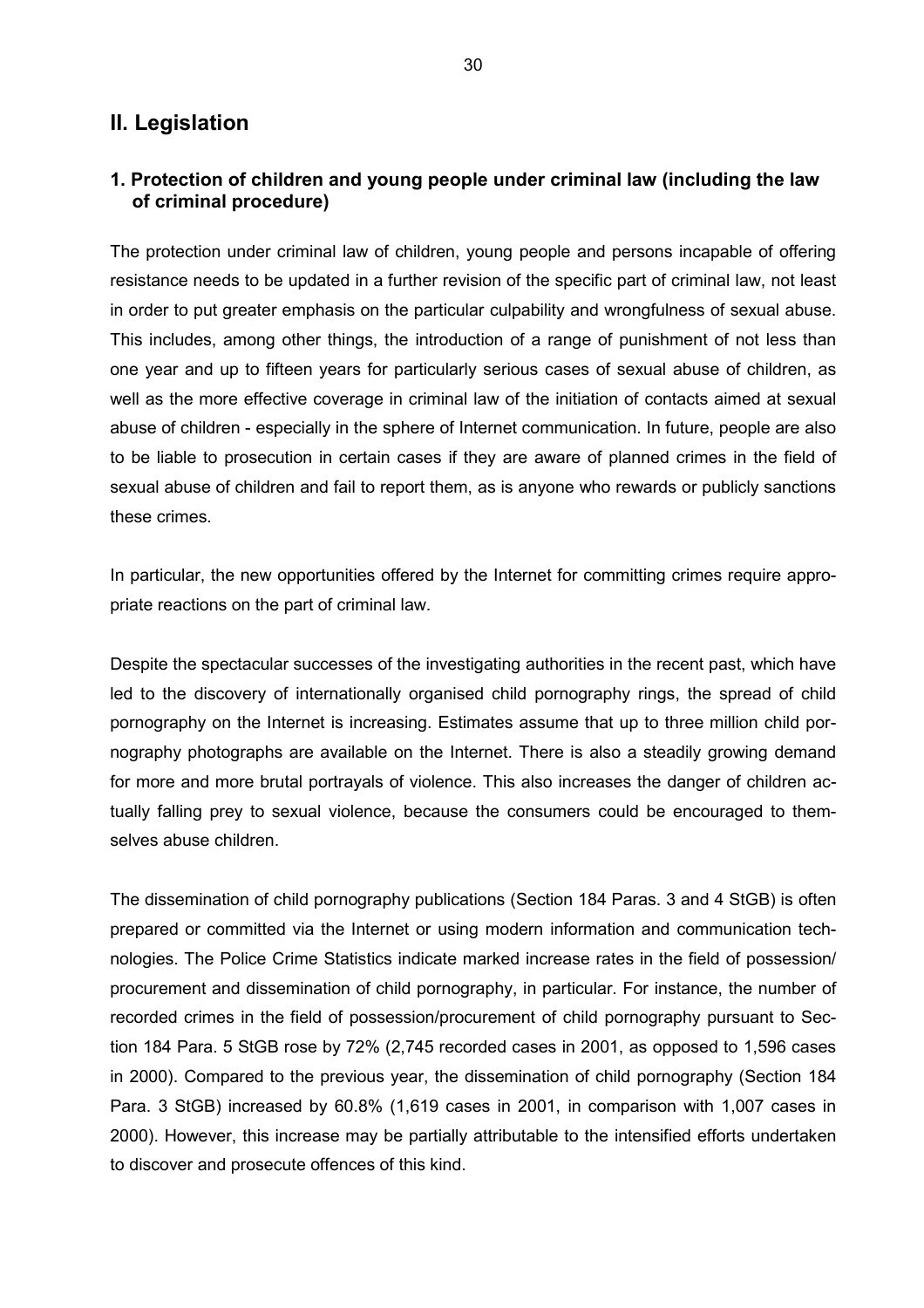## II. Legislation

### 1. Protection of children and young people under criminal law (including the law of criminal procedure)

The protection under criminal law of children, young people and persons incapable of offering resistance needs to be updated in a further revision of the specific part of criminal law, not least in order to put greater emphasis on the particular culpability and wrongfulness of sexual abuse. This includes, among other things, the introduction of a range of punishment of not less than one year and up to fifteen years for particularly serious cases of sexual abuse of children, as well as the more effective coverage in criminal law of the initiation of contacts aimed at sexual abuse of children - especially in the sphere of Internet communication. In future, people are also to be liable to prosecution in certain cases if they are aware of planned crimes in the field of sexual abuse of children and fail to report them, as is anyone who rewards or publicly sanctions these crimes.

In particular, the new opportunities offered by the Internet for committing crimes require appropriate reactions on the part of criminal law.

Despite the spectacular successes of the investigating authorities in the recent past, which have led to the discovery of internationally organised child pornography rings, the spread of child pornography on the Internet is increasing. Estimates assume that up to three million child pornography photographs are available on the Internet. There is also a steadily growing demand for more and more brutal portrayals of violence. This also increases the danger of children actually falling prey to sexual violence, because the consumers could be encouraged to themselves abuse children.

The dissemination of child pornography publications (Section 184 Paras. 3 and 4 StGB) is often prepared or committed via the Internet or using modern information and communication technologies. The Police Crime Statistics indicate marked increase rates in the field of possession/ procurement and dissemination of child pornography, in particular. For instance, the number of recorded crimes in the field of possession/procurement of child pornography pursuant to Section 184 Para. 5 StGB rose by 72% (2,745 recorded cases in 2001, as opposed to 1,596 cases in 2000). Compared to the previous year, the dissemination of child pornography (Section 184 Para. 3 StGB) increased by 60.8% (1,619 cases in 2001, in comparison with 1,007 cases in 2000). However, this increase may be partially attributable to the intensified efforts undertaken to discover and prosecute offences of this kind.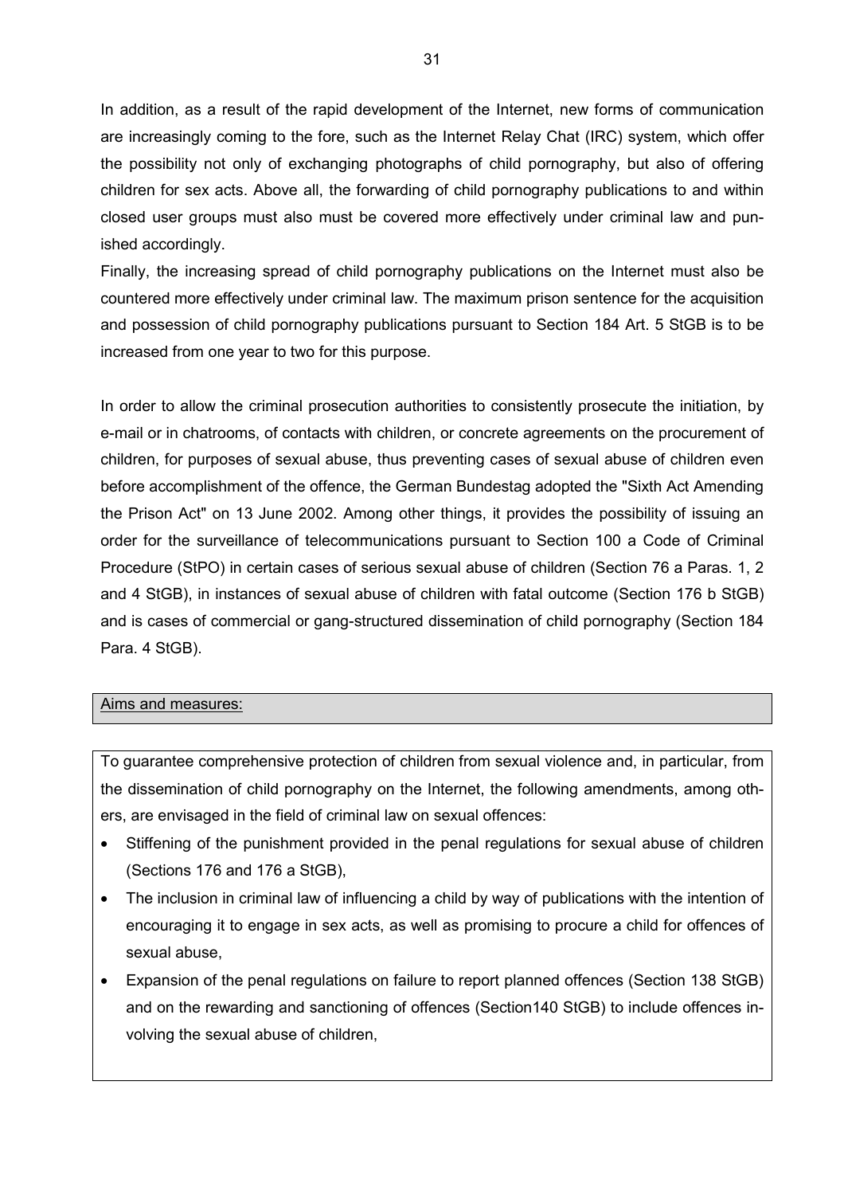In addition, as a result of the rapid development of the Internet, new forms of communication are increasingly coming to the fore, such as the Internet Relay Chat (IRC) system, which offer the possibility not only of exchanging photographs of child pornography, but also of offering children for sex acts. Above all, the forwarding of child pornography publications to and within closed user groups must also must be covered more effectively under criminal law and punished accordingly.
Finally, the increasing spread of child pornography publications on the Internet must also be countered more effectively under criminal law. The maximum prison sentence for the acquisition and possession of child pornography publications pursuant to Section 184 Art. 5 StGB is to be increased from one year to two for this purpose.

In order to allow the criminal prosecution authorities to consistently prosecute the initiation, by e-mail or in chatrooms, of contacts with children, or concrete agreements on the procurement of children, for purposes of sexual abuse, thus preventing cases of sexual abuse of children even before accomplishment of the offence, the German Bundestag adopted the "Sixth Act Amending the Prison Act" on 13 June 2002. Among other things, it provides the possibility of issuing an order for the surveillance of telecommunications pursuant to Section 100 a Code of Criminal Procedure (StPO) in certain cases of serious sexual abuse of children (Section 76 a Paras. 1, 2 and 4 StGB), in instances of sexual abuse of children with fatal outcome (Section 176 b StGB) and is cases of commercial or gang-structured dissemination of child pornography (Section 184 Para. 4 StGB).

Aims and measures:

To guarantee comprehensive protection of children from sexual violence and, in particular, from the dissemination of child pornography on the Internet, the following amendments, among others, are envisaged in the field of criminal law on sexual offences:

- Stiffening of the punishment provided in the penal regulations for sexual abuse of children (Sections 176 and 176 a StGB),
- The inclusion in criminal law of influencing a child by way of publications with the intention of encouraging it to engage in sex acts, as well as promising to procure a child for offences of sexual abuse,
- Expansion of the penal regulations on failure to report planned offences (Section 138 StGB) and on the rewarding and sanctioning of offences (Section140 StGB) to include offences involving the sexual abuse of children,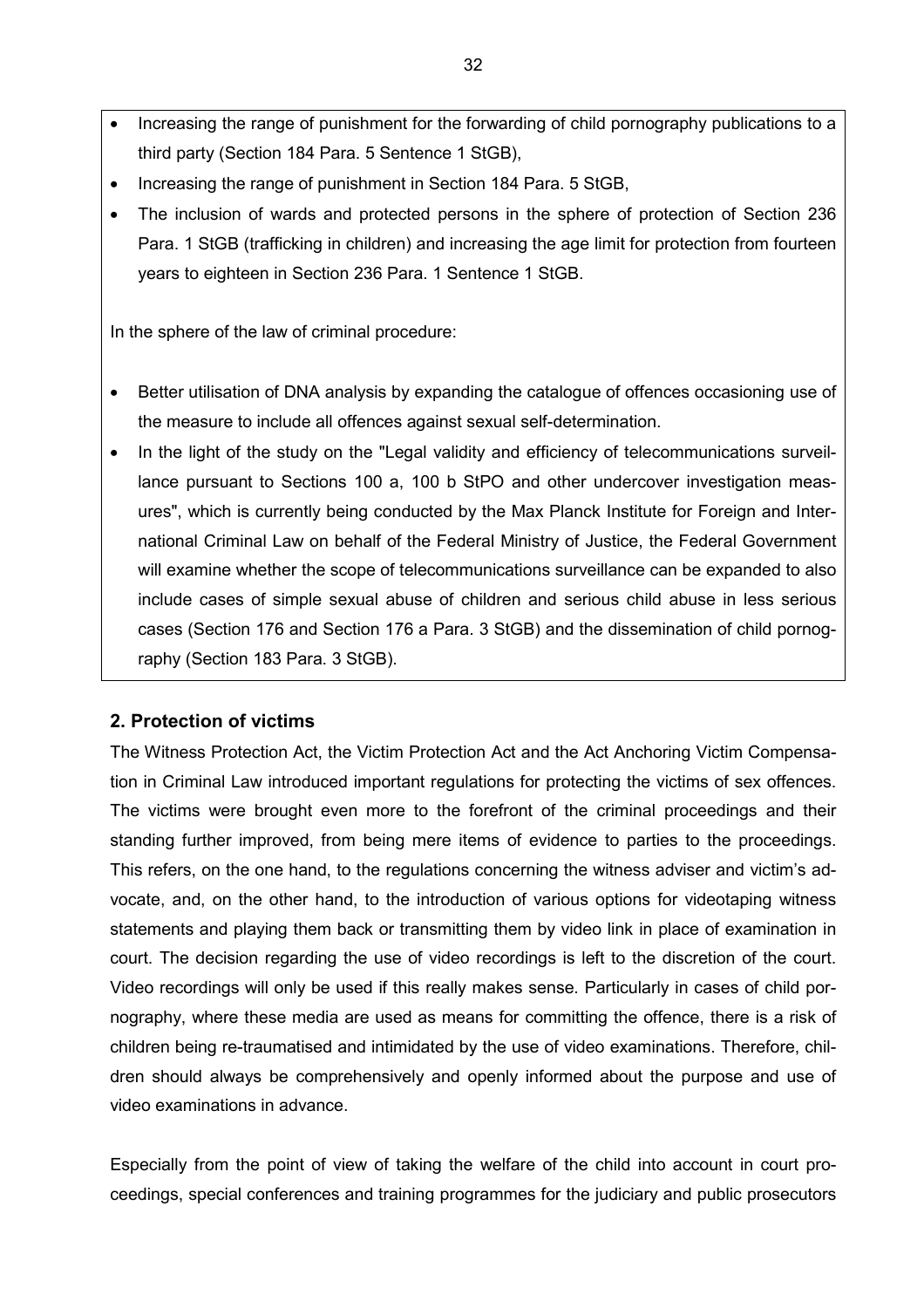- Increasing the range of punishment for the forwarding of child pornography publications to a third party (Section 184 Para. 5 Sentence 1 StGB),
- Increasing the range of punishment in Section 184 Para. 5 StGB,
- The inclusion of wards and protected persons in the sphere of protection of Section 236 Para. 1 StGB (trafficking in children) and increasing the age limit for protection from fourteen years to eighteen in Section 236 Para. 1 Sentence 1 StGB.

In the sphere of the law of criminal procedure:

- Better utilisation of DNA analysis by expanding the catalogue of offences occasioning use of the measure to include all offences against sexual self-determination.
- In the light of the study on the "Legal validity and efficiency of telecommunications surveillance pursuant to Sections 100 a, 100 b StPO and other undercover investigation measures", which is currently being conducted by the Max Planck Institute for Foreign and International Criminal Law on behalf of the Federal Ministry of Justice, the Federal Government will examine whether the scope of telecommunications surveillance can be expanded to also include cases of simple sexual abuse of children and serious child abuse in less serious cases (Section 176 and Section 176 a Para. 3 StGB) and the dissemination of child pornography (Section 183 Para. 3 StGB).

## 2. Protection of victims

The Witness Protection Act, the Victim Protection Act and the Act Anchoring Victim Compensation in Criminal Law introduced important regulations for protecting the victims of sex offences. The victims were brought even more to the forefront of the criminal proceedings and their standing further improved, from being mere items of evidence to parties to the proceedings. This refers, on the one hand, to the regulations concerning the witness adviser and victim's advocate, and, on the other hand, to the introduction of various options for videotaping witness statements and playing them back or transmitting them by video link in place of examination in court. The decision regarding the use of video recordings is left to the discretion of the court. Video recordings will only be used if this really makes sense. Particularly in cases of child pornography, where these media are used as means for committing the offence, there is a risk of children being re-traumatised and intimidated by the use of video examinations. Therefore, children should always be comprehensively and openly informed about the purpose and use of video examinations in advance.

Especially from the point of view of taking the welfare of the child into account in court proceedings, special conferences and training programmes for the judiciary and public prosecutors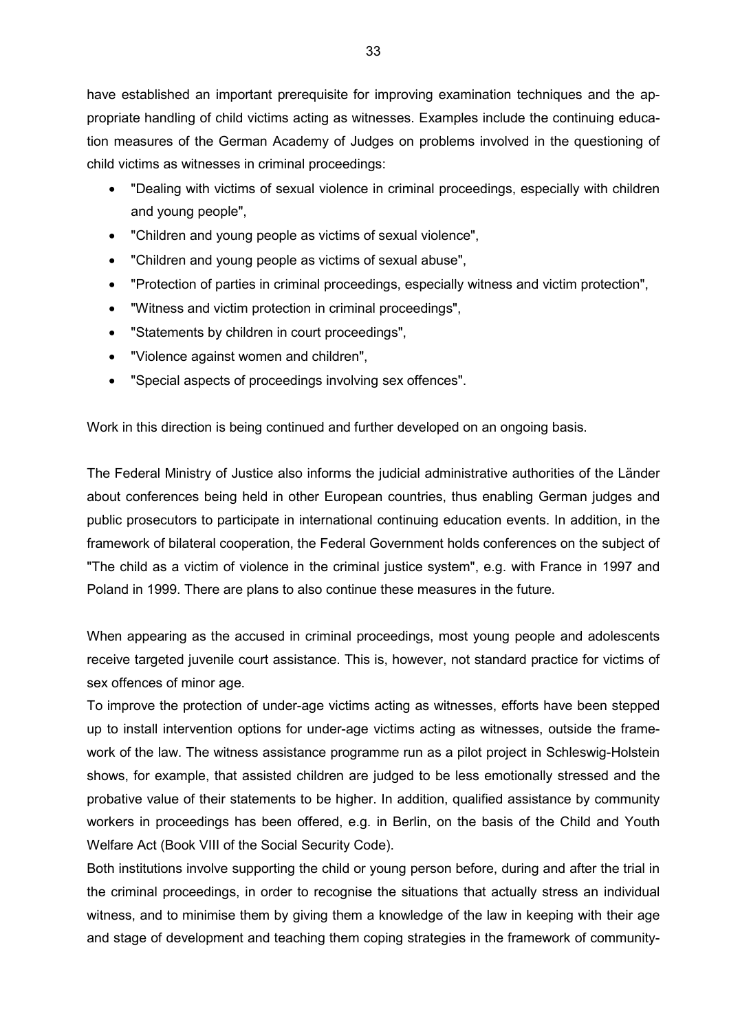have established an important prerequisite for improving examination techniques and the appropriate handling of child victims acting as witnesses. Examples include the continuing education measures of the German Academy of Judges on problems involved in the questioning of child victims as witnesses in criminal proceedings:

- "Dealing with victims of sexual violence in criminal proceedings, especially with children and young people",
- "Children and young people as victims of sexual violence",
- "Children and young people as victims of sexual abuse",
- "Protection of parties in criminal proceedings, especially witness and victim protection",
- "Witness and victim protection in criminal proceedings",
- "Statements by children in court proceedings",
- "Violence against women and children",
- "Special aspects of proceedings involving sex offences".

Work in this direction is being continued and further developed on an ongoing basis.

The Federal Ministry of Justice also informs the judicial administrative authorities of the Länder about conferences being held in other European countries, thus enabling German judges and public prosecutors to participate in international continuing education events. In addition, in the framework of bilateral cooperation, the Federal Government holds conferences on the subject of "The child as a victim of violence in the criminal justice system", e.g. with France in 1997 and Poland in 1999. There are plans to also continue these measures in the future.

When appearing as the accused in criminal proceedings, most young people and adolescents receive targeted juvenile court assistance. This is, however, not standard practice for victims of sex offences of minor age.

To improve the protection of under-age victims acting as witnesses, efforts have been stepped up to install intervention options for under-age victims acting as witnesses, outside the framework of the law. The witness assistance programme run as a pilot project in Schleswig-Holstein shows, for example, that assisted children are judged to be less emotionally stressed and the probative value of their statements to be higher. In addition, qualified assistance by community workers in proceedings has been offered, e.g. in Berlin, on the basis of the Child and Youth Welfare Act (Book VIII of the Social Security Code).

Both institutions involve supporting the child or young person before, during and after the trial in the criminal proceedings, in order to recognise the situations that actually stress an individual witness, and to minimise them by giving them a knowledge of the law in keeping with their age and stage of development and teaching them coping strategies in the framework of community-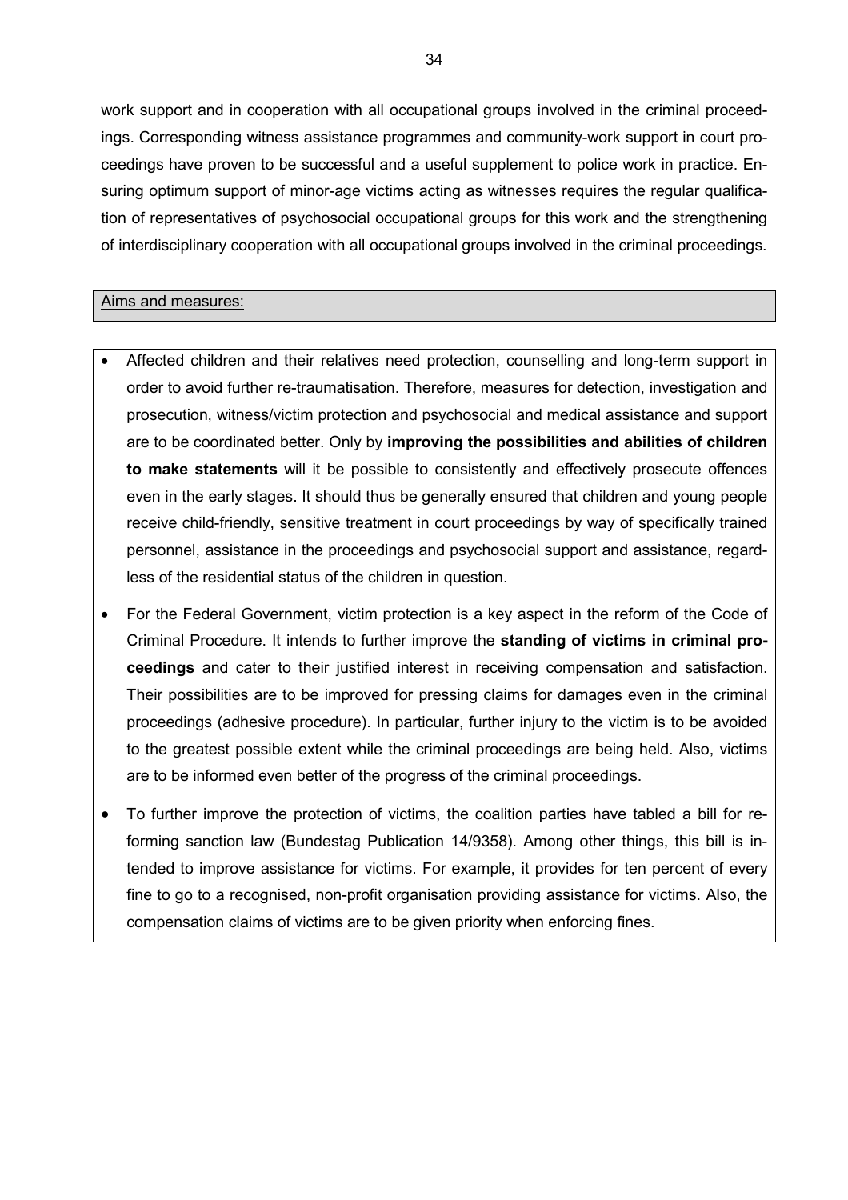work support and in cooperation with all occupational groups involved in the criminal proceedings. Corresponding witness assistance programmes and community-work support in court proceedings have proven to be successful and a useful supplement to police work in practice. Ensuring optimum support of minor-age victims acting as witnesses requires the regular qualification of representatives of psychosocial occupational groups for this work and the strengthening of interdisciplinary cooperation with all occupational groups involved in the criminal proceedings.

Aims and measures:

- Affected children and their relatives need protection, counselling and long-term support in order to avoid further re-traumatisation. Therefore, measures for detection, investigation and prosecution, witness/victim protection and psychosocial and medical assistance and support are to be coordinated better. Only by **improving the possibilities and abilities of children to make statements** will it be possible to consistently and effectively prosecute offences even in the early stages. It should thus be generally ensured that children and young people receive child-friendly, sensitive treatment in court proceedings by way of specifically trained personnel, assistance in the proceedings and psychosocial support and assistance, regardless of the residential status of the children in question.
- For the Federal Government, victim protection is a key aspect in the reform of the Code of Criminal Procedure. It intends to further improve the **standing of victims in criminal proceedings** and cater to their justified interest in receiving compensation and satisfaction. Their possibilities are to be improved for pressing claims for damages even in the criminal proceedings (adhesive procedure). In particular, further injury to the victim is to be avoided to the greatest possible extent while the criminal proceedings are being held. Also, victims are to be informed even better of the progress of the criminal proceedings.
- To further improve the protection of victims, the coalition parties have tabled a bill for reforming sanction law (Bundestag Publication 14/9358). Among other things, this bill is intended to improve assistance for victims. For example, it provides for ten percent of every fine to go to a recognised, non-profit organisation providing assistance for victims. Also, the compensation claims of victims are to be given priority when enforcing fines.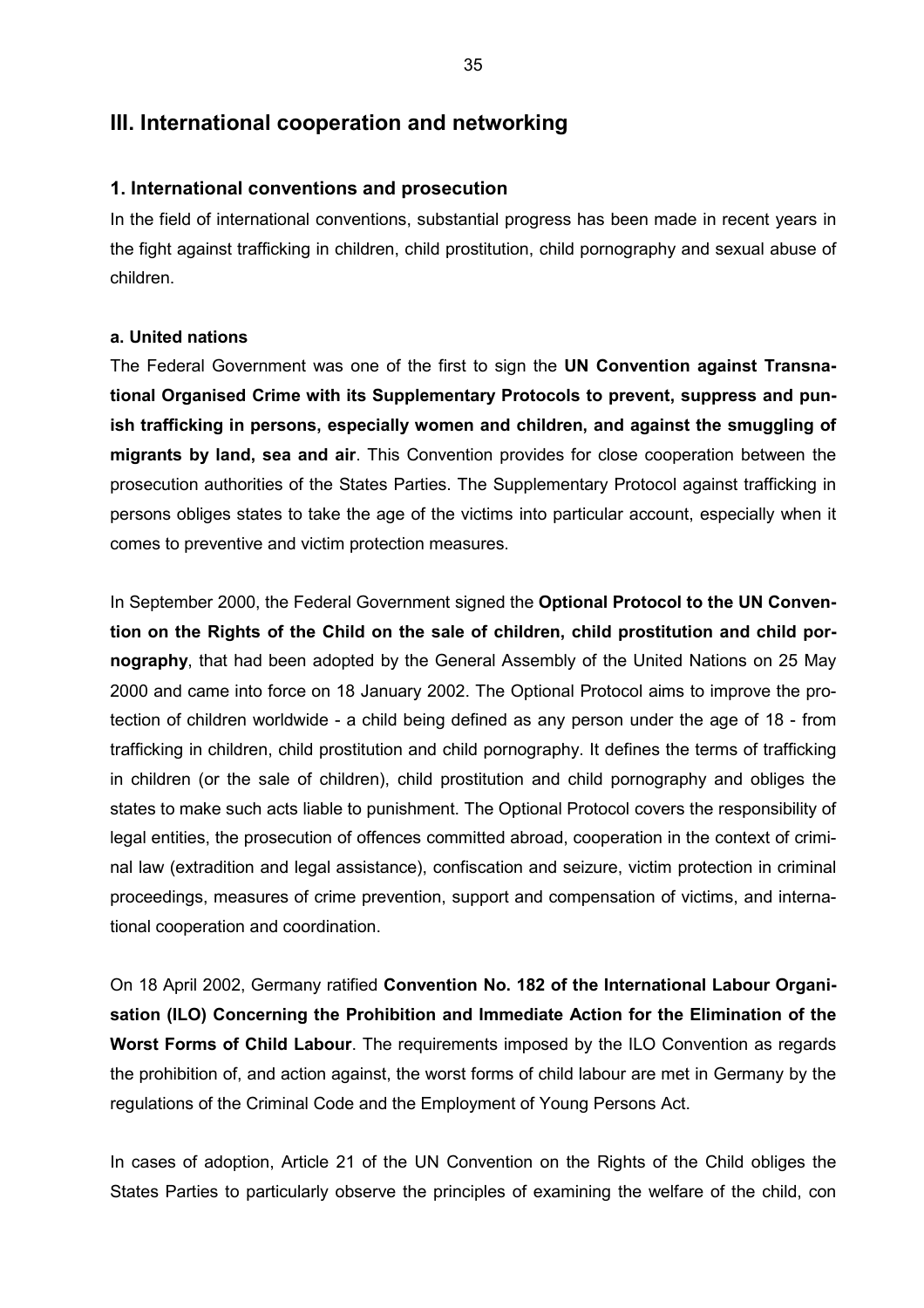## III. International cooperation and networking

### 1. International conventions and prosecution

In the field of international conventions, substantial progress has been made in recent years in the fight against trafficking in children, child prostitution, child pornography and sexual abuse of children.

#### a. United nations

The Federal Government was one of the first to sign the **UN Convention against Transnational Organised Crime with its Supplementary Protocols to prevent, suppress and punish trafficking in persons, especially women and children, and against the smuggling of migrants by land, sea and air**. This Convention provides for close cooperation between the prosecution authorities of the States Parties. The Supplementary Protocol against trafficking in persons obliges states to take the age of the victims into particular account, especially when it comes to preventive and victim protection measures.

In September 2000, the Federal Government signed the **Optional Protocol to the UN Convention on the Rights of the Child on the sale of children, child prostitution and child pornography**, that had been adopted by the General Assembly of the United Nations on 25 May 2000 and came into force on 18 January 2002. The Optional Protocol aims to improve the protection of children worldwide - a child being defined as any person under the age of 18 - from trafficking in children, child prostitution and child pornography. It defines the terms of trafficking in children (or the sale of children), child prostitution and child pornography and obliges the states to make such acts liable to punishment. The Optional Protocol covers the responsibility of legal entities, the prosecution of offences committed abroad, cooperation in the context of criminal law (extradition and legal assistance), confiscation and seizure, victim protection in criminal proceedings, measures of crime prevention, support and compensation of victims, and international cooperation and coordination.

On 18 April 2002, Germany ratified **Convention No. 182 of the International Labour Organisation (ILO) Concerning the Prohibition and Immediate Action for the Elimination of the Worst Forms of Child Labour**. The requirements imposed by the ILO Convention as regards the prohibition of, and action against, the worst forms of child labour are met in Germany by the regulations of the Criminal Code and the Employment of Young Persons Act.

In cases of adoption, Article 21 of the UN Convention on the Rights of the Child obliges the States Parties to particularly observe the principles of examining the welfare of the child, con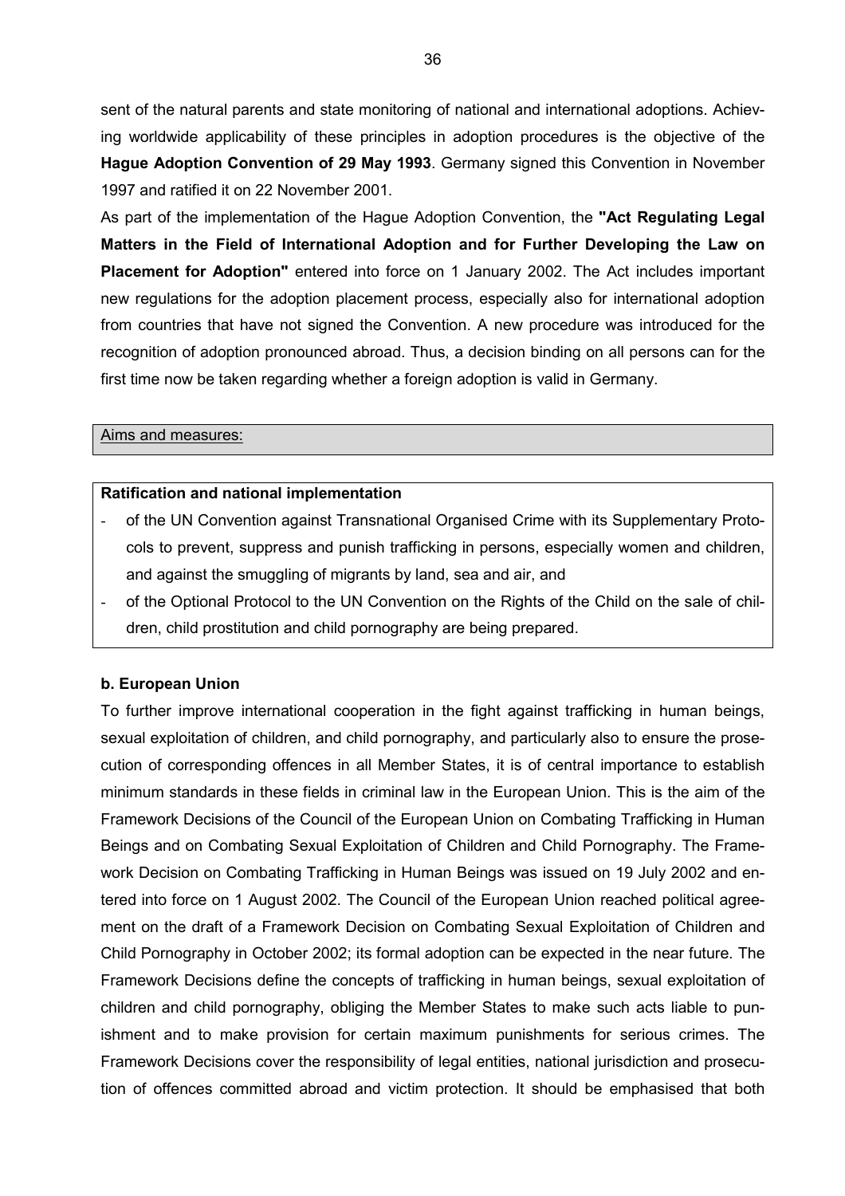sent of the natural parents and state monitoring of national and international adoptions. Achieving worldwide applicability of these principles in adoption procedures is the objective of the **Hague Adoption Convention of 29 May 1993**. Germany signed this Convention in November 1997 and ratified it on 22 November 2001.

As part of the implementation of the Hague Adoption Convention, the **"Act Regulating Legal Matters in the Field of International Adoption and for Further Developing the Law on Placement for Adoption"** entered into force on 1 January 2002. The Act includes important new regulations for the adoption placement process, especially also for international adoption from countries that have not signed the Convention. A new procedure was introduced for the recognition of adoption pronounced abroad. Thus, a decision binding on all persons can for the first time now be taken regarding whether a foreign adoption is valid in Germany.

Aims and measures:

**Ratification and national implementation**

- of the UN Convention against Transnational Organised Crime with its Supplementary Protocols to prevent, suppress and punish trafficking in persons, especially women and children, and against the smuggling of migrants by land, sea and air, and
- of the Optional Protocol to the UN Convention on the Rights of the Child on the sale of children, child prostitution and child pornography are being prepared.

**b. European Union**

To further improve international cooperation in the fight against trafficking in human beings, sexual exploitation of children, and child pornography, and particularly also to ensure the prosecution of corresponding offences in all Member States, it is of central importance to establish minimum standards in these fields in criminal law in the European Union. This is the aim of the Framework Decisions of the Council of the European Union on Combating Trafficking in Human Beings and on Combating Sexual Exploitation of Children and Child Pornography. The Framework Decision on Combating Trafficking in Human Beings was issued on 19 July 2002 and entered into force on 1 August 2002. The Council of the European Union reached political agreement on the draft of a Framework Decision on Combating Sexual Exploitation of Children and Child Pornography in October 2002; its formal adoption can be expected in the near future. The Framework Decisions define the concepts of trafficking in human beings, sexual exploitation of children and child pornography, obliging the Member States to make such acts liable to punishment and to make provision for certain maximum punishments for serious crimes. The Framework Decisions cover the responsibility of legal entities, national jurisdiction and prosecution of offences committed abroad and victim protection. It should be emphasised that both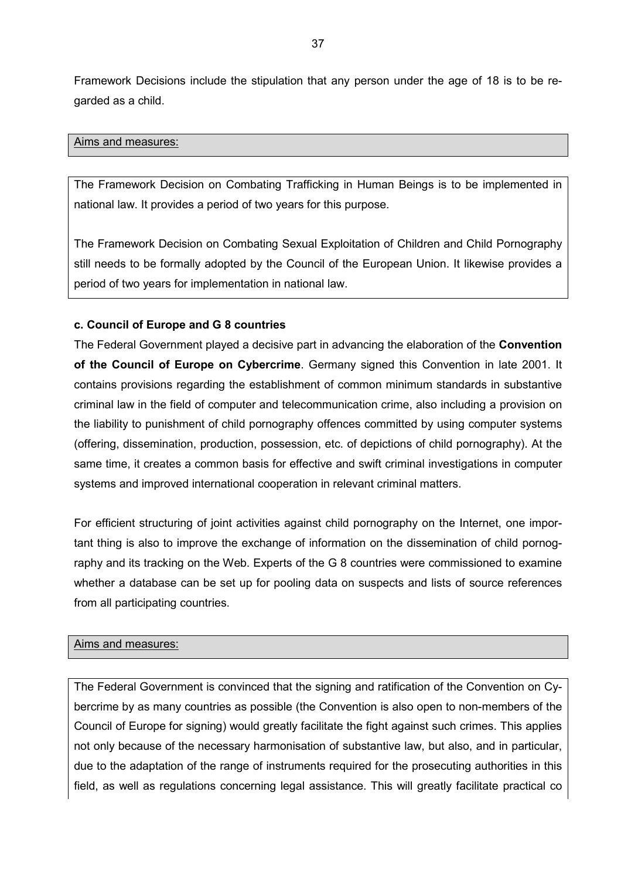Framework Decisions include the stipulation that any person under the age of 18 is to be regarded as a child.

Aims and measures:

The Framework Decision on Combating Trafficking in Human Beings is to be implemented in national law. It provides a period of two years for this purpose.

The Framework Decision on Combating Sexual Exploitation of Children and Child Pornography still needs to be formally adopted by the Council of the European Union. It likewise provides a period of two years for implementation in national law.

**c. Council of Europe and G 8 countries**

The Federal Government played a decisive part in advancing the elaboration of the **Convention of the Council of Europe on Cybercrime**. Germany signed this Convention in late 2001. It contains provisions regarding the establishment of common minimum standards in substantive criminal law in the field of computer and telecommunication crime, also including a provision on the liability to punishment of child pornography offences committed by using computer systems (offering, dissemination, production, possession, etc. of depictions of child pornography). At the same time, it creates a common basis for effective and swift criminal investigations in computer systems and improved international cooperation in relevant criminal matters.

For efficient structuring of joint activities against child pornography on the Internet, one important thing is also to improve the exchange of information on the dissemination of child pornography and its tracking on the Web. Experts of the G 8 countries were commissioned to examine whether a database can be set up for pooling data on suspects and lists of source references from all participating countries.

Aims and measures:

The Federal Government is convinced that the signing and ratification of the Convention on Cybercrime by as many countries as possible (the Convention is also open to non-members of the Council of Europe for signing) would greatly facilitate the fight against such crimes. This applies not only because of the necessary harmonisation of substantive law, but also, and in particular, due to the adaptation of the range of instruments required for the prosecuting authorities in this field, as well as regulations concerning legal assistance. This will greatly facilitate practical co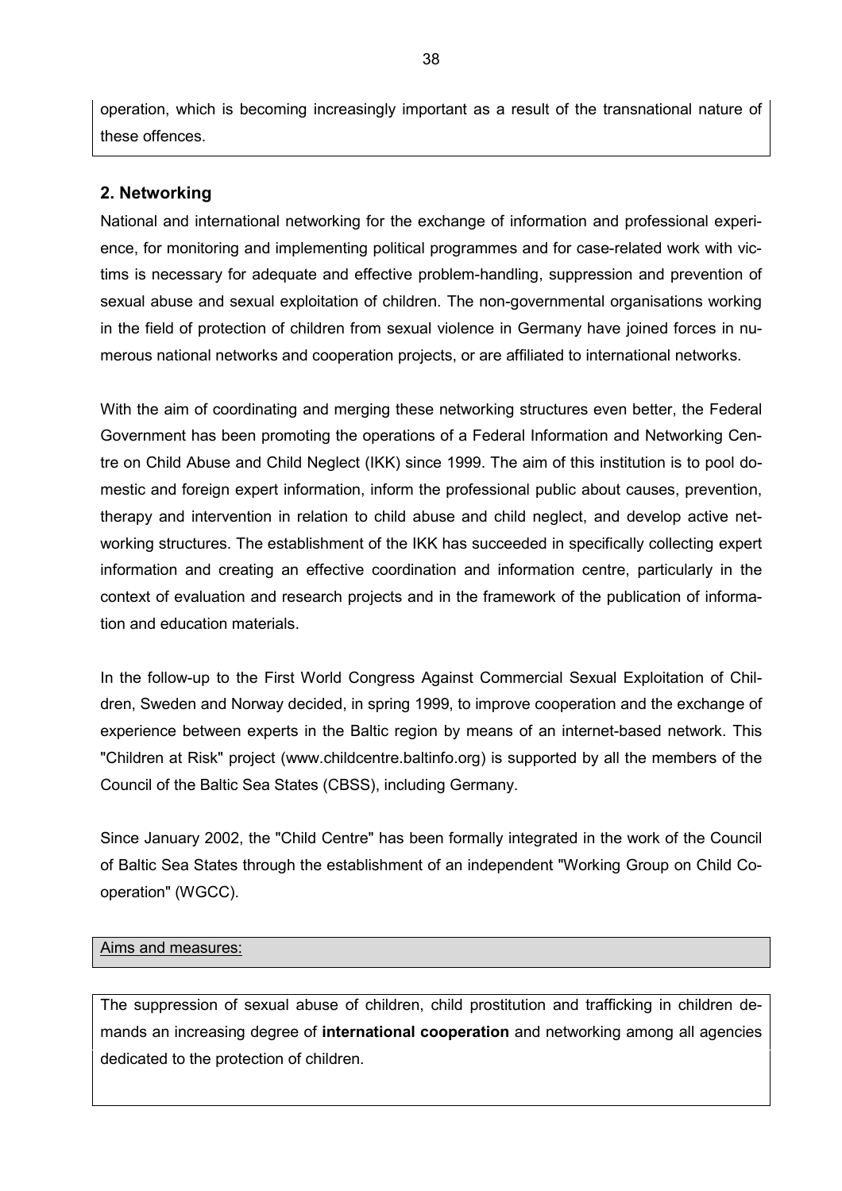operation, which is becoming increasingly important as a result of the transnational nature of these offences.

## 2. Networking

National and international networking for the exchange of information and professional experience, for monitoring and implementing political programmes and for case-related work with victims is necessary for adequate and effective problem-handling, suppression and prevention of sexual abuse and sexual exploitation of children. The non-governmental organisations working in the field of protection of children from sexual violence in Germany have joined forces in numerous national networks and cooperation projects, or are affiliated to international networks.

With the aim of coordinating and merging these networking structures even better, the Federal Government has been promoting the operations of a Federal Information and Networking Centre on Child Abuse and Child Neglect (IKK) since 1999. The aim of this institution is to pool domestic and foreign expert information, inform the professional public about causes, prevention, therapy and intervention in relation to child abuse and child neglect, and develop active networking structures. The establishment of the IKK has succeeded in specifically collecting expert information and creating an effective coordination and information centre, particularly in the context of evaluation and research projects and in the framework of the publication of information and education materials.

In the follow-up to the First World Congress Against Commercial Sexual Exploitation of Children, Sweden and Norway decided, in spring 1999, to improve cooperation and the exchange of experience between experts in the Baltic region by means of an internet-based network. This "Children at Risk" project (www.childcentre.baltinfo.org) is supported by all the members of the Council of the Baltic Sea States (CBSS), including Germany.

Since January 2002, the "Child Centre" has been formally integrated in the work of the Council of Baltic Sea States through the establishment of an independent "Working Group on Child Cooperation" (WGCC).

Aims and measures:

The suppression of sexual abuse of children, child prostitution and trafficking in children demands an increasing degree of **international cooperation** and networking among all agencies dedicated to the protection of children.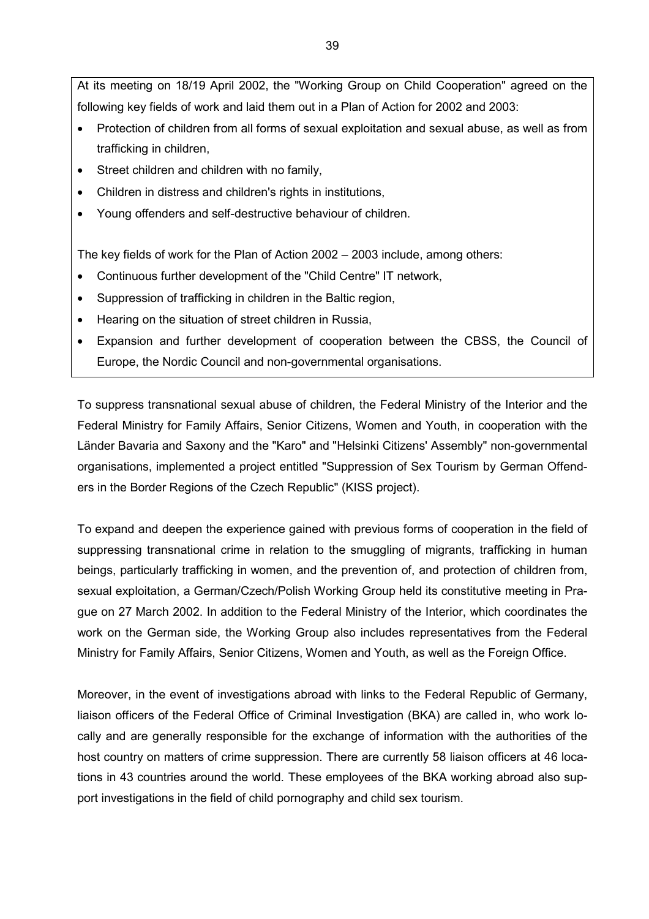At its meeting on 18/19 April 2002, the "Working Group on Child Cooperation" agreed on the following key fields of work and laid them out in a Plan of Action for 2002 and 2003:

- Protection of children from all forms of sexual exploitation and sexual abuse, as well as from trafficking in children,
- Street children and children with no family,
- Children in distress and children's rights in institutions,
- Young offenders and self-destructive behaviour of children.

The key fields of work for the Plan of Action 2002 – 2003 include, among others:

- Continuous further development of the "Child Centre" IT network,
- Suppression of trafficking in children in the Baltic region,
- Hearing on the situation of street children in Russia,
- Expansion and further development of cooperation between the CBSS, the Council of Europe, the Nordic Council and non-governmental organisations.

To suppress transnational sexual abuse of children, the Federal Ministry of the Interior and the Federal Ministry for Family Affairs, Senior Citizens, Women and Youth, in cooperation with the Länder Bavaria and Saxony and the "Karo" and "Helsinki Citizens' Assembly" non-governmental organisations, implemented a project entitled "Suppression of Sex Tourism by German Offenders in the Border Regions of the Czech Republic" (KISS project).

To expand and deepen the experience gained with previous forms of cooperation in the field of suppressing transnational crime in relation to the smuggling of migrants, trafficking in human beings, particularly trafficking in women, and the prevention of, and protection of children from, sexual exploitation, a German/Czech/Polish Working Group held its constitutive meeting in Prague on 27 March 2002. In addition to the Federal Ministry of the Interior, which coordinates the work on the German side, the Working Group also includes representatives from the Federal Ministry for Family Affairs, Senior Citizens, Women and Youth, as well as the Foreign Office.

Moreover, in the event of investigations abroad with links to the Federal Republic of Germany, liaison officers of the Federal Office of Criminal Investigation (BKA) are called in, who work locally and are generally responsible for the exchange of information with the authorities of the host country on matters of crime suppression. There are currently 58 liaison officers at 46 locations in 43 countries around the world. These employees of the BKA working abroad also support investigations in the field of child pornography and child sex tourism.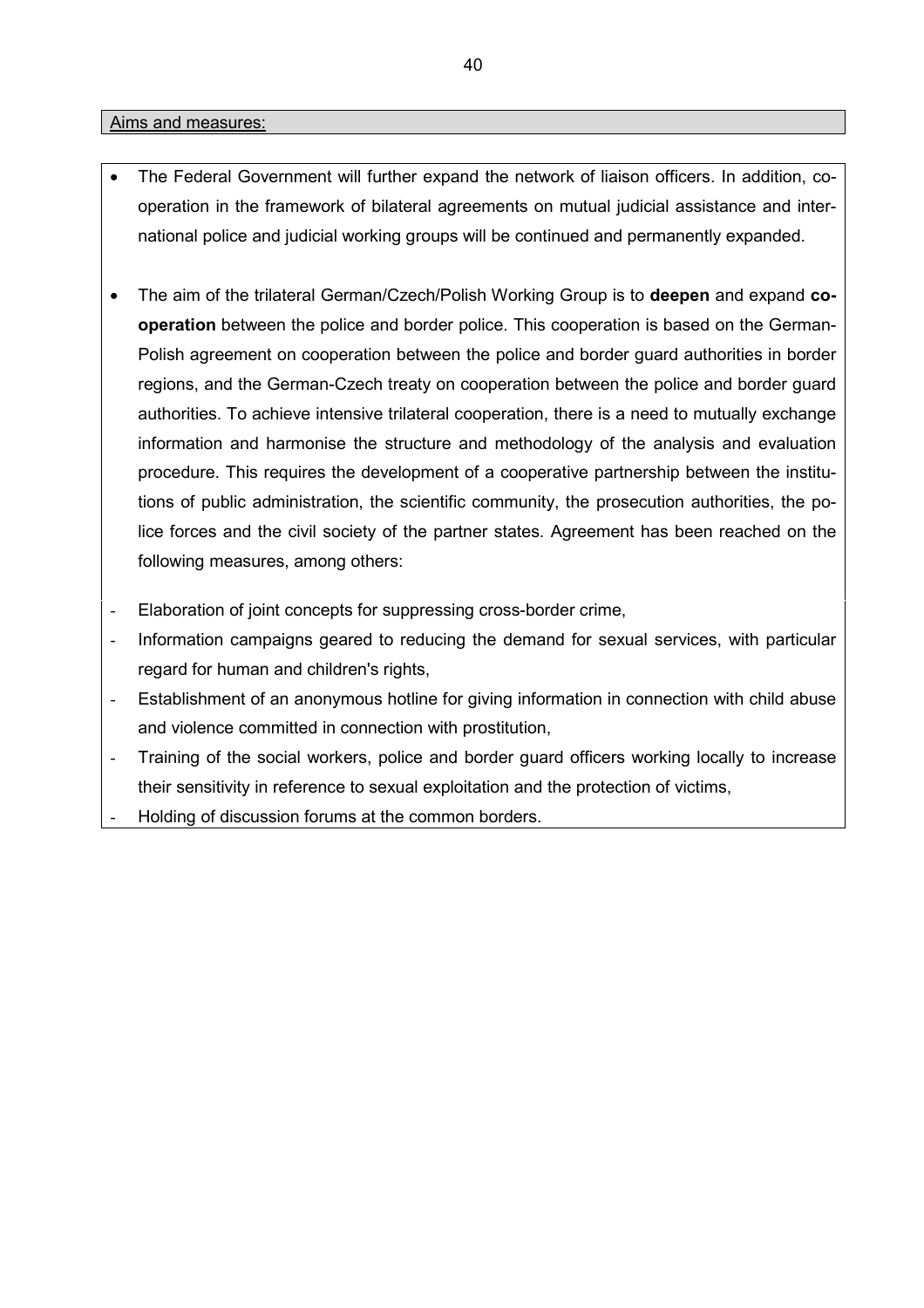Aims and measures:

- The Federal Government will further expand the network of liaison officers. In addition, co-operation in the framework of bilateral agreements on mutual judicial assistance and international police and judicial working groups will be continued and permanently expanded.

- The aim of the trilateral German/Czech/Polish Working Group is to **deepen** and expand **co-operation** between the police and border police. This cooperation is based on the German-Polish agreement on cooperation between the police and border guard authorities in border regions, and the German-Czech treaty on cooperation between the police and border guard authorities. To achieve intensive trilateral cooperation, there is a need to mutually exchange information and harmonise the structure and methodology of the analysis and evaluation procedure. This requires the development of a cooperative partnership between the institutions of public administration, the scientific community, the prosecution authorities, the police forces and the civil society of the partner states. Agreement has been reached on the following measures, among others:

- Elaboration of joint concepts for suppressing cross-border crime,
- Information campaigns geared to reducing the demand for sexual services, with particular regard for human and children's rights,
- Establishment of an anonymous hotline for giving information in connection with child abuse and violence committed in connection with prostitution,
- Training of the social workers, police and border guard officers working locally to increase their sensitivity in reference to sexual exploitation and the protection of victims,
- Holding of discussion forums at the common borders.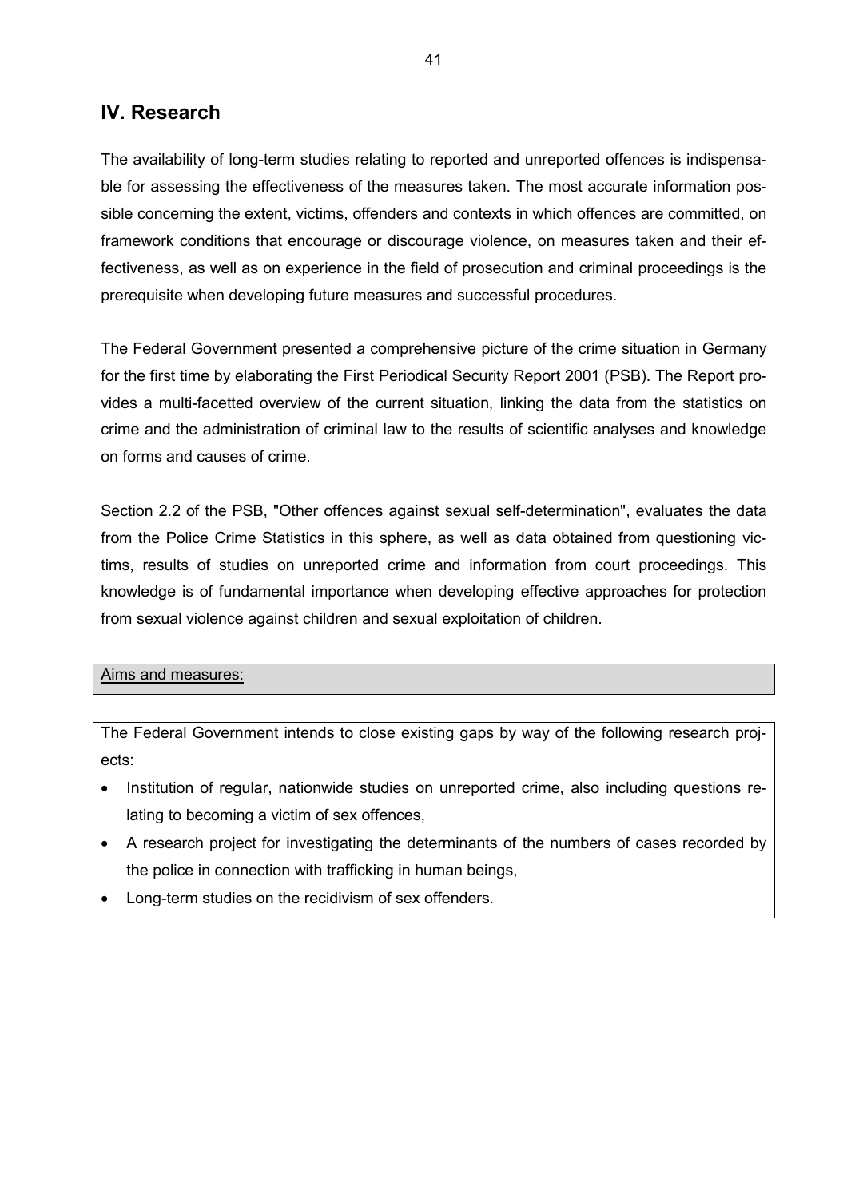## IV. Research

The availability of long-term studies relating to reported and unreported offences is indispensable for assessing the effectiveness of the measures taken. The most accurate information possible concerning the extent, victims, offenders and contexts in which offences are committed, on framework conditions that encourage or discourage violence, on measures taken and their effectiveness, as well as on experience in the field of prosecution and criminal proceedings is the prerequisite when developing future measures and successful procedures.

The Federal Government presented a comprehensive picture of the crime situation in Germany for the first time by elaborating the First Periodical Security Report 2001 (PSB). The Report provides a multi-facetted overview of the current situation, linking the data from the statistics on crime and the administration of criminal law to the results of scientific analyses and knowledge on forms and causes of crime.

Section 2.2 of the PSB, "Other offences against sexual self-determination", evaluates the data from the Police Crime Statistics in this sphere, as well as data obtained from questioning victims, results of studies on unreported crime and information from court proceedings. This knowledge is of fundamental importance when developing effective approaches for protection from sexual violence against children and sexual exploitation of children.

<u>Aims and measures:</u>

The Federal Government intends to close existing gaps by way of the following research projects:

- Institution of regular, nationwide studies on unreported crime, also including questions relating to becoming a victim of sex offences,
- A research project for investigating the determinants of the numbers of cases recorded by the police in connection with trafficking in human beings,
- Long-term studies on the recidivism of sex offenders.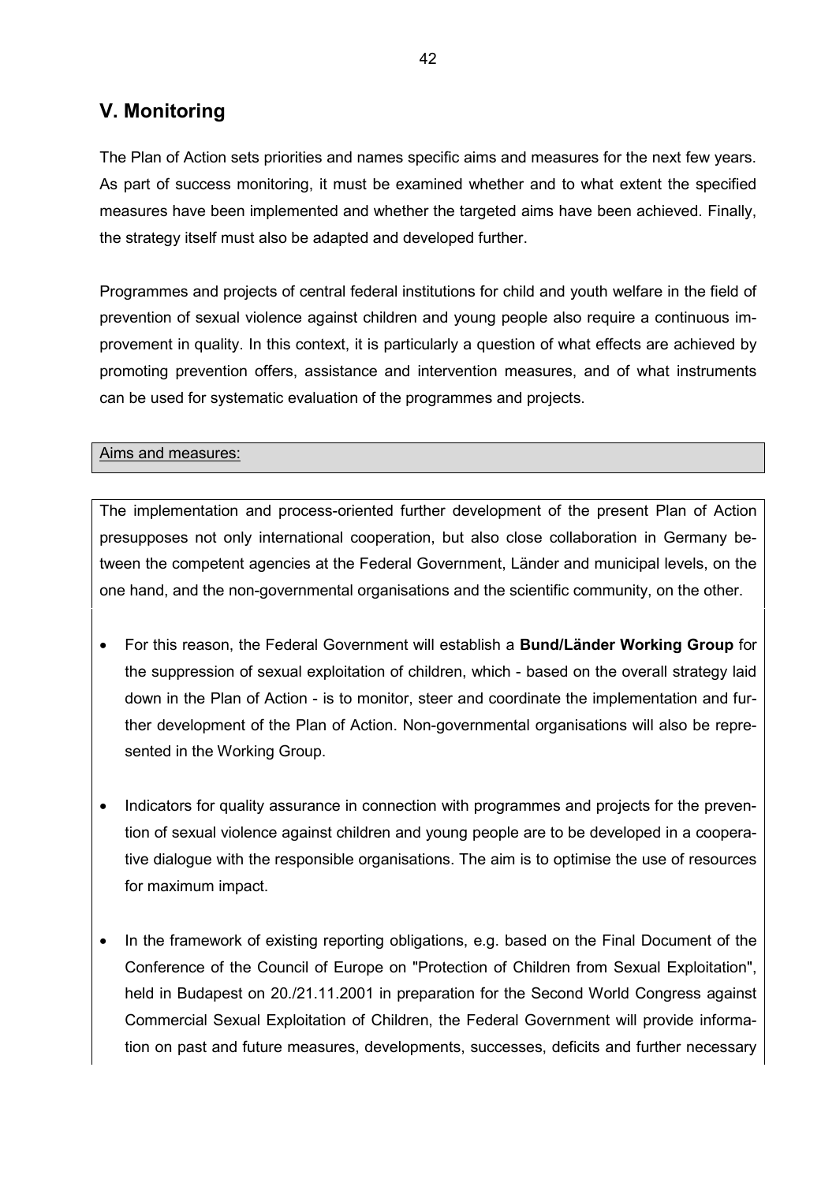## V. Monitoring

The Plan of Action sets priorities and names specific aims and measures for the next few years. As part of success monitoring, it must be examined whether and to what extent the specified measures have been implemented and whether the targeted aims have been achieved. Finally, the strategy itself must also be adapted and developed further.

Programmes and projects of central federal institutions for child and youth welfare in the field of prevention of sexual violence against children and young people also require a continuous improvement in quality. In this context, it is particularly a question of what effects are achieved by promoting prevention offers, assistance and intervention measures, and of what instruments can be used for systematic evaluation of the programmes and projects.

Aims and measures:

The implementation and process-oriented further development of the present Plan of Action presupposes not only international cooperation, but also close collaboration in Germany between the competent agencies at the Federal Government, Länder and municipal levels, on the one hand, and the non-governmental organisations and the scientific community, on the other.

- For this reason, the Federal Government will establish a **Bund/Länder Working Group** for the suppression of sexual exploitation of children, which - based on the overall strategy laid down in the Plan of Action - is to monitor, steer and coordinate the implementation and further development of the Plan of Action. Non-governmental organisations will also be represented in the Working Group.

- Indicators for quality assurance in connection with programmes and projects for the prevention of sexual violence against children and young people are to be developed in a cooperative dialogue with the responsible organisations. The aim is to optimise the use of resources for maximum impact.

- In the framework of existing reporting obligations, e.g. based on the Final Document of the Conference of the Council of Europe on "Protection of Children from Sexual Exploitation", held in Budapest on 20./21.11.2001 in preparation for the Second World Congress against Commercial Sexual Exploitation of Children, the Federal Government will provide information on past and future measures, developments, successes, deficits and further necessary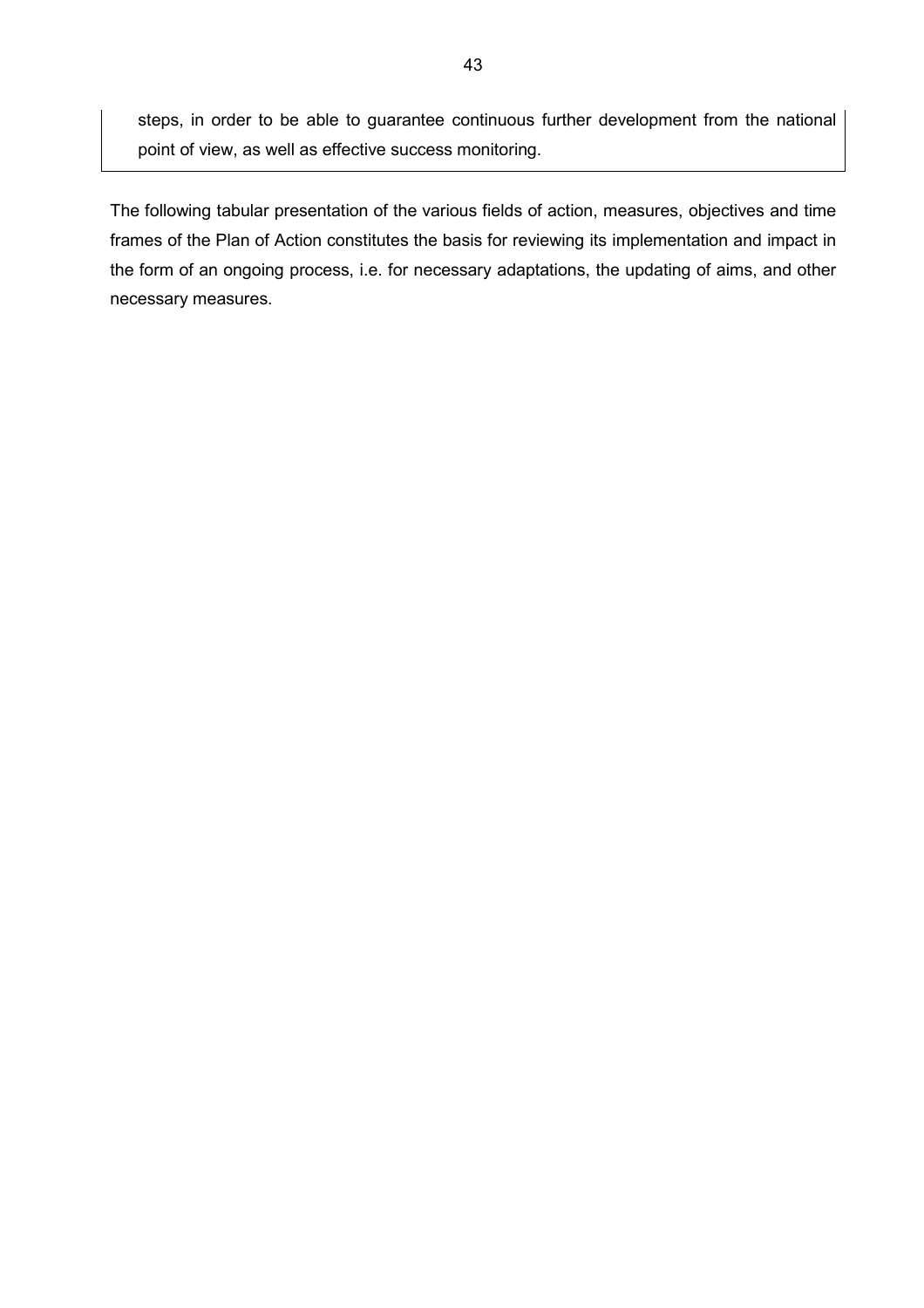steps, in order to be able to guarantee continuous further development from the national point of view, as well as effective success monitoring.

The following tabular presentation of the various fields of action, measures, objectives and time frames of the Plan of Action constitutes the basis for reviewing its implementation and impact in the form of an ongoing process, i.e. for necessary adaptations, the updating of aims, and other necessary measures.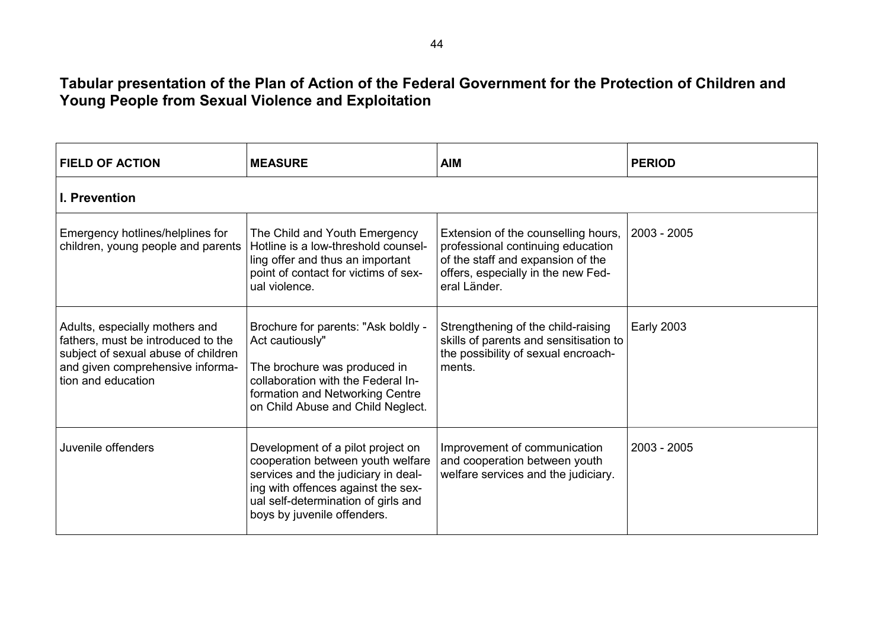# Tabular presentation of the Plan of Action of the Federal Government for the Protection of Children and Young People from Sexual Violence and Exploitation

| FIELD OF ACTION | MEASURE | AIM | PERIOD |
|---|---|---|---|
| **I. Prevention** | | | |
| Emergency hotlines/helplines for children, young people and parents | The Child and Youth Emergency Hotline is a low-threshold counselling offer and thus an important point of contact for victims of sexual violence. | Extension of the counselling hours, professional continuing education of the staff and expansion of the offers, especially in the new Federal Länder. | 2003 - 2005 |
| Adults, especially mothers and fathers, must be introduced to the subject of sexual abuse of children and given comprehensive information and education | Brochure for parents: "Ask boldly - Act cautiously"<br><br>The brochure was produced in collaboration with the Federal Information and Networking Centre on Child Abuse and Child Neglect. | Strengthening of the child-raising skills of parents and sensitisation to the possibility of sexual encroachments. | Early 2003 |
| Juvenile offenders | Development of a pilot project on cooperation between youth welfare services and the judiciary in dealing with offences against the sexual self-determination of girls and boys by juvenile offenders. | Improvement of communication and cooperation between youth welfare services and the judiciary. | 2003 - 2005 |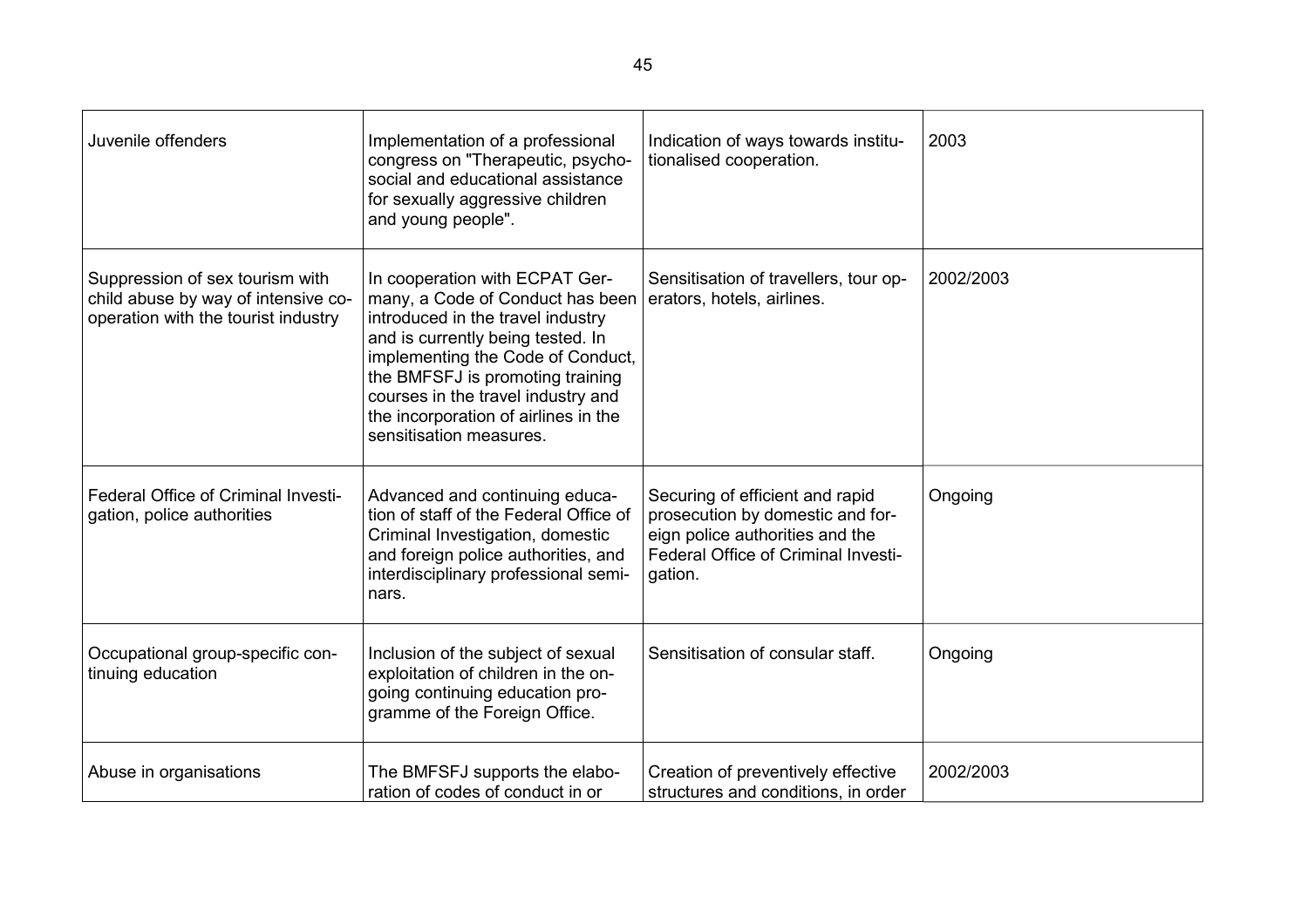| Juvenile offenders | Implementation of a professional congress on "Therapeutic, psycho-social and educational assistance for sexually aggressive children and young people". | Indication of ways towards institutionalised cooperation. | 2003 |
|---|---|---|---|
| Suppression of sex tourism with child abuse by way of intensive co-operation with the tourist industry | In cooperation with ECPAT Germany, a Code of Conduct has been introduced in the travel industry and is currently being tested. In implementing the Code of Conduct, the BMFSFJ is promoting training courses in the travel industry and the incorporation of airlines in the sensitisation measures. | Sensitisation of travellers, tour operators, hotels, airlines. | 2002/2003 |
| Federal Office of Criminal Investigation, police authorities | Advanced and continuing education of staff of the Federal Office of Criminal Investigation, domestic and foreign police authorities, and interdisciplinary professional seminars. | Securing of efficient and rapid prosecution by domestic and foreign police authorities and the Federal Office of Criminal Investigation. | Ongoing |
| Occupational group-specific continuing education | Inclusion of the subject of sexual exploitation of children in the ongoing continuing education programme of the Foreign Office. | Sensitisation of consular staff. | Ongoing |
| Abuse in organisations | The BMFSFJ supports the elaboration of codes of conduct in or | Creation of preventively effective structures and conditions, in order | 2002/2003 |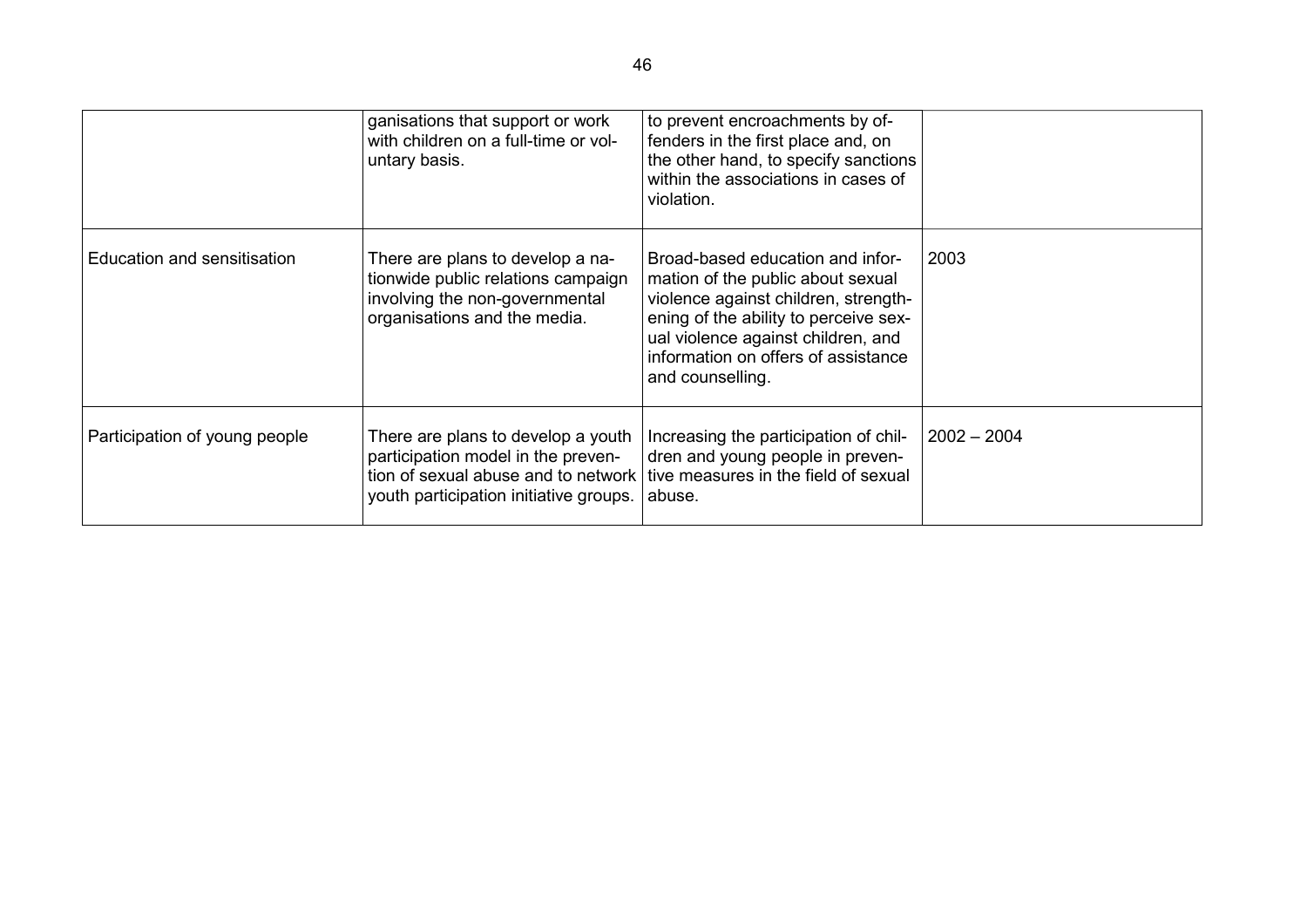| | | | |
|---|---|---|---|
| | ganisations that support or work with children on a full-time or voluntary basis. | to prevent encroachments by offenders in the first place and, on the other hand, to specify sanctions within the associations in cases of violation. | |
| Education and sensitisation | There are plans to develop a nationwide public relations campaign involving the non-governmental organisations and the media. | Broad-based education and information of the public about sexual violence against children, strengthening of the ability to perceive sexual violence against children, and information on offers of assistance and counselling. | 2003 |
| Participation of young people | There are plans to develop a youth participation model in the prevention of sexual abuse and to network youth participation initiative groups. | Increasing the participation of children and young people in preventive measures in the field of sexual abuse. | 2002 – 2004 |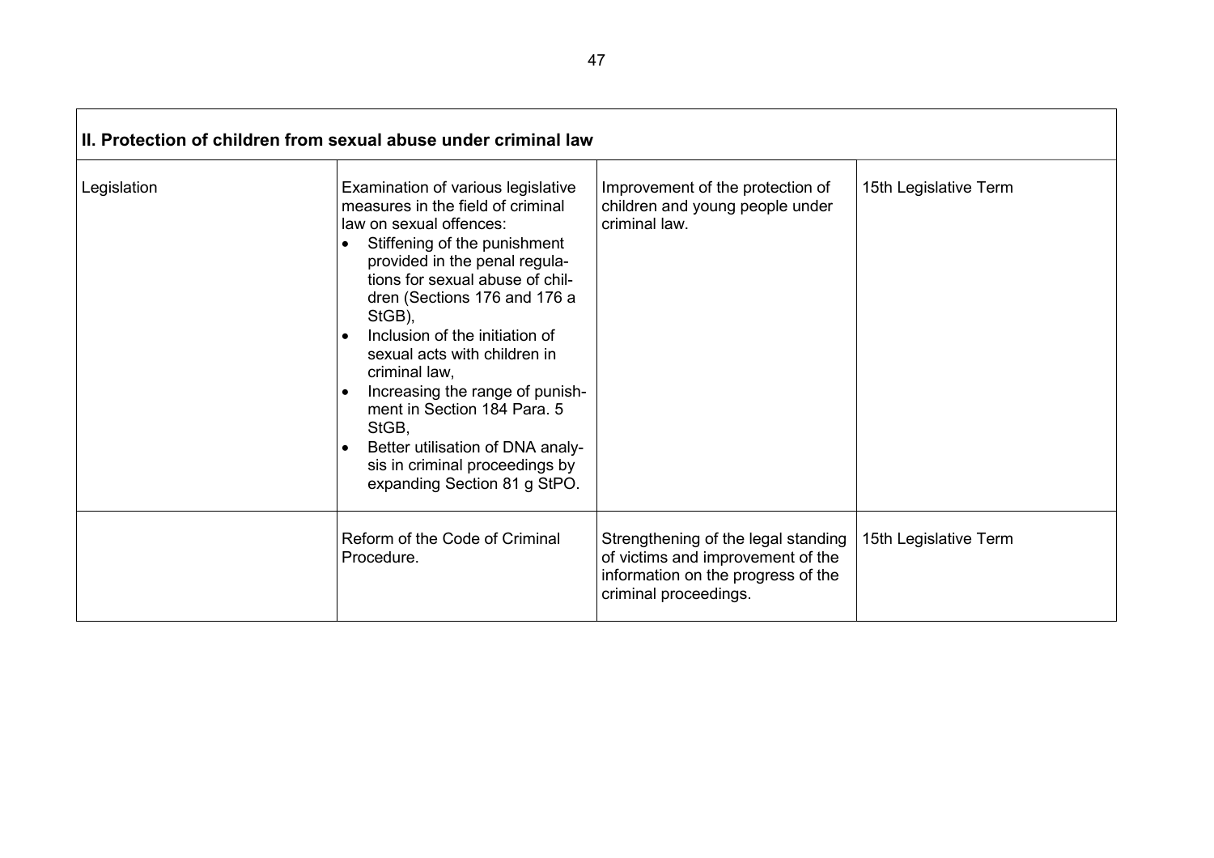| II. Protection of children from sexual abuse under criminal law | | | |
|---|---|---|---|
| Legislation | Examination of various legislative measures in the field of criminal law on sexual offences:<br>• Stiffening of the punishment provided in the penal regulations for sexual abuse of children (Sections 176 and 176 a StGB),<br>• Inclusion of the initiation of sexual acts with children in criminal law,<br>• Increasing the range of punishment in Section 184 Para. 5 StGB,<br>• Better utilisation of DNA analysis in criminal proceedings by expanding Section 81 g StPO. | Improvement of the protection of children and young people under criminal law. | 15th Legislative Term |
| | Reform of the Code of Criminal Procedure. | Strengthening of the legal standing of victims and improvement of the information on the progress of the criminal proceedings. | 15th Legislative Term |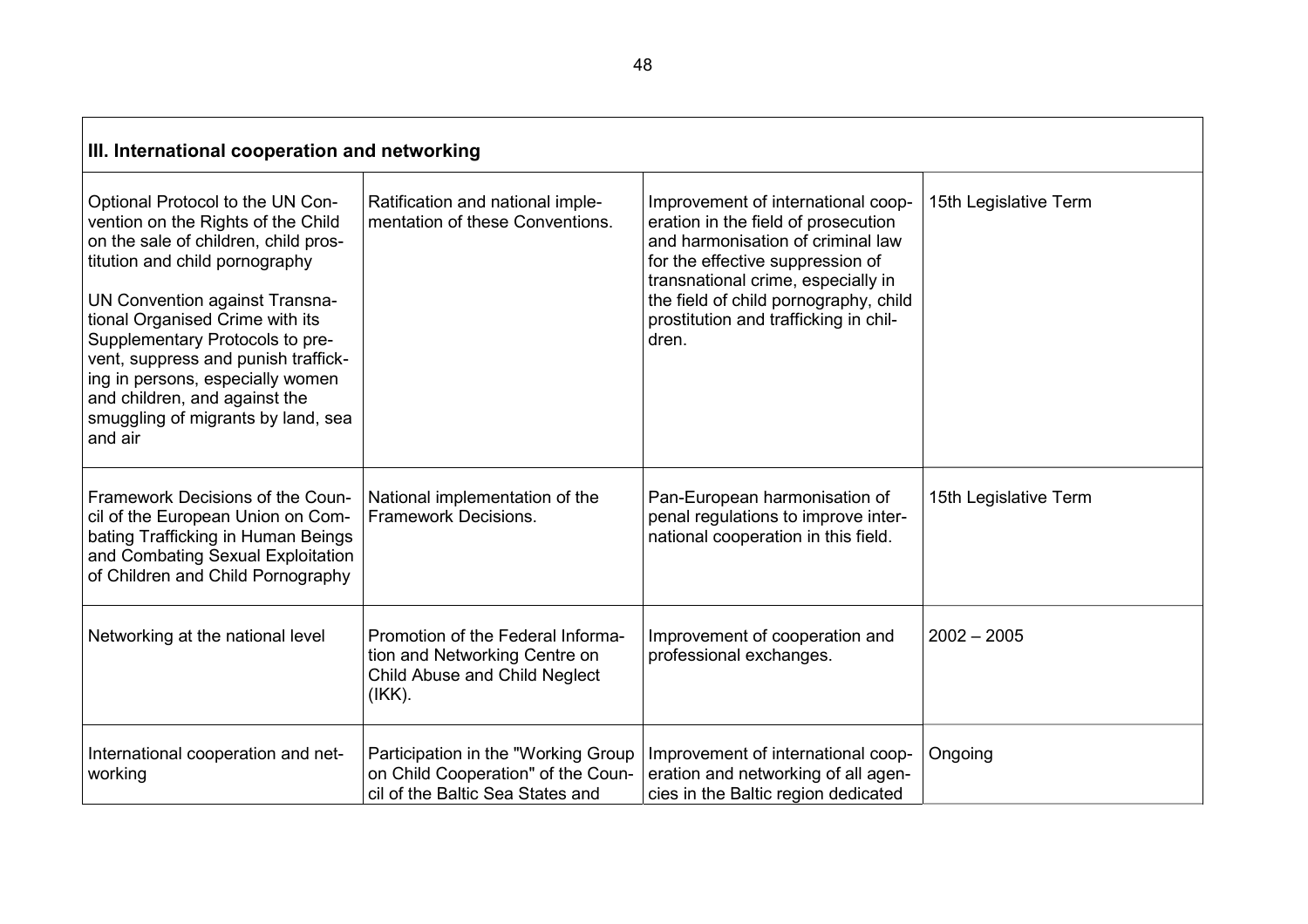| III. International cooperation and networking | | | |
|---|---|---|---|
| Optional Protocol to the UN Convention on the Rights of the Child on the sale of children, child prostitution and child pornography<br><br>UN Convention against Transnational Organised Crime with its Supplementary Protocols to prevent, suppress and punish trafficking in persons, especially women and children, and against the smuggling of migrants by land, sea and air | Ratification and national implementation of these Conventions. | Improvement of international cooperation in the field of prosecution and harmonisation of criminal law for the effective suppression of transnational crime, especially in the field of child pornography, child prostitution and trafficking in children. | 15th Legislative Term |
| Framework Decisions of the Council of the European Union on Combating Trafficking in Human Beings and Combating Sexual Exploitation of Children and Child Pornography | National implementation of the Framework Decisions. | Pan-European harmonisation of penal regulations to improve international cooperation in this field. | 15th Legislative Term |
| Networking at the national level | Promotion of the Federal Information and Networking Centre on Child Abuse and Child Neglect (IKK). | Improvement of cooperation and professional exchanges. | 2002 – 2005 |
| International cooperation and networking | Participation in the "Working Group on Child Cooperation" of the Council of the Baltic Sea States and | Improvement of international cooperation and networking of all agencies in the Baltic region dedicated | Ongoing |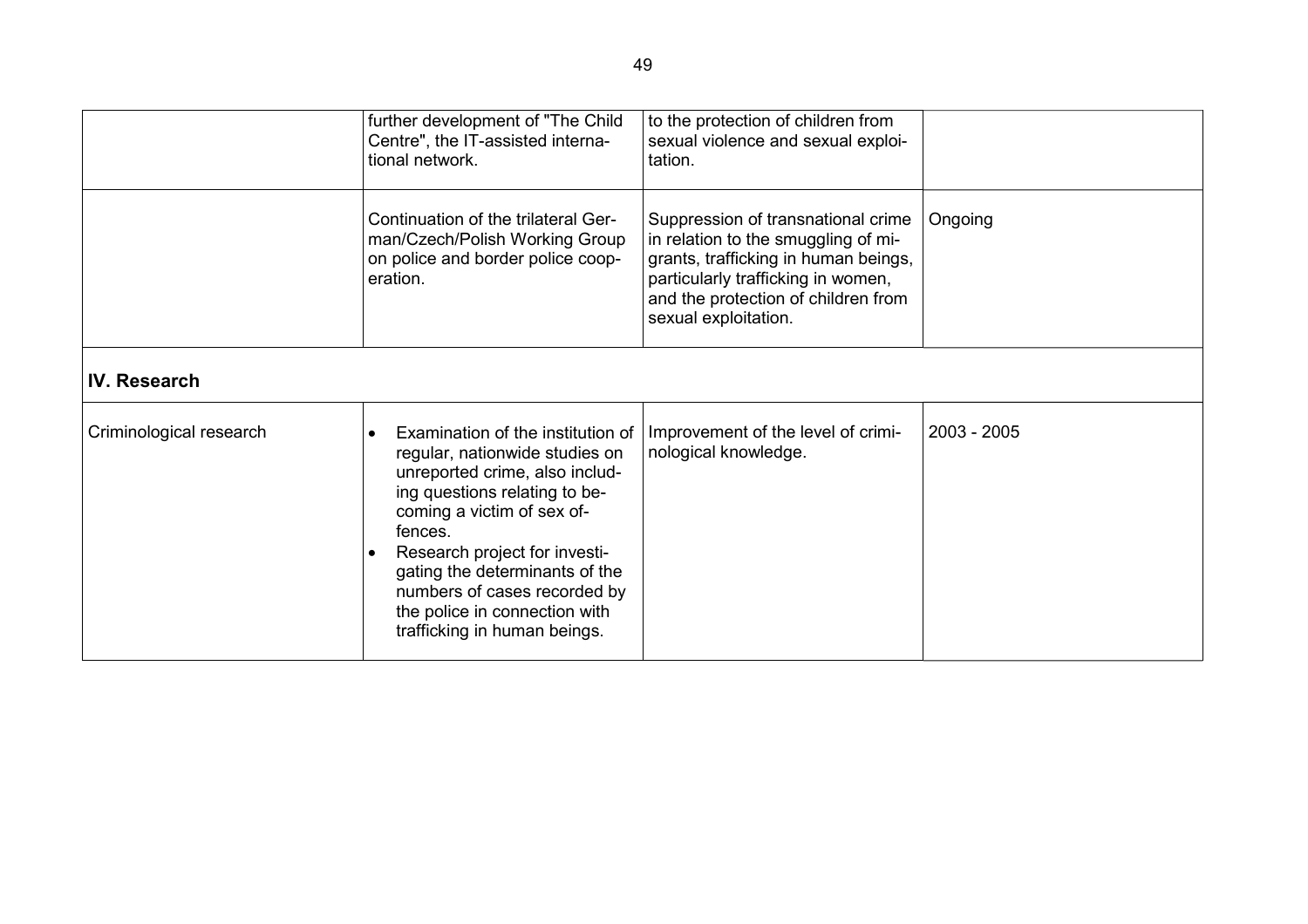| | | | |
|---|---|---|---|
| | further development of "The Child Centre", the IT-assisted international network. | to the protection of children from sexual violence and sexual exploitation. | |
| | Continuation of the trilateral German/Czech/Polish Working Group on police and border police cooperation. | Suppression of transnational crime in relation to the smuggling of migrants, trafficking in human beings, particularly trafficking in women, and the protection of children from sexual exploitation. | Ongoing |
| **IV. Research** | | | |
| Criminological research | • Examination of the institution of regular, nationwide studies on unreported crime, also including questions relating to becoming a victim of sex offences.<br>• Research project for investigating the determinants of the numbers of cases recorded by the police in connection with trafficking in human beings. | Improvement of the level of criminological knowledge. | 2003 - 2005 |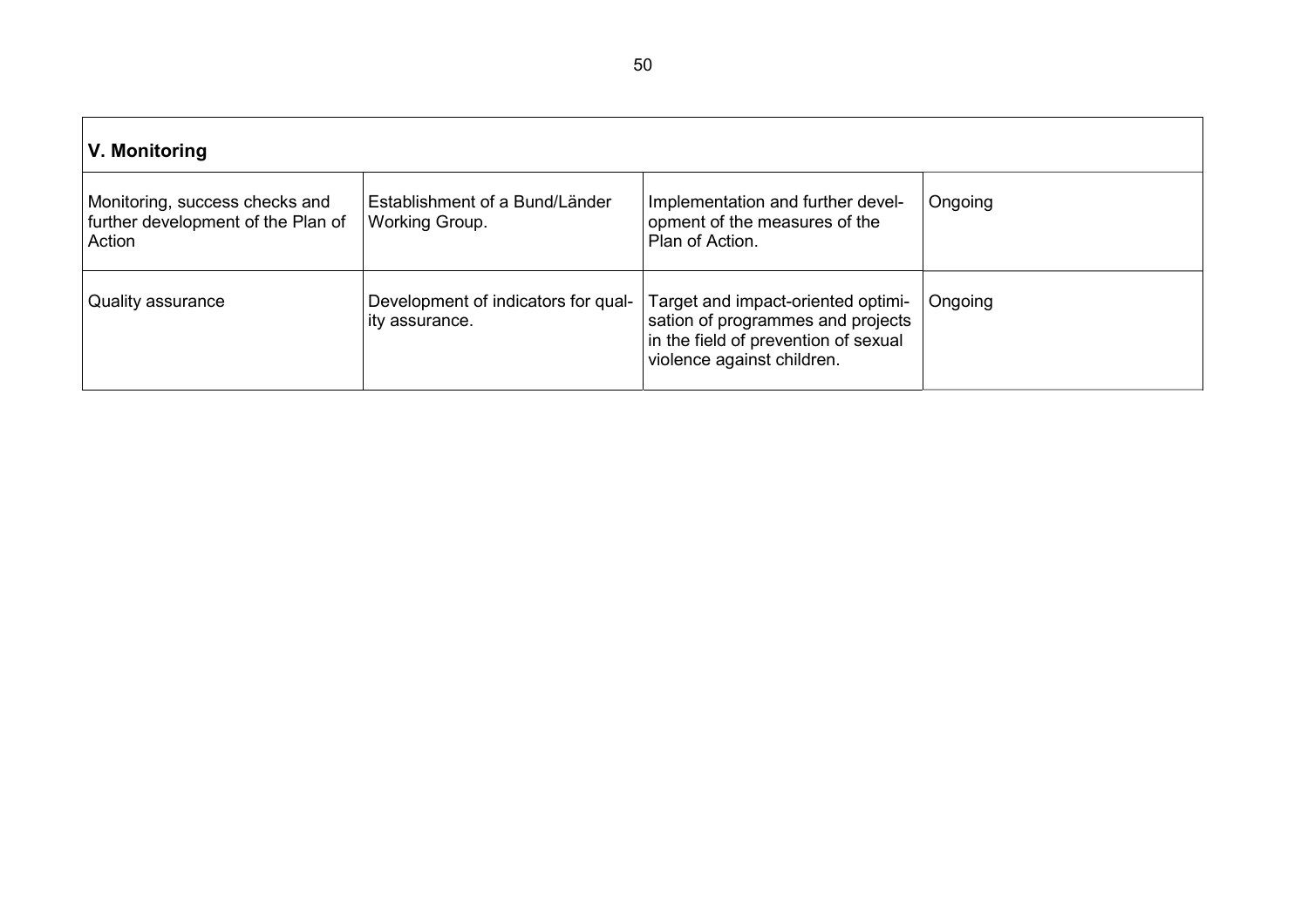| V. Monitoring | | | |
|---|---|---|---|
| Monitoring, success checks and further development of the Plan of Action | Establishment of a Bund/Länder Working Group. | Implementation and further development of the measures of the Plan of Action. | Ongoing |
| Quality assurance | Development of indicators for quality assurance. | Target and impact-oriented optimisation of programmes and projects in the field of prevention of sexual violence against children. | Ongoing |